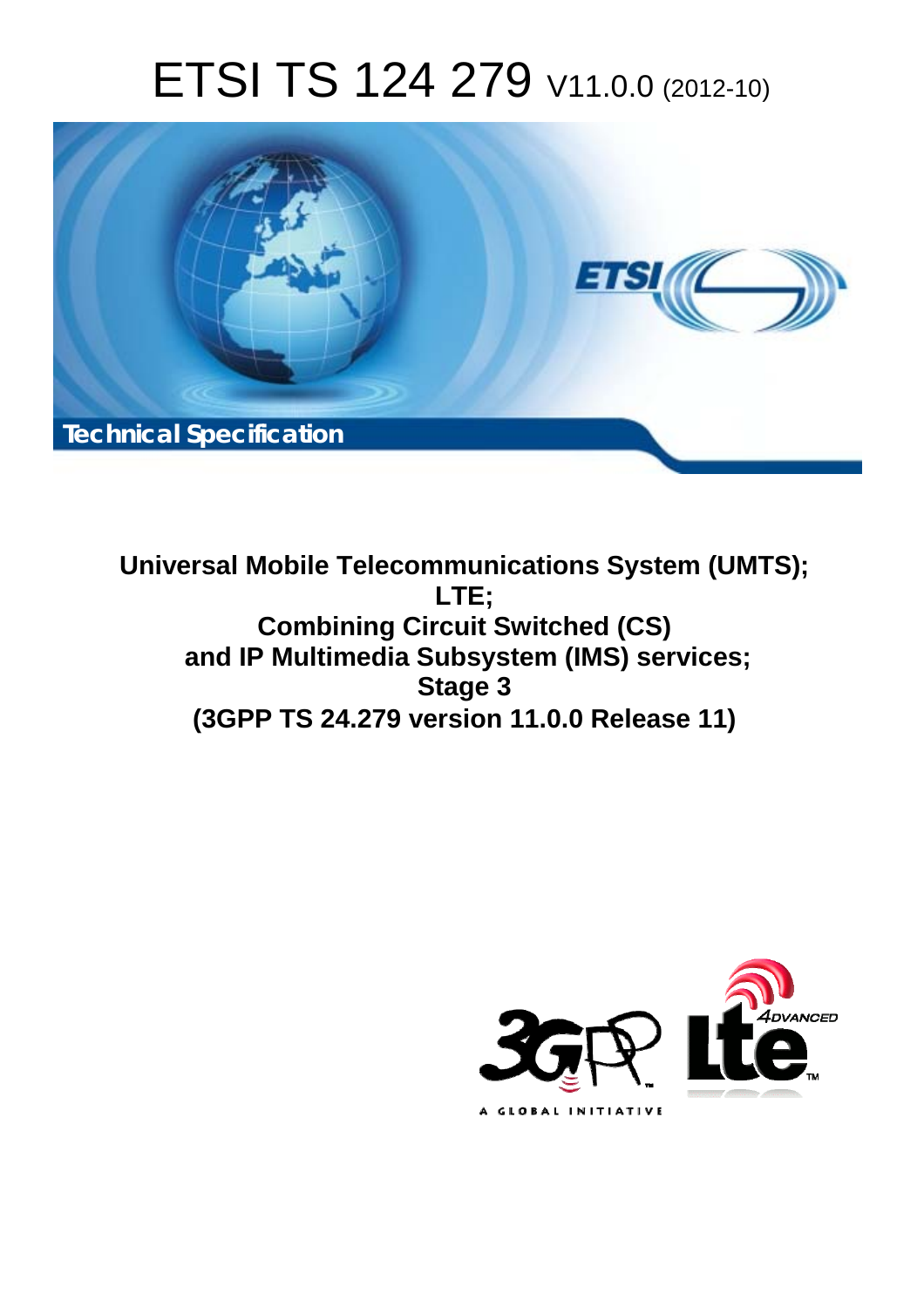# ETSI TS 124 279 V11.0.0 (2012-10)

Technical Specification

**Universal Mobile Telecommunications System (UMTS);**
**LTE;**
**Combining Circuit Switched (CS)**
**and IP Multimedia Subsystem (IMS) services;**
**Stage 3**
**(3GPP TS 24.279 version 11.0.0 Release 11)**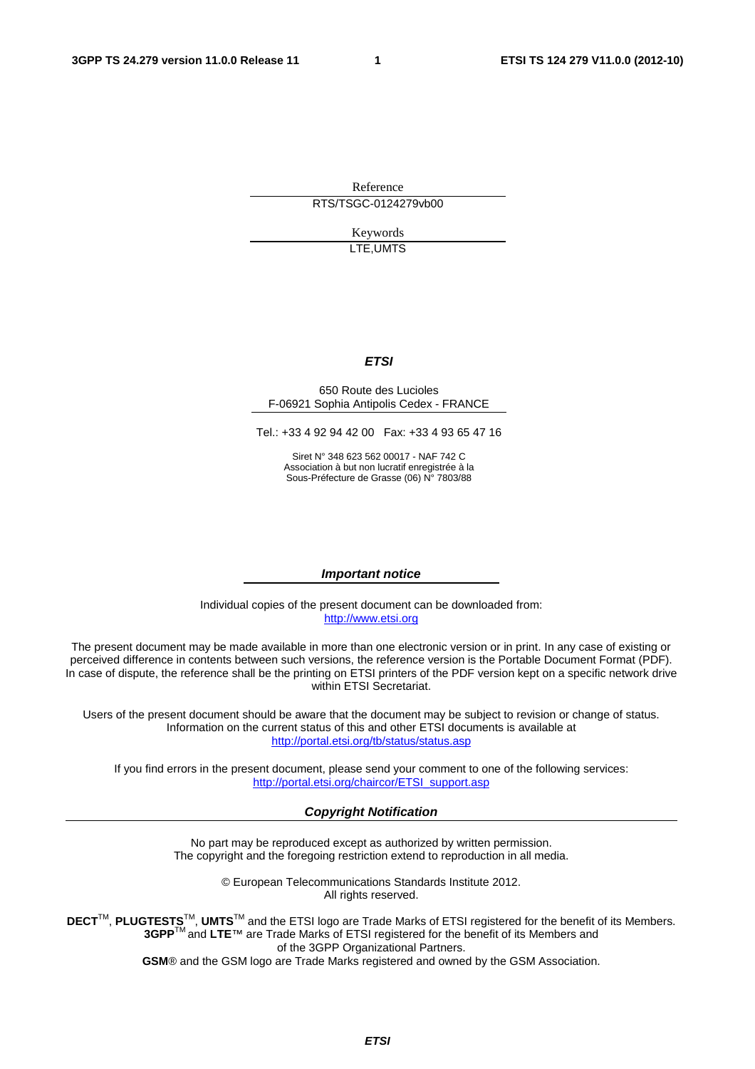Reference

RTS/TSGC-0124279vb00

Keywords

LTE,UMTS

***ETSI***

650 Route des Lucioles
F-06921 Sophia Antipolis Cedex - FRANCE

Tel.: +33 4 92 94 42 00 Fax: +33 4 93 65 47 16

Siret N° 348 623 562 00017 - NAF 742 C
Association à but non lucratif enregistrée à la
Sous-Préfecture de Grasse (06) N° 7803/88

***Important notice***

Individual copies of the present document can be downloaded from:
http://www.etsi.org

The present document may be made available in more than one electronic version or in print. In any case of existing or perceived difference in contents between such versions, the reference version is the Portable Document Format (PDF). In case of dispute, the reference shall be the printing on ETSI printers of the PDF version kept on a specific network drive within ETSI Secretariat.

Users of the present document should be aware that the document may be subject to revision or change of status. Information on the current status of this and other ETSI documents is available at
http://portal.etsi.org/tb/status/status.asp

If you find errors in the present document, please send your comment to one of the following services:
http://portal.etsi.org/chaircor/ETSI_support.asp

***Copyright Notification***

No part may be reproduced except as authorized by written permission.
The copyright and the foregoing restriction extend to reproduction in all media.

© European Telecommunications Standards Institute 2012.
All rights reserved.

**DECT**™, **PLUGTESTS**™, **UMTS**™ and the ETSI logo are Trade Marks of ETSI registered for the benefit of its Members.
**3GPP**™ and **LTE**™ are Trade Marks of ETSI registered for the benefit of its Members and
of the 3GPP Organizational Partners.
**GSM**® and the GSM logo are Trade Marks registered and owned by the GSM Association.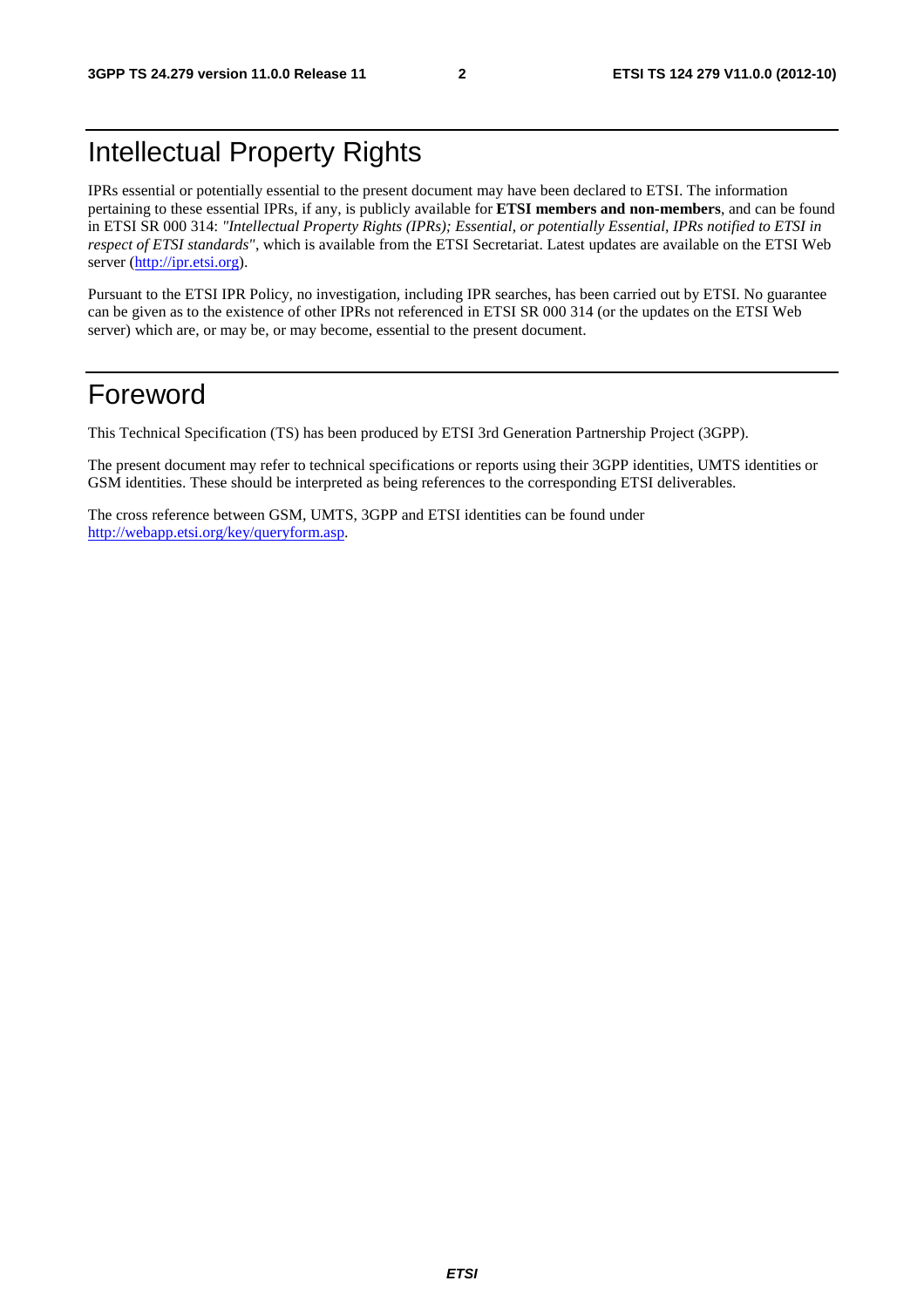# Intellectual Property Rights

IPRs essential or potentially essential to the present document may have been declared to ETSI. The information pertaining to these essential IPRs, if any, is publicly available for **ETSI members and non-members**, and can be found in ETSI SR 000 314: *"Intellectual Property Rights (IPRs); Essential, or potentially Essential, IPRs notified to ETSI in respect of ETSI standards"*, which is available from the ETSI Secretariat. Latest updates are available on the ETSI Web server (http://ipr.etsi.org).

Pursuant to the ETSI IPR Policy, no investigation, including IPR searches, has been carried out by ETSI. No guarantee can be given as to the existence of other IPRs not referenced in ETSI SR 000 314 (or the updates on the ETSI Web server) which are, or may be, or may become, essential to the present document.

# Foreword

This Technical Specification (TS) has been produced by ETSI 3rd Generation Partnership Project (3GPP).

The present document may refer to technical specifications or reports using their 3GPP identities, UMTS identities or GSM identities. These should be interpreted as being references to the corresponding ETSI deliverables.

The cross reference between GSM, UMTS, 3GPP and ETSI identities can be found under http://webapp.etsi.org/key/queryform.asp.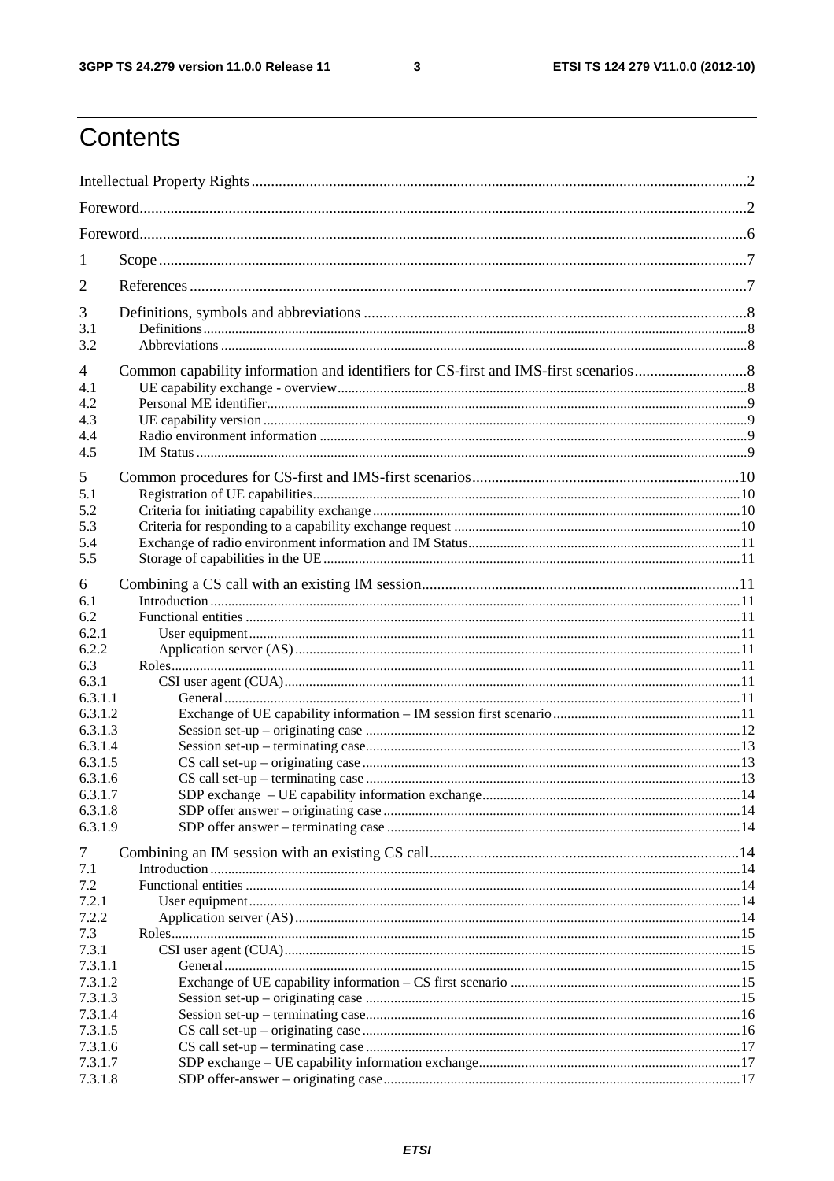# Contents

Intellectual Property Rights ........................................................ 2

Foreword ........................................................ 2

Foreword ........................................................ 6

1 Scope ........................................................ 7

2 References ........................................................ 7

3 Definitions, symbols and abbreviations ........................................................ 8
- 3.1 Definitions ........................................................ 8
- 3.2 Abbreviations ........................................................ 8

4 Common capability information and identifiers for CS-first and IMS-first scenarios ........................................................ 8
- 4.1 UE capability exchange - overview ........................................................ 8
- 4.2 Personal ME identifier ........................................................ 9
- 4.3 UE capability version ........................................................ 9
- 4.4 Radio environment information ........................................................ 9
- 4.5 IM Status ........................................................ 9

5 Common procedures for CS-first and IMS-first scenarios ........................................................ 10
- 5.1 Registration of UE capabilities ........................................................ 10
- 5.2 Criteria for initiating capability exchange ........................................................ 10
- 5.3 Criteria for responding to a capability exchange request ........................................................ 10
- 5.4 Exchange of radio environment information and IM Status ........................................................ 11
- 5.5 Storage of capabilities in the UE ........................................................ 11

6 Combining a CS call with an existing IM session ........................................................ 11
- 6.1 Introduction ........................................................ 11
- 6.2 Functional entities ........................................................ 11
- 6.2.1 User equipment ........................................................ 11
- 6.2.2 Application server (AS) ........................................................ 11
- 6.3 Roles ........................................................ 11
- 6.3.1 CSI user agent (CUA) ........................................................ 11
- 6.3.1.1 General ........................................................ 11
- 6.3.1.2 Exchange of UE capability information – IM session first scenario ........................................................ 11
- 6.3.1.3 Session set-up – originating case ........................................................ 12
- 6.3.1.4 Session set-up – terminating case ........................................................ 13
- 6.3.1.5 CS call set-up – originating case ........................................................ 13
- 6.3.1.6 CS call set-up – terminating case ........................................................ 13
- 6.3.1.7 SDP exchange – UE capability information exchange ........................................................ 14
- 6.3.1.8 SDP offer answer – originating case ........................................................ 14
- 6.3.1.9 SDP offer answer – terminating case ........................................................ 14

7 Combining an IM session with an existing CS call ........................................................ 14
- 7.1 Introduction ........................................................ 14
- 7.2 Functional entities ........................................................ 14
- 7.2.1 User equipment ........................................................ 14
- 7.2.2 Application server (AS) ........................................................ 14
- 7.3 Roles ........................................................ 15
- 7.3.1 CSI user agent (CUA) ........................................................ 15
- 7.3.1.1 General ........................................................ 15
- 7.3.1.2 Exchange of UE capability information – CS first scenario ........................................................ 15
- 7.3.1.3 Session set-up – originating case ........................................................ 15
- 7.3.1.4 Session set-up – terminating case ........................................................ 16
- 7.3.1.5 CS call set-up – originating case ........................................................ 16
- 7.3.1.6 CS call set-up – terminating case ........................................................ 17
- 7.3.1.7 SDP exchange – UE capability information exchange ........................................................ 17
- 7.3.1.8 SDP offer-answer – originating case ........................................................ 17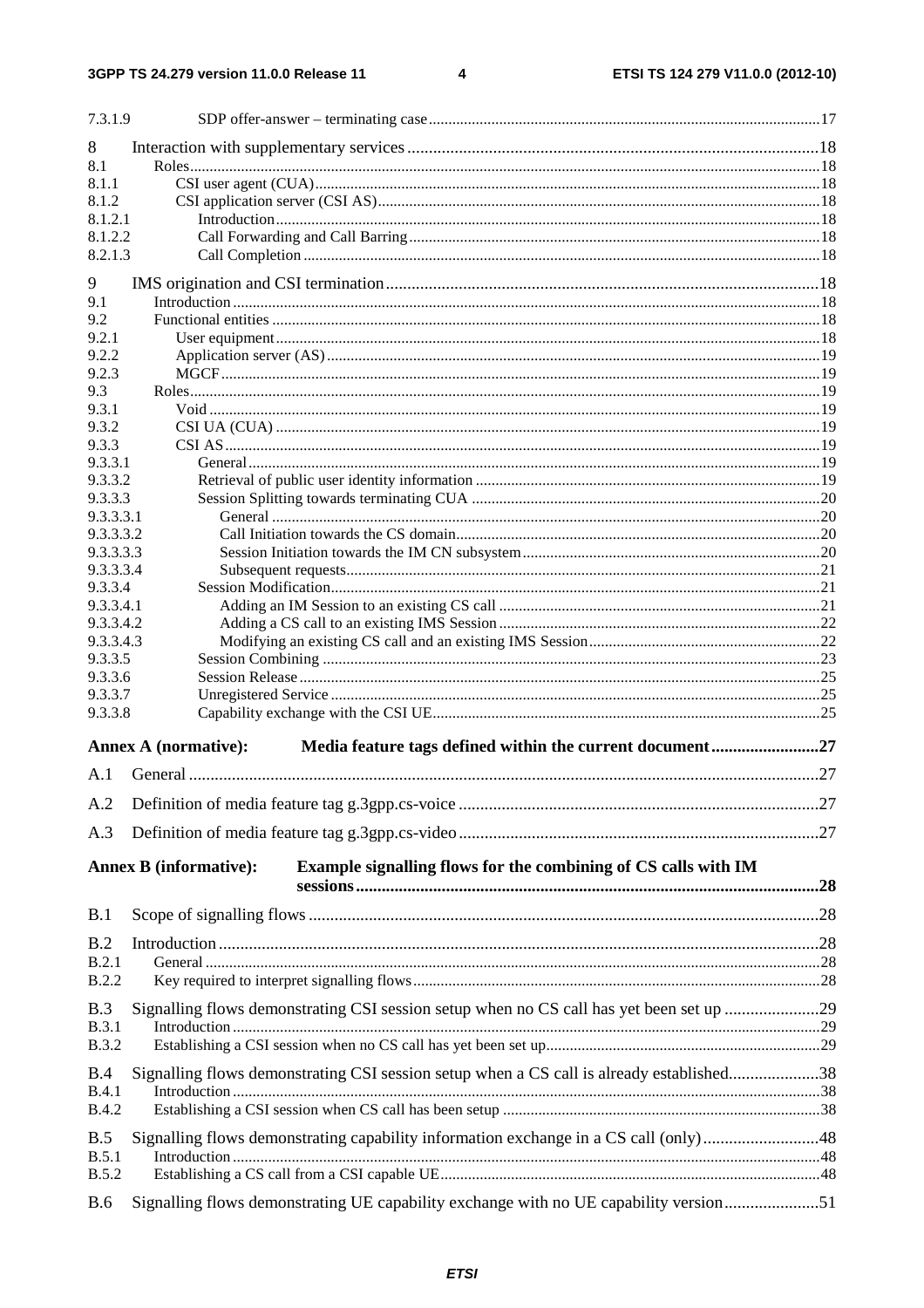7.3.1.9 SDP offer-answer – terminating case ..... 17

8 Interaction with supplementary services ..... 18
8.1 Roles ..... 18
8.1.1 CSI user agent (CUA) ..... 18
8.1.2 CSI application server (CSI AS) ..... 18
8.1.2.1 Introduction ..... 18
8.1.2.2 Call Forwarding and Call Barring ..... 18
8.2.1.3 Call Completion ..... 18

9 IMS origination and CSI termination ..... 18
9.1 Introduction ..... 18
9.2 Functional entities ..... 18
9.2.1 User equipment ..... 18
9.2.2 Application server (AS) ..... 19
9.2.3 MGCF ..... 19
9.3 Roles ..... 19
9.3.1 Void ..... 19
9.3.2 CSI UA (CUA) ..... 19
9.3.3 CSI AS ..... 19
9.3.3.1 General ..... 19
9.3.3.2 Retrieval of public user identity information ..... 19
9.3.3.3 Session Splitting towards terminating CUA ..... 20
9.3.3.3.1 General ..... 20
9.3.3.3.2 Call Initiation towards the CS domain ..... 20
9.3.3.3.3 Session Initiation towards the IM CN subsystem ..... 20
9.3.3.3.4 Subsequent requests ..... 21
9.3.3.4 Session Modification ..... 21
9.3.3.4.1 Adding an IM Session to an existing CS call ..... 21
9.3.3.4.2 Adding a CS call to an existing IMS Session ..... 22
9.3.3.4.3 Modifying an existing CS call and an existing IMS Session ..... 22
9.3.3.5 Session Combining ..... 23
9.3.3.6 Session Release ..... 25
9.3.3.7 Unregistered Service ..... 25
9.3.3.8 Capability exchange with the CSI UE ..... 25

**Annex A (normative): Media feature tags defined within the current document ..... 27**

A.1 General ..... 27

A.2 Definition of media feature tag g.3gpp.cs-voice ..... 27

A.3 Definition of media feature tag g.3gpp.cs-video ..... 27

**Annex B (informative): Example signalling flows for the combining of CS calls with IM sessions ..... 28**

B.1 Scope of signalling flows ..... 28

B.2 Introduction ..... 28
B.2.1 General ..... 28
B.2.2 Key required to interpret signalling flows ..... 28

B.3 Signalling flows demonstrating CSI session setup when no CS call has yet been set up ..... 29
B.3.1 Introduction ..... 29
B.3.2 Establishing a CSI session when no CS call has yet been set up ..... 29

B.4 Signalling flows demonstrating CSI session setup when a CS call is already established ..... 38
B.4.1 Introduction ..... 38
B.4.2 Establishing a CSI session when CS call has been setup ..... 38

B.5 Signalling flows demonstrating capability information exchange in a CS call (only) ..... 48
B.5.1 Introduction ..... 48
B.5.2 Establishing a CS call from a CSI capable UE ..... 48

B.6 Signalling flows demonstrating UE capability exchange with no UE capability version ..... 51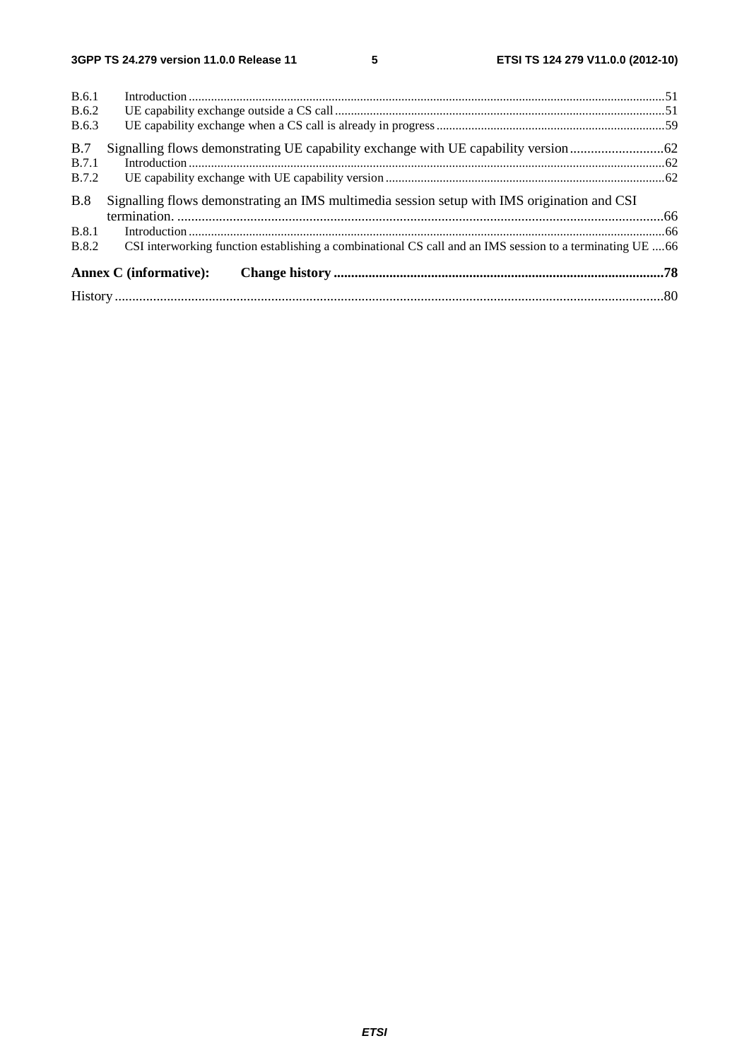B.6.1 Introduction .....51
B.6.2 UE capability exchange outside a CS call .....51
B.6.3 UE capability exchange when a CS call is already in progress .....59

B.7 Signalling flows demonstrating UE capability exchange with UE capability version .....62
B.7.1 Introduction .....62
B.7.2 UE capability exchange with UE capability version .....62

B.8 Signalling flows demonstrating an IMS multimedia session setup with IMS origination and CSI termination. .....66
B.8.1 Introduction .....66
B.8.2 CSI interworking function establishing a combinational CS call and an IMS session to a terminating UE .....66

**Annex C (informative): Change history .....78**

History .....80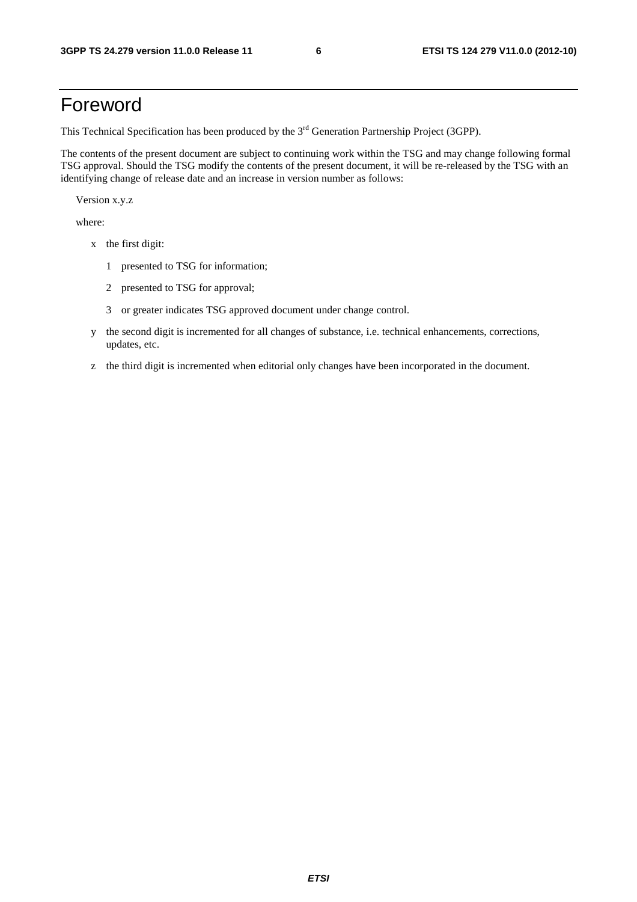# Foreword

This Technical Specification has been produced by the 3rd Generation Partnership Project (3GPP).

The contents of the present document are subject to continuing work within the TSG and may change following formal TSG approval. Should the TSG modify the contents of the present document, it will be re-released by the TSG with an identifying change of release date and an increase in version number as follows:

Version x.y.z

where:

- x the first digit:
  - 1 presented to TSG for information;
  - 2 presented to TSG for approval;
  - 3 or greater indicates TSG approved document under change control.
- y the second digit is incremented for all changes of substance, i.e. technical enhancements, corrections, updates, etc.
- z the third digit is incremented when editorial only changes have been incorporated in the document.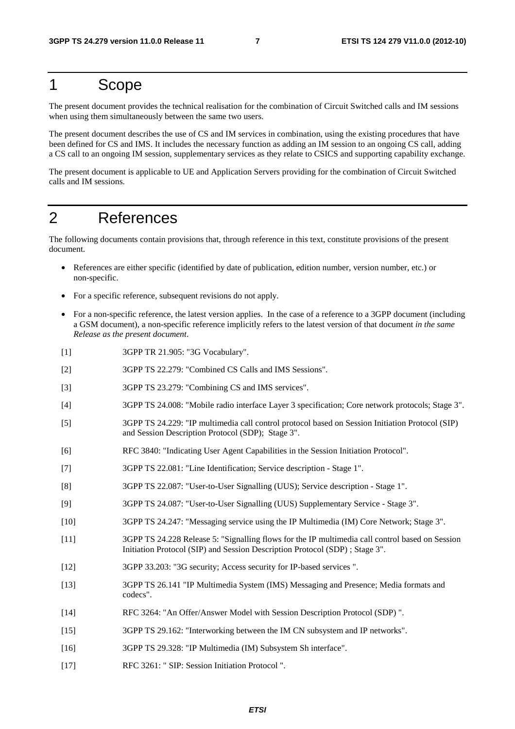# 1 Scope

The present document provides the technical realisation for the combination of Circuit Switched calls and IM sessions when using them simultaneously between the same two users.

The present document describes the use of CS and IM services in combination, using the existing procedures that have been defined for CS and IMS. It includes the necessary function as adding an IM session to an ongoing CS call, adding a CS call to an ongoing IM session, supplementary services as they relate to CSICS and supporting capability exchange.

The present document is applicable to UE and Application Servers providing for the combination of Circuit Switched calls and IM sessions.

# 2 References

The following documents contain provisions that, through reference in this text, constitute provisions of the present document.

- References are either specific (identified by date of publication, edition number, version number, etc.) or non-specific.
- For a specific reference, subsequent revisions do not apply.
- For a non-specific reference, the latest version applies. In the case of a reference to a 3GPP document (including a GSM document), a non-specific reference implicitly refers to the latest version of that document *in the same Release as the present document*.

[1] 3GPP TR 21.905: "3G Vocabulary".

[2] 3GPP TS 22.279: "Combined CS Calls and IMS Sessions".

[3] 3GPP TS 23.279: "Combining CS and IMS services".

[4] 3GPP TS 24.008: "Mobile radio interface Layer 3 specification; Core network protocols; Stage 3".

[5] 3GPP TS 24.229: "IP multimedia call control protocol based on Session Initiation Protocol (SIP) and Session Description Protocol (SDP); Stage 3".

[6] RFC 3840: "Indicating User Agent Capabilities in the Session Initiation Protocol".

[7] 3GPP TS 22.081: "Line Identification; Service description - Stage 1".

[8] 3GPP TS 22.087: "User-to-User Signalling (UUS); Service description - Stage 1".

[9] 3GPP TS 24.087: "User-to-User Signalling (UUS) Supplementary Service - Stage 3".

[10] 3GPP TS 24.247: "Messaging service using the IP Multimedia (IM) Core Network; Stage 3".

[11] 3GPP TS 24.228 Release 5: "Signalling flows for the IP multimedia call control based on Session Initiation Protocol (SIP) and Session Description Protocol (SDP) ; Stage 3".

[12] 3GPP 33.203: "3G security; Access security for IP-based services ".

[13] 3GPP TS 26.141 "IP Multimedia System (IMS) Messaging and Presence; Media formats and codecs".

[14] RFC 3264: "An Offer/Answer Model with Session Description Protocol (SDP) ".

[15] 3GPP TS 29.162: "Interworking between the IM CN subsystem and IP networks".

[16] 3GPP TS 29.328: "IP Multimedia (IM) Subsystem Sh interface".

[17] RFC 3261: " SIP: Session Initiation Protocol ".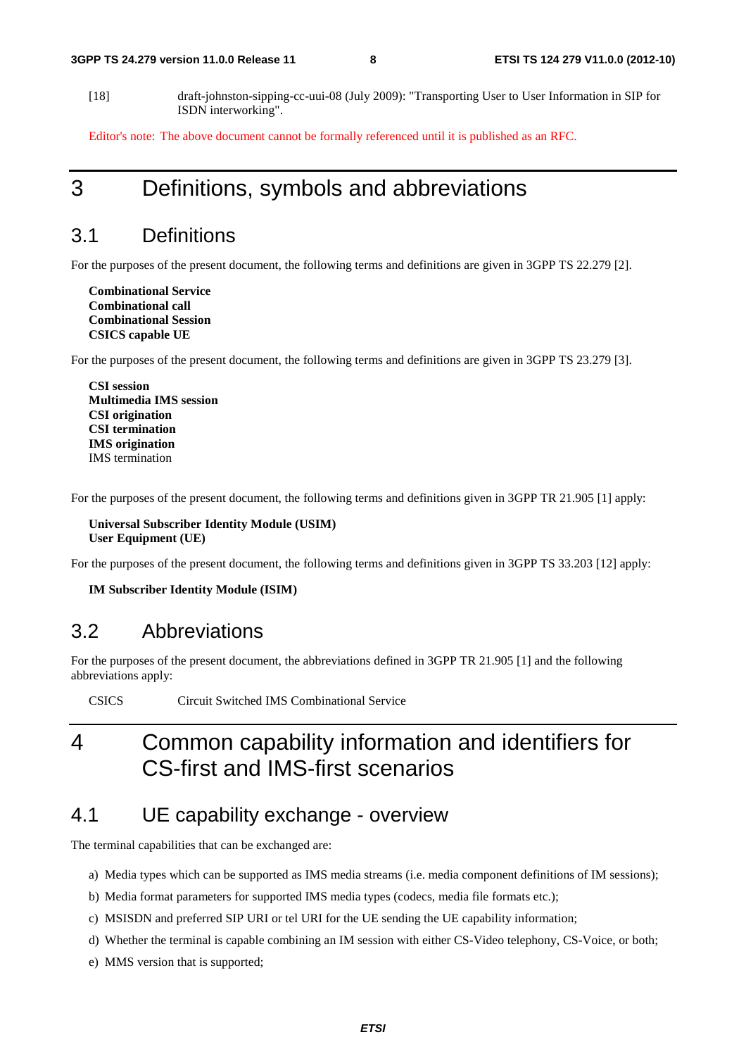[18] draft-johnston-sipping-cc-uui-08 (July 2009): "Transporting User to User Information in SIP for ISDN interworking".

Editor's note: The above document cannot be formally referenced until it is published as an RFC.

# 3 Definitions, symbols and abbreviations

## 3.1 Definitions

For the purposes of the present document, the following terms and definitions are given in 3GPP TS 22.279 [2].

**Combinational Service**
**Combinational call**
**Combinational Session**
**CSICS capable UE**

For the purposes of the present document, the following terms and definitions are given in 3GPP TS 23.279 [3].

**CSI session**
**Multimedia IMS session**
**CSI origination**
**CSI termination**
**IMS origination**
IMS termination

For the purposes of the present document, the following terms and definitions given in 3GPP TR 21.905 [1] apply:

**Universal Subscriber Identity Module (USIM)**
**User Equipment (UE)**

For the purposes of the present document, the following terms and definitions given in 3GPP TS 33.203 [12] apply:

**IM Subscriber Identity Module (ISIM)**

## 3.2 Abbreviations

For the purposes of the present document, the abbreviations defined in 3GPP TR 21.905 [1] and the following abbreviations apply:

CSICS Circuit Switched IMS Combinational Service

# 4 Common capability information and identifiers for CS-first and IMS-first scenarios

## 4.1 UE capability exchange - overview

The terminal capabilities that can be exchanged are:

a) Media types which can be supported as IMS media streams (i.e. media component definitions of IM sessions);

b) Media format parameters for supported IMS media types (codecs, media file formats etc.);

c) MSISDN and preferred SIP URI or tel URI for the UE sending the UE capability information;

d) Whether the terminal is capable combining an IM session with either CS-Video telephony, CS-Voice, or both;

e) MMS version that is supported;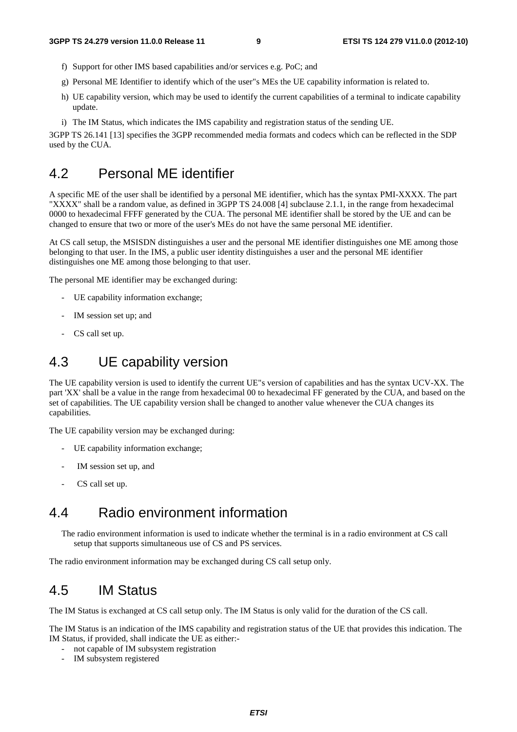f) Support for other IMS based capabilities and/or services e.g. PoC; and

g) Personal ME Identifier to identify which of the user"s MEs the UE capability information is related to.

h) UE capability version, which may be used to identify the current capabilities of a terminal to indicate capability update.

i) The IM Status, which indicates the IMS capability and registration status of the sending UE.

3GPP TS 26.141 [13] specifies the 3GPP recommended media formats and codecs which can be reflected in the SDP used by the CUA.

# 4.2 Personal ME identifier

A specific ME of the user shall be identified by a personal ME identifier, which has the syntax PMI-XXXX. The part "XXXX" shall be a random value, as defined in 3GPP TS 24.008 [4] subclause 2.1.1, in the range from hexadecimal 0000 to hexadecimal FFFF generated by the CUA. The personal ME identifier shall be stored by the UE and can be changed to ensure that two or more of the user's MEs do not have the same personal ME identifier.

At CS call setup, the MSISDN distinguishes a user and the personal ME identifier distinguishes one ME among those belonging to that user. In the IMS, a public user identity distinguishes a user and the personal ME identifier distinguishes one ME among those belonging to that user.

The personal ME identifier may be exchanged during:

- UE capability information exchange;
- IM session set up; and
- CS call set up.

# 4.3 UE capability version

The UE capability version is used to identify the current UE"s version of capabilities and has the syntax UCV-XX. The part 'XX' shall be a value in the range from hexadecimal 00 to hexadecimal FF generated by the CUA, and based on the set of capabilities. The UE capability version shall be changed to another value whenever the CUA changes its capabilities.

The UE capability version may be exchanged during:

- UE capability information exchange;
- IM session set up, and
- CS call set up.

# 4.4 Radio environment information

The radio environment information is used to indicate whether the terminal is in a radio environment at CS call setup that supports simultaneous use of CS and PS services.

The radio environment information may be exchanged during CS call setup only.

# 4.5 IM Status

The IM Status is exchanged at CS call setup only. The IM Status is only valid for the duration of the CS call.

The IM Status is an indication of the IMS capability and registration status of the UE that provides this indication. The IM Status, if provided, shall indicate the UE as either:-

- not capable of IM subsystem registration
- IM subsystem registered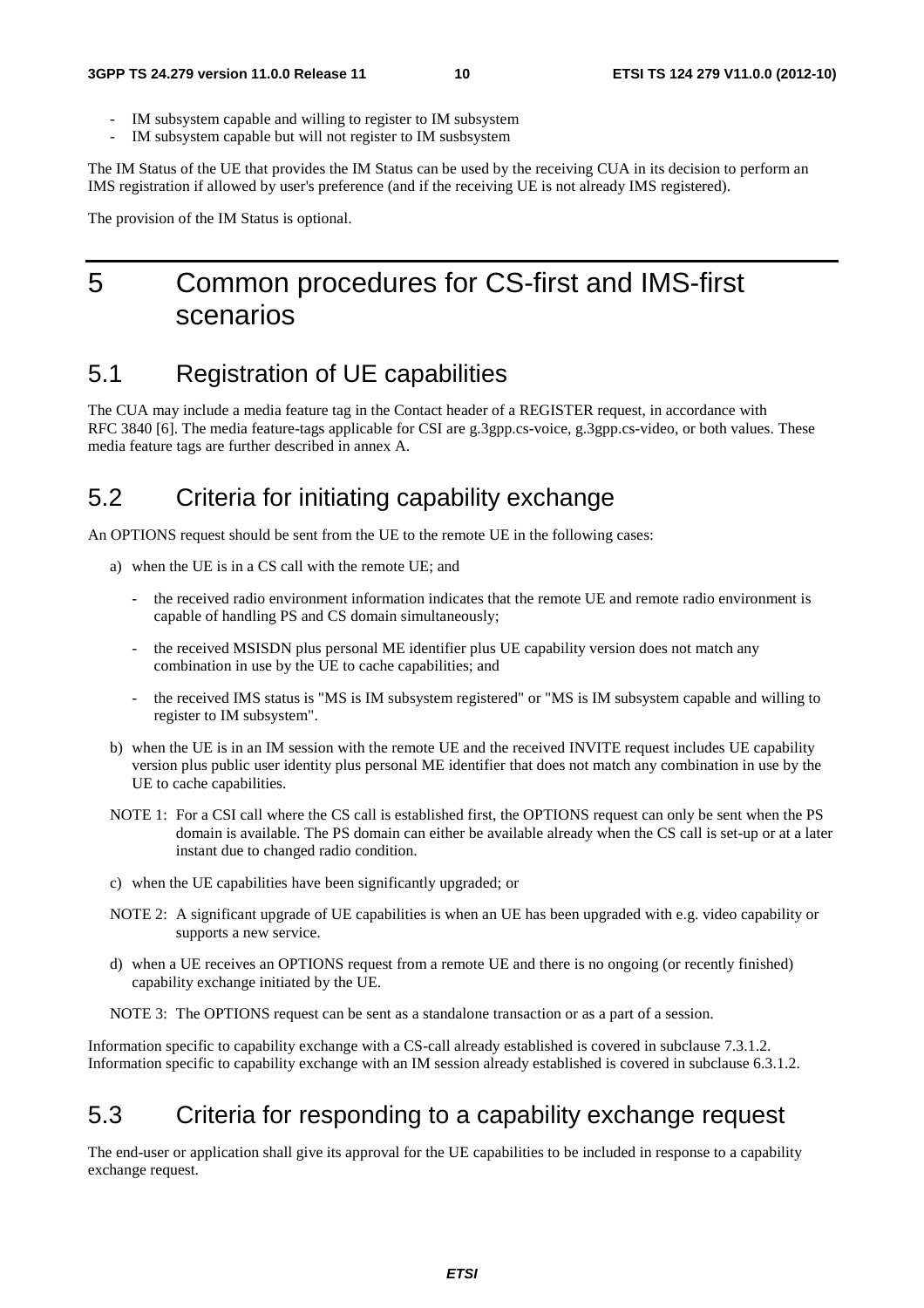- IM subsystem capable and willing to register to IM subsystem
- IM subsystem capable but will not register to IM susbsystem

The IM Status of the UE that provides the IM Status can be used by the receiving CUA in its decision to perform an IMS registration if allowed by user's preference (and if the receiving UE is not already IMS registered).

The provision of the IM Status is optional.

# 5 Common procedures for CS-first and IMS-first scenarios

## 5.1 Registration of UE capabilities

The CUA may include a media feature tag in the Contact header of a REGISTER request, in accordance with RFC 3840 [6]. The media feature-tags applicable for CSI are g.3gpp.cs-voice, g.3gpp.cs-video, or both values. These media feature tags are further described in annex A.

## 5.2 Criteria for initiating capability exchange

An OPTIONS request should be sent from the UE to the remote UE in the following cases:

a) when the UE is in a CS call with the remote UE; and

   - the received radio environment information indicates that the remote UE and remote radio environment is capable of handling PS and CS domain simultaneously;

   - the received MSISDN plus personal ME identifier plus UE capability version does not match any combination in use by the UE to cache capabilities; and

   - the received IMS status is "MS is IM subsystem registered" or "MS is IM subsystem capable and willing to register to IM subsystem".

b) when the UE is in an IM session with the remote UE and the received INVITE request includes UE capability version plus public user identity plus personal ME identifier that does not match any combination in use by the UE to cache capabilities.

NOTE 1: For a CSI call where the CS call is established first, the OPTIONS request can only be sent when the PS domain is available. The PS domain can either be available already when the CS call is set-up or at a later instant due to changed radio condition.

c) when the UE capabilities have been significantly upgraded; or

NOTE 2: A significant upgrade of UE capabilities is when an UE has been upgraded with e.g. video capability or supports a new service.

d) when a UE receives an OPTIONS request from a remote UE and there is no ongoing (or recently finished) capability exchange initiated by the UE.

NOTE 3: The OPTIONS request can be sent as a standalone transaction or as a part of a session.

Information specific to capability exchange with a CS-call already established is covered in subclause 7.3.1.2. Information specific to capability exchange with an IM session already established is covered in subclause 6.3.1.2.

## 5.3 Criteria for responding to a capability exchange request

The end-user or application shall give its approval for the UE capabilities to be included in response to a capability exchange request.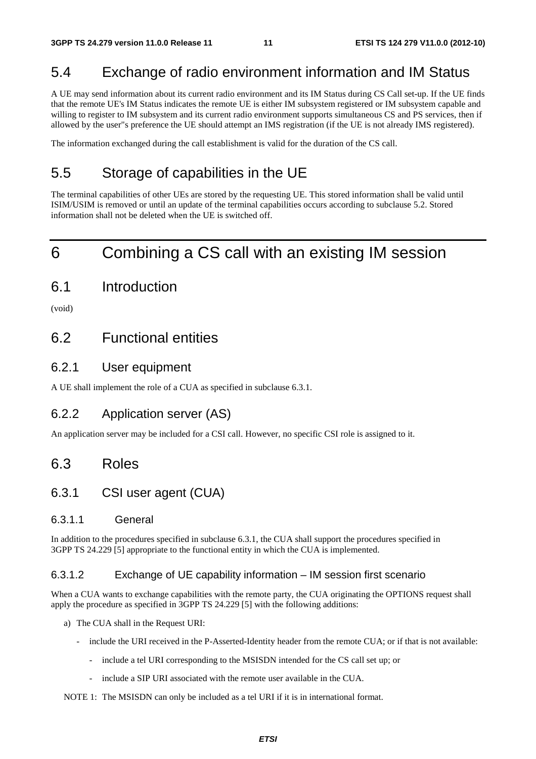## 5.4 Exchange of radio environment information and IM Status

A UE may send information about its current radio environment and its IM Status during CS Call set-up. If the UE finds that the remote UE's IM Status indicates the remote UE is either IM subsystem registered or IM subsystem capable and willing to register to IM subsystem and its current radio environment supports simultaneous CS and PS services, then if allowed by the user''s preference the UE should attempt an IMS registration (if the UE is not already IMS registered).

The information exchanged during the call establishment is valid for the duration of the CS call.

## 5.5 Storage of capabilities in the UE

The terminal capabilities of other UEs are stored by the requesting UE. This stored information shall be valid until ISIM/USIM is removed or until an update of the terminal capabilities occurs according to subclause 5.2. Stored information shall not be deleted when the UE is switched off.

# 6 Combining a CS call with an existing IM session

## 6.1 Introduction

(void)

## 6.2 Functional entities

### 6.2.1 User equipment

A UE shall implement the role of a CUA as specified in subclause 6.3.1.

### 6.2.2 Application server (AS)

An application server may be included for a CSI call. However, no specific CSI role is assigned to it.

## 6.3 Roles

### 6.3.1 CSI user agent (CUA)

#### 6.3.1.1 General

In addition to the procedures specified in subclause 6.3.1, the CUA shall support the procedures specified in 3GPP TS 24.229 [5] appropriate to the functional entity in which the CUA is implemented.

#### 6.3.1.2 Exchange of UE capability information – IM session first scenario

When a CUA wants to exchange capabilities with the remote party, the CUA originating the OPTIONS request shall apply the procedure as specified in 3GPP TS 24.229 [5] with the following additions:

a) The CUA shall in the Request URI:

   - include the URI received in the P-Asserted-Identity header from the remote CUA; or if that is not available:

      - include a tel URI corresponding to the MSISDN intended for the CS call set up; or

      - include a SIP URI associated with the remote user available in the CUA.

NOTE 1: The MSISDN can only be included as a tel URI if it is in international format.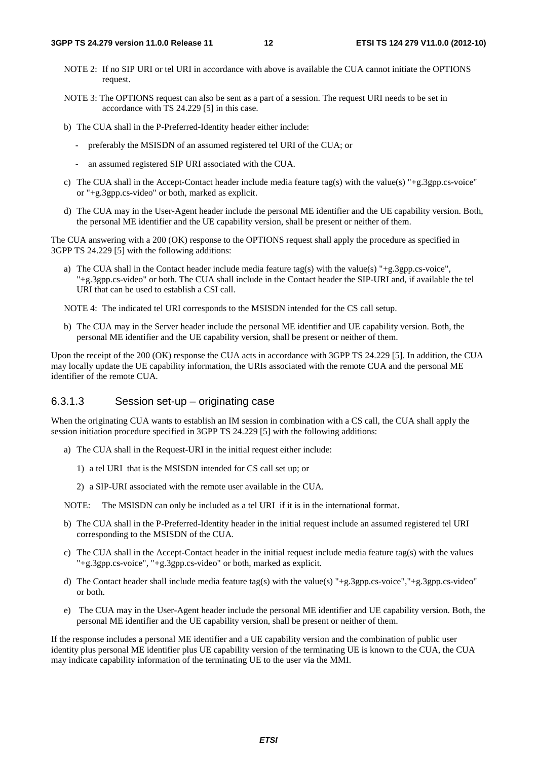NOTE 2: If no SIP URI or tel URI in accordance with above is available the CUA cannot initiate the OPTIONS request.

NOTE 3: The OPTIONS request can also be sent as a part of a session. The request URI needs to be set in accordance with TS 24.229 [5] in this case.

b) The CUA shall in the P-Preferred-Identity header either include:

- preferably the MSISDN of an assumed registered tel URI of the CUA; or
- an assumed registered SIP URI associated with the CUA.

c) The CUA shall in the Accept-Contact header include media feature tag(s) with the value(s) "+g.3gpp.cs-voice" or "+g.3gpp.cs-video" or both, marked as explicit.

d) The CUA may in the User-Agent header include the personal ME identifier and the UE capability version. Both, the personal ME identifier and the UE capability version, shall be present or neither of them.

The CUA answering with a 200 (OK) response to the OPTIONS request shall apply the procedure as specified in 3GPP TS 24.229 [5] with the following additions:

a) The CUA shall in the Contact header include media feature tag(s) with the value(s) "+g.3gpp.cs-voice", "+g.3gpp.cs-video" or both. The CUA shall include in the Contact header the SIP-URI and, if available the tel URI that can be used to establish a CSI call.

NOTE 4: The indicated tel URI corresponds to the MSISDN intended for the CS call setup.

b) The CUA may in the Server header include the personal ME identifier and UE capability version. Both, the personal ME identifier and the UE capability version, shall be present or neither of them.

Upon the receipt of the 200 (OK) response the CUA acts in accordance with 3GPP TS 24.229 [5]. In addition, the CUA may locally update the UE capability information, the URIs associated with the remote CUA and the personal ME identifier of the remote CUA.

### 6.3.1.3 Session set-up – originating case

When the originating CUA wants to establish an IM session in combination with a CS call, the CUA shall apply the session initiation procedure specified in 3GPP TS 24.229 [5] with the following additions:

a) The CUA shall in the Request-URI in the initial request either include:

1) a tel URI that is the MSISDN intended for CS call set up; or

2) a SIP-URI associated with the remote user available in the CUA.

NOTE: The MSISDN can only be included as a tel URI if it is in the international format.

b) The CUA shall in the P-Preferred-Identity header in the initial request include an assumed registered tel URI corresponding to the MSISDN of the CUA.

c) The CUA shall in the Accept-Contact header in the initial request include media feature tag(s) with the values "+g.3gpp.cs-voice", "+g.3gpp.cs-video" or both, marked as explicit.

d) The Contact header shall include media feature tag(s) with the value(s) "+g.3gpp.cs-voice","+g.3gpp.cs-video" or both.

e) The CUA may in the User-Agent header include the personal ME identifier and UE capability version. Both, the personal ME identifier and the UE capability version, shall be present or neither of them.

If the response includes a personal ME identifier and a UE capability version and the combination of public user identity plus personal ME identifier plus UE capability version of the terminating UE is known to the CUA, the CUA may indicate capability information of the terminating UE to the user via the MMI.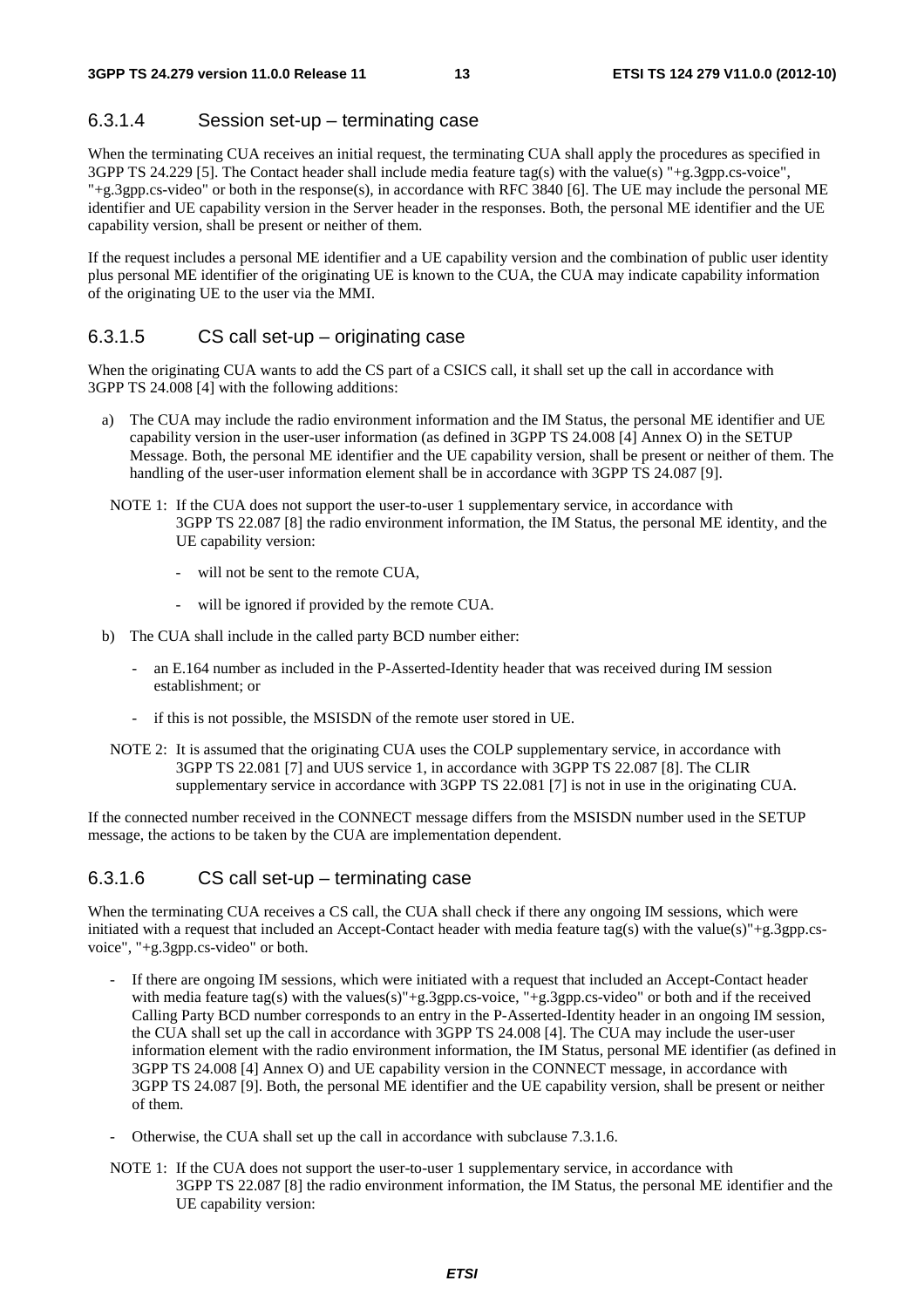### 6.3.1.4 Session set-up – terminating case

When the terminating CUA receives an initial request, the terminating CUA shall apply the procedures as specified in 3GPP TS 24.229 [5]. The Contact header shall include media feature tag(s) with the value(s) "+g.3gpp.cs-voice", "+g.3gpp.cs-video" or both in the response(s), in accordance with RFC 3840 [6]. The UE may include the personal ME identifier and UE capability version in the Server header in the responses. Both, the personal ME identifier and the UE capability version, shall be present or neither of them.

If the request includes a personal ME identifier and a UE capability version and the combination of public user identity plus personal ME identifier of the originating UE is known to the CUA, the CUA may indicate capability information of the originating UE to the user via the MMI.

### 6.3.1.5 CS call set-up – originating case

When the originating CUA wants to add the CS part of a CSICS call, it shall set up the call in accordance with 3GPP TS 24.008 [4] with the following additions:

a) The CUA may include the radio environment information and the IM Status, the personal ME identifier and UE capability version in the user-user information (as defined in 3GPP TS 24.008 [4] Annex O) in the SETUP Message. Both, the personal ME identifier and the UE capability version, shall be present or neither of them. The handling of the user-user information element shall be in accordance with 3GPP TS 24.087 [9].

NOTE 1: If the CUA does not support the user-to-user 1 supplementary service, in accordance with 3GPP TS 22.087 [8] the radio environment information, the IM Status, the personal ME identity, and the UE capability version:

- will not be sent to the remote CUA,
- will be ignored if provided by the remote CUA.

b) The CUA shall include in the called party BCD number either:

- an E.164 number as included in the P-Asserted-Identity header that was received during IM session establishment; or
- if this is not possible, the MSISDN of the remote user stored in UE.

NOTE 2: It is assumed that the originating CUA uses the COLP supplementary service, in accordance with 3GPP TS 22.081 [7] and UUS service 1, in accordance with 3GPP TS 22.087 [8]. The CLIR supplementary service in accordance with 3GPP TS 22.081 [7] is not in use in the originating CUA.

If the connected number received in the CONNECT message differs from the MSISDN number used in the SETUP message, the actions to be taken by the CUA are implementation dependent.

### 6.3.1.6 CS call set-up – terminating case

When the terminating CUA receives a CS call, the CUA shall check if there any ongoing IM sessions, which were initiated with a request that included an Accept-Contact header with media feature tag(s) with the value(s)"+g.3gpp.cs-voice", "+g.3gpp.cs-video" or both.

- If there are ongoing IM sessions, which were initiated with a request that included an Accept-Contact header with media feature tag(s) with the values(s)"+g.3gpp.cs-voice, "+g.3gpp.cs-video" or both and if the received Calling Party BCD number corresponds to an entry in the P-Asserted-Identity header in an ongoing IM session, the CUA shall set up the call in accordance with 3GPP TS 24.008 [4]. The CUA may include the user-user information element with the radio environment information, the IM Status, personal ME identifier (as defined in 3GPP TS 24.008 [4] Annex O) and UE capability version in the CONNECT message, in accordance with 3GPP TS 24.087 [9]. Both, the personal ME identifier and the UE capability version, shall be present or neither of them.
- Otherwise, the CUA shall set up the call in accordance with subclause 7.3.1.6.

NOTE 1: If the CUA does not support the user-to-user 1 supplementary service, in accordance with 3GPP TS 22.087 [8] the radio environment information, the IM Status, the personal ME identifier and the UE capability version: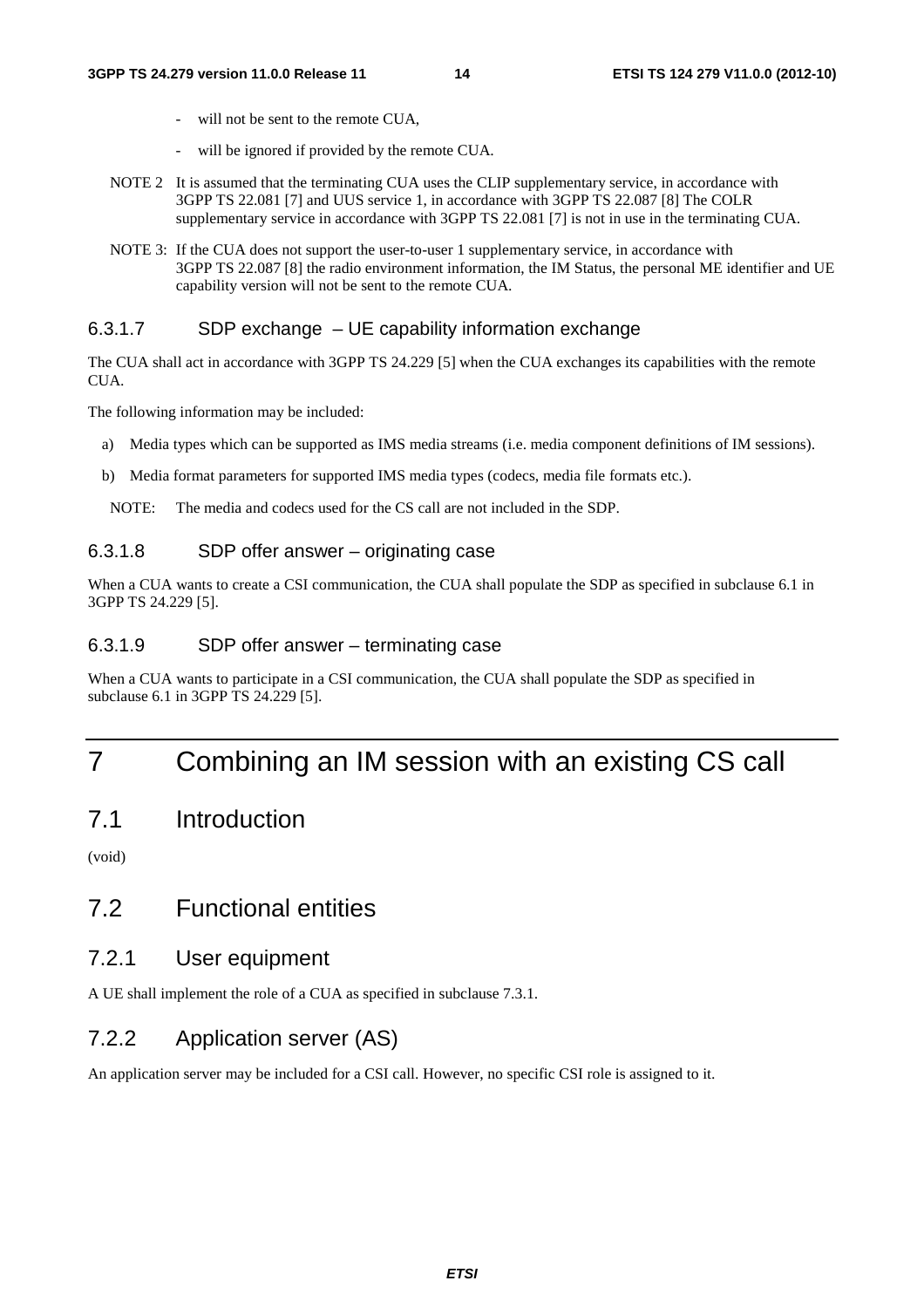- will not be sent to the remote CUA,
- will be ignored if provided by the remote CUA.

NOTE 2 It is assumed that the terminating CUA uses the CLIP supplementary service, in accordance with 3GPP TS 22.081 [7] and UUS service 1, in accordance with 3GPP TS 22.087 [8] The COLR supplementary service in accordance with 3GPP TS 22.081 [7] is not in use in the terminating CUA.

NOTE 3: If the CUA does not support the user-to-user 1 supplementary service, in accordance with 3GPP TS 22.087 [8] the radio environment information, the IM Status, the personal ME identifier and UE capability version will not be sent to the remote CUA.

#### 6.3.1.7 SDP exchange – UE capability information exchange

The CUA shall act in accordance with 3GPP TS 24.229 [5] when the CUA exchanges its capabilities with the remote CUA.

The following information may be included:

a) Media types which can be supported as IMS media streams (i.e. media component definitions of IM sessions).

b) Media format parameters for supported IMS media types (codecs, media file formats etc.).

NOTE: The media and codecs used for the CS call are not included in the SDP.

#### 6.3.1.8 SDP offer answer – originating case

When a CUA wants to create a CSI communication, the CUA shall populate the SDP as specified in subclause 6.1 in 3GPP TS 24.229 [5].

#### 6.3.1.9 SDP offer answer – terminating case

When a CUA wants to participate in a CSI communication, the CUA shall populate the SDP as specified in subclause 6.1 in 3GPP TS 24.229 [5].

# 7 Combining an IM session with an existing CS call

## 7.1 Introduction

(void)

## 7.2 Functional entities

### 7.2.1 User equipment

A UE shall implement the role of a CUA as specified in subclause 7.3.1.

### 7.2.2 Application server (AS)

An application server may be included for a CSI call. However, no specific CSI role is assigned to it.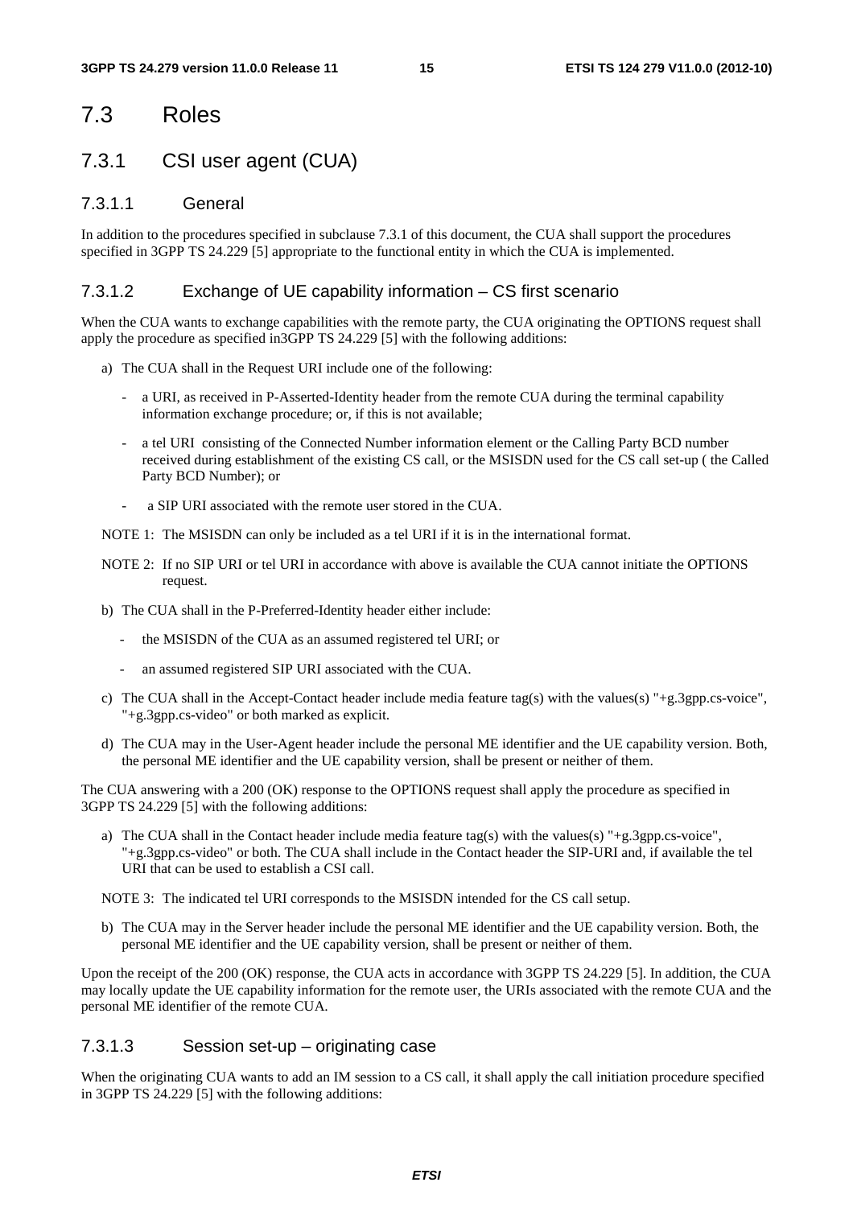# 7.3 Roles

## 7.3.1 CSI user agent (CUA)

### 7.3.1.1 General

In addition to the procedures specified in subclause 7.3.1 of this document, the CUA shall support the procedures specified in 3GPP TS 24.229 [5] appropriate to the functional entity in which the CUA is implemented.

### 7.3.1.2 Exchange of UE capability information – CS first scenario

When the CUA wants to exchange capabilities with the remote party, the CUA originating the OPTIONS request shall apply the procedure as specified in3GPP TS 24.229 [5] with the following additions:

a) The CUA shall in the Request URI include one of the following:

   - a URI, as received in P-Asserted-Identity header from the remote CUA during the terminal capability information exchange procedure; or, if this is not available;

   - a tel URI consisting of the Connected Number information element or the Calling Party BCD number received during establishment of the existing CS call, or the MSISDN used for the CS call set-up ( the Called Party BCD Number); or

   - a SIP URI associated with the remote user stored in the CUA.

NOTE 1: The MSISDN can only be included as a tel URI if it is in the international format.

NOTE 2: If no SIP URI or tel URI in accordance with above is available the CUA cannot initiate the OPTIONS request.

b) The CUA shall in the P-Preferred-Identity header either include:

   - the MSISDN of the CUA as an assumed registered tel URI; or

   - an assumed registered SIP URI associated with the CUA.

c) The CUA shall in the Accept-Contact header include media feature tag(s) with the values(s) "+g.3gpp.cs-voice", "+g.3gpp.cs-video" or both marked as explicit.

d) The CUA may in the User-Agent header include the personal ME identifier and the UE capability version. Both, the personal ME identifier and the UE capability version, shall be present or neither of them.

The CUA answering with a 200 (OK) response to the OPTIONS request shall apply the procedure as specified in 3GPP TS 24.229 [5] with the following additions:

a) The CUA shall in the Contact header include media feature tag(s) with the values(s) "+g.3gpp.cs-voice", "+g.3gpp.cs-video" or both. The CUA shall include in the Contact header the SIP-URI and, if available the tel URI that can be used to establish a CSI call.

NOTE 3: The indicated tel URI corresponds to the MSISDN intended for the CS call setup.

b) The CUA may in the Server header include the personal ME identifier and the UE capability version. Both, the personal ME identifier and the UE capability version, shall be present or neither of them.

Upon the receipt of the 200 (OK) response, the CUA acts in accordance with 3GPP TS 24.229 [5]. In addition, the CUA may locally update the UE capability information for the remote user, the URIs associated with the remote CUA and the personal ME identifier of the remote CUA.

### 7.3.1.3 Session set-up – originating case

When the originating CUA wants to add an IM session to a CS call, it shall apply the call initiation procedure specified in 3GPP TS 24.229 [5] with the following additions: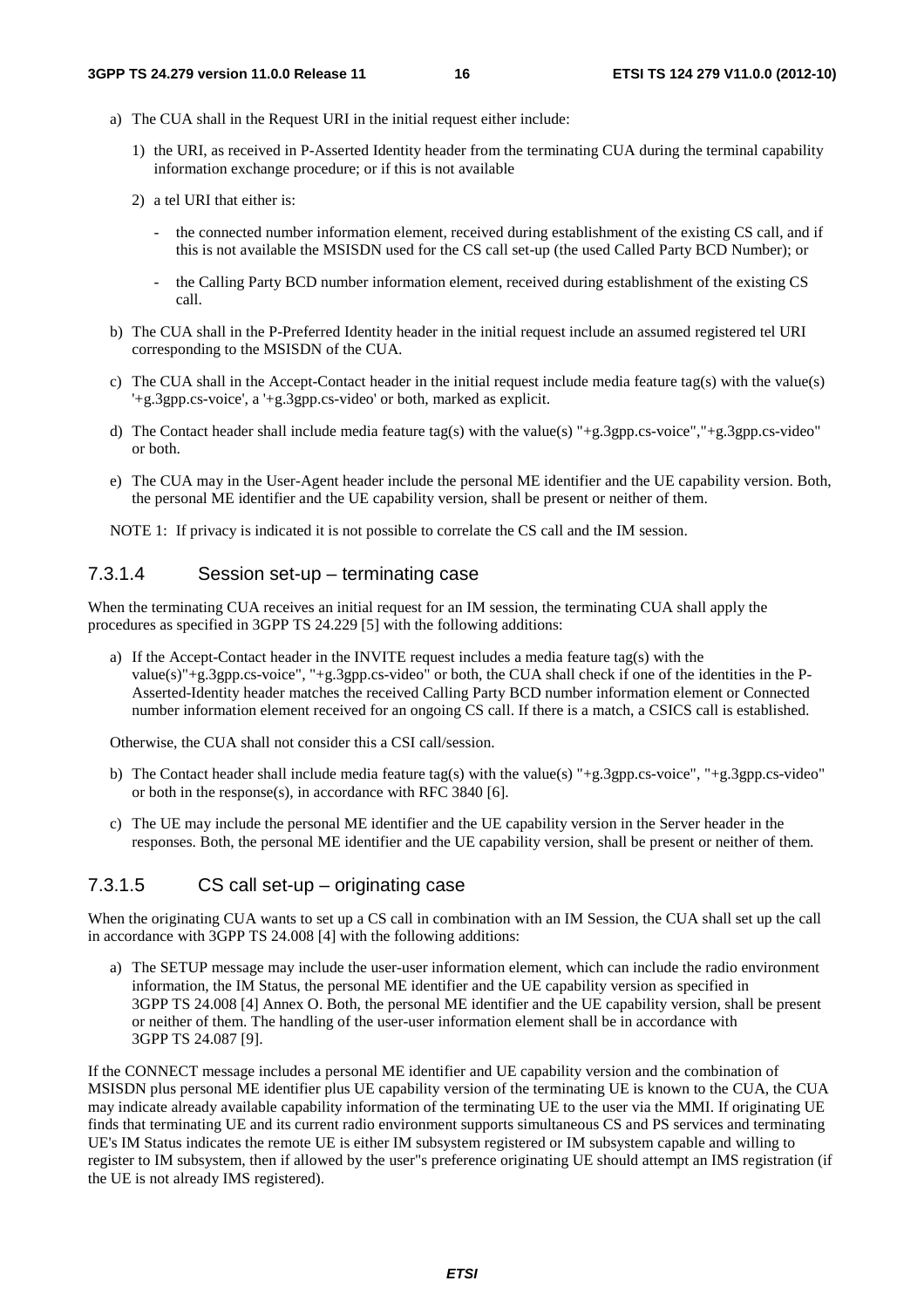a) The CUA shall in the Request URI in the initial request either include:

   1) the URI, as received in P-Asserted Identity header from the terminating CUA during the terminal capability information exchange procedure; or if this is not available

   2) a tel URI that either is:

      - the connected number information element, received during establishment of the existing CS call, and if this is not available the MSISDN used for the CS call set-up (the used Called Party BCD Number); or

      - the Calling Party BCD number information element, received during establishment of the existing CS call.

b) The CUA shall in the P-Preferred Identity header in the initial request include an assumed registered tel URI corresponding to the MSISDN of the CUA.

c) The CUA shall in the Accept-Contact header in the initial request include media feature tag(s) with the value(s) '+g.3gpp.cs-voice', a '+g.3gpp.cs-video' or both, marked as explicit.

d) The Contact header shall include media feature tag(s) with the value(s) "+g.3gpp.cs-voice","+g.3gpp.cs-video" or both.

e) The CUA may in the User-Agent header include the personal ME identifier and the UE capability version. Both, the personal ME identifier and the UE capability version, shall be present or neither of them.

NOTE 1: If privacy is indicated it is not possible to correlate the CS call and the IM session.

### 7.3.1.4 Session set-up – terminating case

When the terminating CUA receives an initial request for an IM session, the terminating CUA shall apply the procedures as specified in 3GPP TS 24.229 [5] with the following additions:

a) If the Accept-Contact header in the INVITE request includes a media feature tag(s) with the value(s)"+g.3gpp.cs-voice", "+g.3gpp.cs-video" or both, the CUA shall check if one of the identities in the P-Asserted-Identity header matches the received Calling Party BCD number information element or Connected number information element received for an ongoing CS call. If there is a match, a CSICS call is established.

Otherwise, the CUA shall not consider this a CSI call/session.

b) The Contact header shall include media feature tag(s) with the value(s) "+g.3gpp.cs-voice", "+g.3gpp.cs-video" or both in the response(s), in accordance with RFC 3840 [6].

c) The UE may include the personal ME identifier and the UE capability version in the Server header in the responses. Both, the personal ME identifier and the UE capability version, shall be present or neither of them.

### 7.3.1.5 CS call set-up – originating case

When the originating CUA wants to set up a CS call in combination with an IM Session, the CUA shall set up the call in accordance with 3GPP TS 24.008 [4] with the following additions:

a) The SETUP message may include the user-user information element, which can include the radio environment information, the IM Status, the personal ME identifier and the UE capability version as specified in 3GPP TS 24.008 [4] Annex O. Both, the personal ME identifier and the UE capability version, shall be present or neither of them. The handling of the user-user information element shall be in accordance with 3GPP TS 24.087 [9].

If the CONNECT message includes a personal ME identifier and UE capability version and the combination of MSISDN plus personal ME identifier plus UE capability version of the terminating UE is known to the CUA, the CUA may indicate already available capability information of the terminating UE to the user via the MMI. If originating UE finds that terminating UE and its current radio environment supports simultaneous CS and PS services and terminating UE's IM Status indicates the remote UE is either IM subsystem registered or IM subsystem capable and willing to register to IM subsystem, then if allowed by the user"s preference originating UE should attempt an IMS registration (if the UE is not already IMS registered).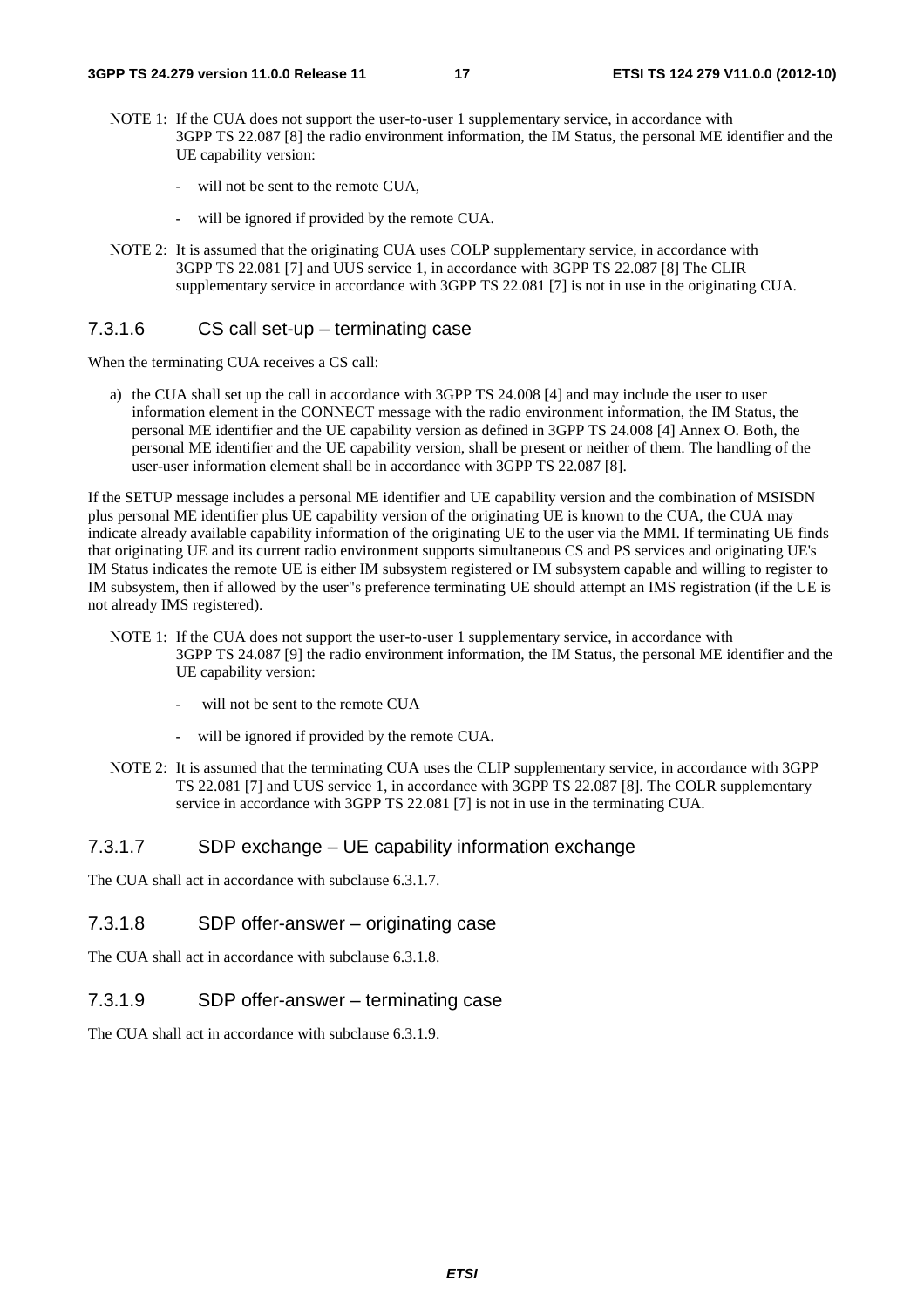NOTE 1: If the CUA does not support the user-to-user 1 supplementary service, in accordance with 3GPP TS 22.087 [8] the radio environment information, the IM Status, the personal ME identifier and the UE capability version:

- will not be sent to the remote CUA,
- will be ignored if provided by the remote CUA.

NOTE 2: It is assumed that the originating CUA uses COLP supplementary service, in accordance with 3GPP TS 22.081 [7] and UUS service 1, in accordance with 3GPP TS 22.087 [8] The CLIR supplementary service in accordance with 3GPP TS 22.081 [7] is not in use in the originating CUA.

### 7.3.1.6 CS call set-up – terminating case

When the terminating CUA receives a CS call:

a) the CUA shall set up the call in accordance with 3GPP TS 24.008 [4] and may include the user to user information element in the CONNECT message with the radio environment information, the IM Status, the personal ME identifier and the UE capability version as defined in 3GPP TS 24.008 [4] Annex O. Both, the personal ME identifier and the UE capability version, shall be present or neither of them. The handling of the user-user information element shall be in accordance with 3GPP TS 22.087 [8].

If the SETUP message includes a personal ME identifier and UE capability version and the combination of MSISDN plus personal ME identifier plus UE capability version of the originating UE is known to the CUA, the CUA may indicate already available capability information of the originating UE to the user via the MMI. If terminating UE finds that originating UE and its current radio environment supports simultaneous CS and PS services and originating UE's IM Status indicates the remote UE is either IM subsystem registered or IM subsystem capable and willing to register to IM subsystem, then if allowed by the user''s preference terminating UE should attempt an IMS registration (if the UE is not already IMS registered).

NOTE 1: If the CUA does not support the user-to-user 1 supplementary service, in accordance with 3GPP TS 24.087 [9] the radio environment information, the IM Status, the personal ME identifier and the UE capability version:

- will not be sent to the remote CUA
- will be ignored if provided by the remote CUA.

NOTE 2: It is assumed that the terminating CUA uses the CLIP supplementary service, in accordance with 3GPP TS 22.081 [7] and UUS service 1, in accordance with 3GPP TS 22.087 [8]. The COLR supplementary service in accordance with 3GPP TS 22.081 [7] is not in use in the terminating CUA.

### 7.3.1.7 SDP exchange – UE capability information exchange

The CUA shall act in accordance with subclause 6.3.1.7.

### 7.3.1.8 SDP offer-answer – originating case

The CUA shall act in accordance with subclause 6.3.1.8.

### 7.3.1.9 SDP offer-answer – terminating case

The CUA shall act in accordance with subclause 6.3.1.9.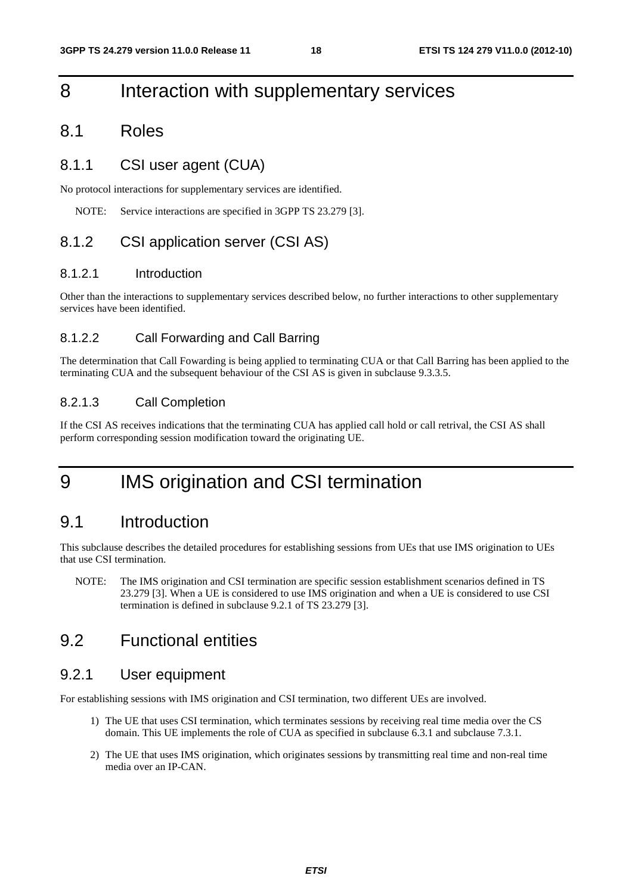# 8 Interaction with supplementary services

## 8.1 Roles

### 8.1.1 CSI user agent (CUA)

No protocol interactions for supplementary services are identified.

NOTE: Service interactions are specified in 3GPP TS 23.279 [3].

### 8.1.2 CSI application server (CSI AS)

#### 8.1.2.1 Introduction

Other than the interactions to supplementary services described below, no further interactions to other supplementary services have been identified.

#### 8.1.2.2 Call Forwarding and Call Barring

The determination that Call Fowarding is being applied to terminating CUA or that Call Barring has been applied to the terminating CUA and the subsequent behaviour of the CSI AS is given in subclause 9.3.3.5.

#### 8.2.1.3 Call Completion

If the CSI AS receives indications that the terminating CUA has applied call hold or call retrival, the CSI AS shall perform corresponding session modification toward the originating UE.

# 9 IMS origination and CSI termination

## 9.1 Introduction

This subclause describes the detailed procedures for establishing sessions from UEs that use IMS origination to UEs that use CSI termination.

NOTE: The IMS origination and CSI termination are specific session establishment scenarios defined in TS 23.279 [3]. When a UE is considered to use IMS origination and when a UE is considered to use CSI termination is defined in subclause 9.2.1 of TS 23.279 [3].

## 9.2 Functional entities

### 9.2.1 User equipment

For establishing sessions with IMS origination and CSI termination, two different UEs are involved.

1) The UE that uses CSI termination, which terminates sessions by receiving real time media over the CS domain. This UE implements the role of CUA as specified in subclause 6.3.1 and subclause 7.3.1.

2) The UE that uses IMS origination, which originates sessions by transmitting real time and non-real time media over an IP-CAN.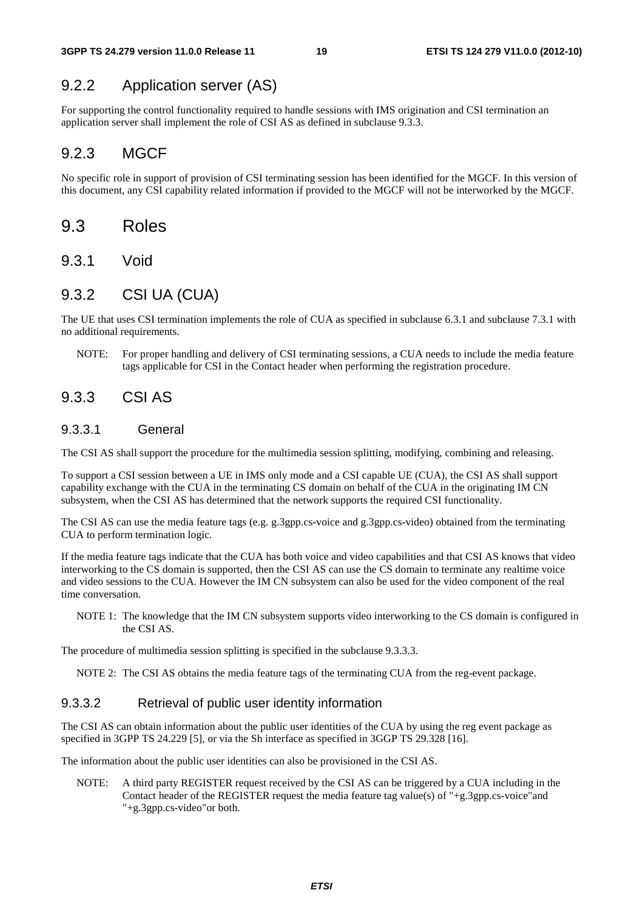### 9.2.2 Application server (AS)

For supporting the control functionality required to handle sessions with IMS origination and CSI termination an application server shall implement the role of CSI AS as defined in subclause 9.3.3.

### 9.2.3 MGCF

No specific role in support of provision of CSI terminating session has been identified for the MGCF. In this version of this document, any CSI capability related information if provided to the MGCF will not be interworked by the MGCF.

## 9.3 Roles

### 9.3.1 Void

### 9.3.2 CSI UA (CUA)

The UE that uses CSI termination implements the role of CUA as specified in subclause 6.3.1 and subclause 7.3.1 with no additional requirements.

NOTE: For proper handling and delivery of CSI terminating sessions, a CUA needs to include the media feature tags applicable for CSI in the Contact header when performing the registration procedure.

### 9.3.3 CSI AS

#### 9.3.3.1 General

The CSI AS shall support the procedure for the multimedia session splitting, modifying, combining and releasing.

To support a CSI session between a UE in IMS only mode and a CSI capable UE (CUA), the CSI AS shall support capability exchange with the CUA in the terminating CS domain on behalf of the CUA in the originating IM CN subsystem, when the CSI AS has determined that the network supports the required CSI functionality.

The CSI AS can use the media feature tags (e.g. g.3gpp.cs-voice and g.3gpp.cs-video) obtained from the terminating CUA to perform termination logic.

If the media feature tags indicate that the CUA has both voice and video capabilities and that CSI AS knows that video interworking to the CS domain is supported, then the CSI AS can use the CS domain to terminate any realtime voice and video sessions to the CUA. However the IM CN subsystem can also be used for the video component of the real time conversation.

NOTE 1: The knowledge that the IM CN subsystem supports video interworking to the CS domain is configured in the CSI AS.

The procedure of multimedia session splitting is specified in the subclause 9.3.3.3.

NOTE 2: The CSI AS obtains the media feature tags of the terminating CUA from the reg-event package.

#### 9.3.3.2 Retrieval of public user identity information

The CSI AS can obtain information about the public user identities of the CUA by using the reg event package as specified in 3GPP TS 24.229 [5], or via the Sh interface as specified in 3GGP TS 29.328 [16].

The information about the public user identities can also be provisioned in the CSI AS.

NOTE: A third party REGISTER request received by the CSI AS can be triggered by a CUA including in the Contact header of the REGISTER request the media feature tag value(s) of "+g.3gpp.cs-voice"and "+g.3gpp.cs-video"or both.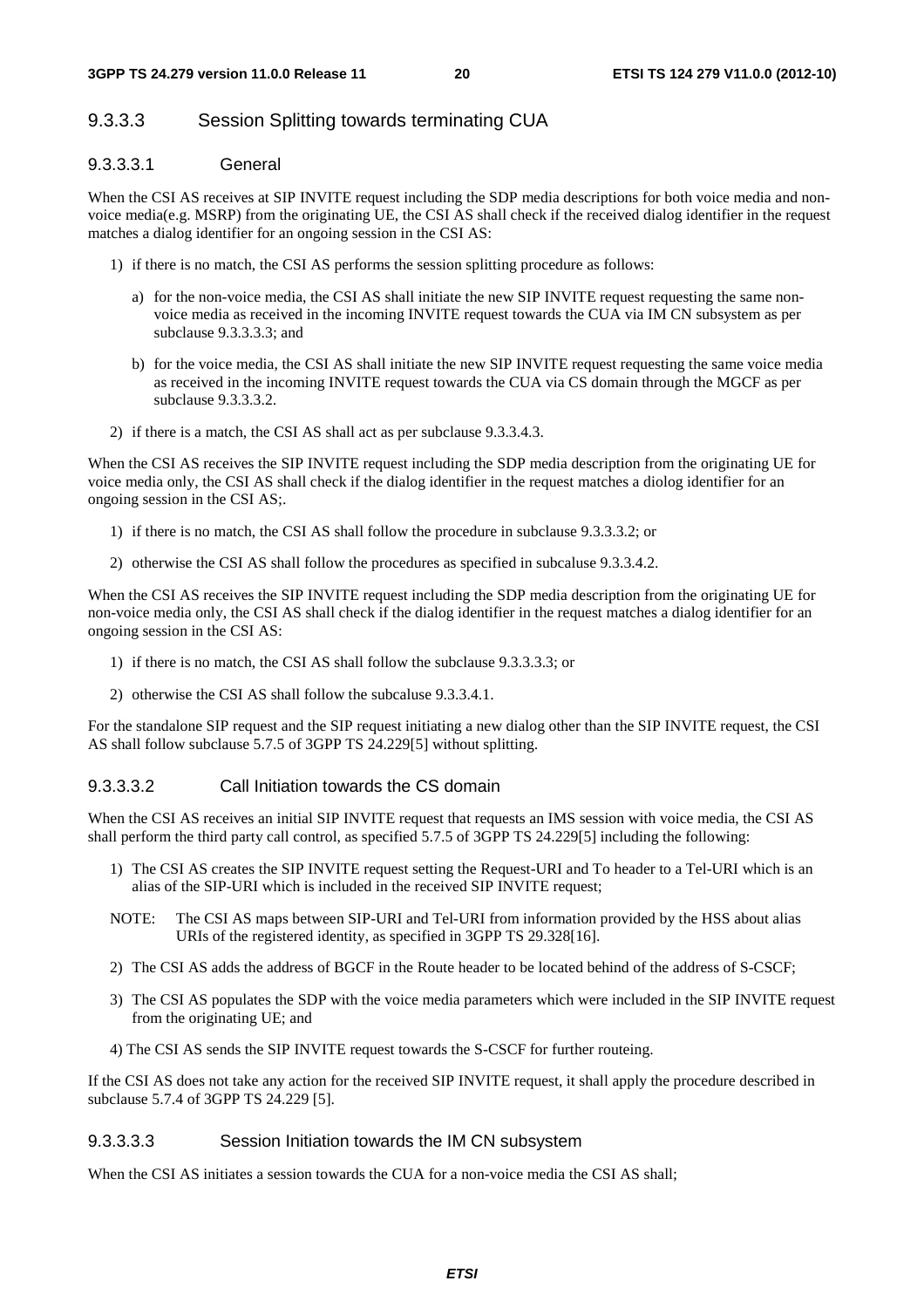### 9.3.3.3 Session Splitting towards terminating CUA

#### 9.3.3.3.1 General

When the CSI AS receives at SIP INVITE request including the SDP media descriptions for both voice media and non-voice media(e.g. MSRP) from the originating UE, the CSI AS shall check if the received dialog identifier in the request matches a dialog identifier for an ongoing session in the CSI AS:

1) if there is no match, the CSI AS performs the session splitting procedure as follows:
   a) for the non-voice media, the CSI AS shall initiate the new SIP INVITE request requesting the same non-voice media as received in the incoming INVITE request towards the CUA via IM CN subsystem as per subclause 9.3.3.3.3; and
   b) for the voice media, the CSI AS shall initiate the new SIP INVITE request requesting the same voice media as received in the incoming INVITE request towards the CUA via CS domain through the MGCF as per subclause 9.3.3.3.2.
2) if there is a match, the CSI AS shall act as per subclause 9.3.3.4.3.

When the CSI AS receives the SIP INVITE request including the SDP media description from the originating UE for voice media only, the CSI AS shall check if the dialog identifier in the request matches a diolog identifier for an ongoing session in the CSI AS;.

1) if there is no match, the CSI AS shall follow the procedure in subclause 9.3.3.3.2; or
2) otherwise the CSI AS shall follow the procedures as specified in subcaluse 9.3.3.4.2.

When the CSI AS receives the SIP INVITE request including the SDP media description from the originating UE for non-voice media only, the CSI AS shall check if the dialog identifier in the request matches a dialog identifier for an ongoing session in the CSI AS:

1) if there is no match, the CSI AS shall follow the subclause 9.3.3.3.3; or
2) otherwise the CSI AS shall follow the subcaluse 9.3.3.4.1.

For the standalone SIP request and the SIP request initiating a new dialog other than the SIP INVITE request, the CSI AS shall follow subclause 5.7.5 of 3GPP TS 24.229[5] without splitting.

#### 9.3.3.3.2 Call Initiation towards the CS domain

When the CSI AS receives an initial SIP INVITE request that requests an IMS session with voice media, the CSI AS shall perform the third party call control, as specified 5.7.5 of 3GPP TS 24.229[5] including the following:

1) The CSI AS creates the SIP INVITE request setting the Request-URI and To header to a Tel-URI which is an alias of the SIP-URI which is included in the received SIP INVITE request;

NOTE: The CSI AS maps between SIP-URI and Tel-URI from information provided by the HSS about alias URIs of the registered identity, as specified in 3GPP TS 29.328[16].

2) The CSI AS adds the address of BGCF in the Route header to be located behind of the address of S-CSCF;
3) The CSI AS populates the SDP with the voice media parameters which were included in the SIP INVITE request from the originating UE; and
4) The CSI AS sends the SIP INVITE request towards the S-CSCF for further routeing.

If the CSI AS does not take any action for the received SIP INVITE request, it shall apply the procedure described in subclause 5.7.4 of 3GPP TS 24.229 [5].

#### 9.3.3.3.3 Session Initiation towards the IM CN subsystem

When the CSI AS initiates a session towards the CUA for a non-voice media the CSI AS shall;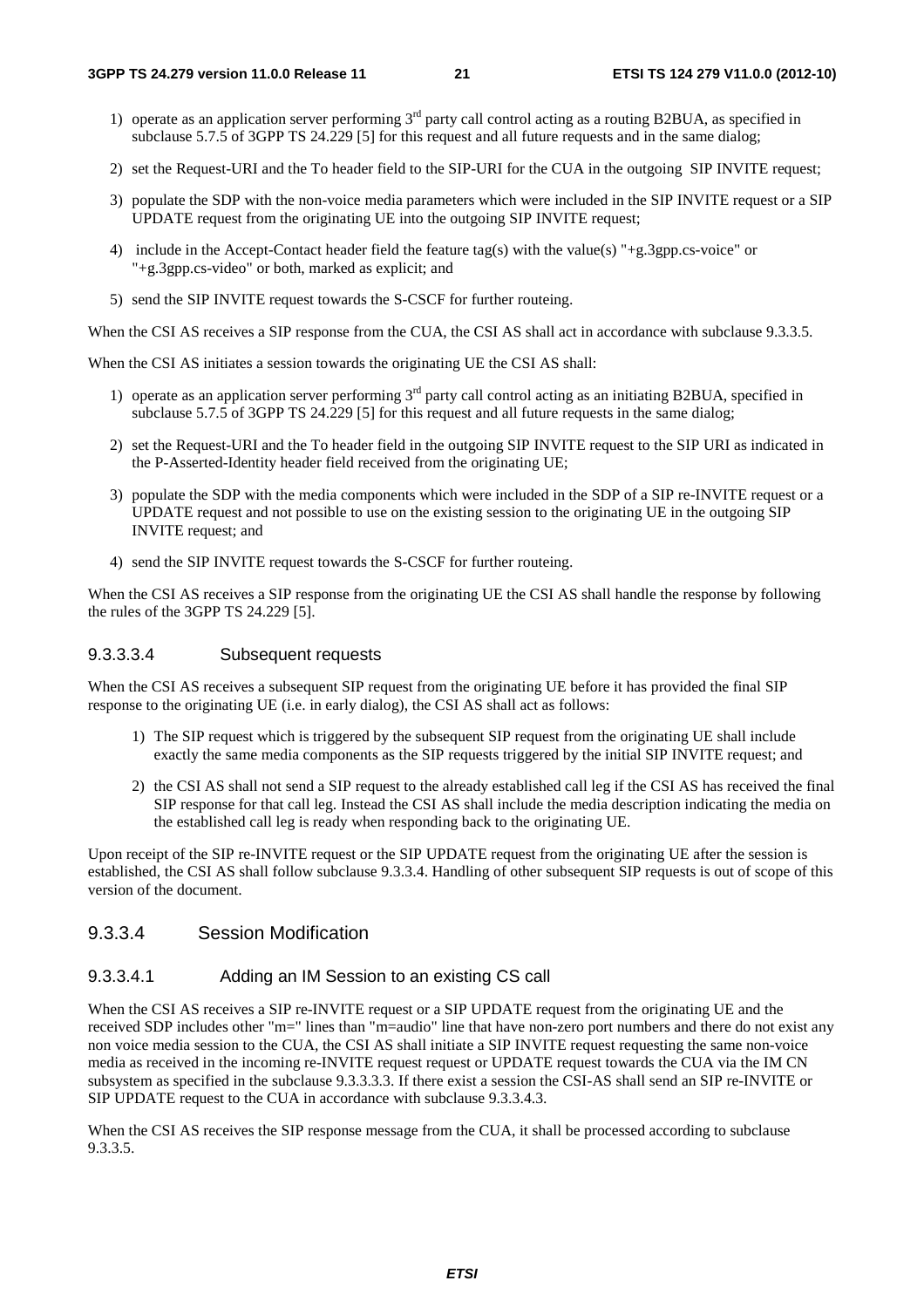1) operate as an application server performing 3rd party call control acting as a routing B2BUA, as specified in subclause 5.7.5 of 3GPP TS 24.229 [5] for this request and all future requests and in the same dialog;
2) set the Request-URI and the To header field to the SIP-URI for the CUA in the outgoing SIP INVITE request;
3) populate the SDP with the non-voice media parameters which were included in the SIP INVITE request or a SIP UPDATE request from the originating UE into the outgoing SIP INVITE request;
4) include in the Accept-Contact header field the feature tag(s) with the value(s) "+g.3gpp.cs-voice" or "+g.3gpp.cs-video" or both, marked as explicit; and
5) send the SIP INVITE request towards the S-CSCF for further routeing.

When the CSI AS receives a SIP response from the CUA, the CSI AS shall act in accordance with subclause 9.3.3.5.

When the CSI AS initiates a session towards the originating UE the CSI AS shall:

1) operate as an application server performing 3rd party call control acting as an initiating B2BUA, specified in subclause 5.7.5 of 3GPP TS 24.229 [5] for this request and all future requests in the same dialog;
2) set the Request-URI and the To header field in the outgoing SIP INVITE request to the SIP URI as indicated in the P-Asserted-Identity header field received from the originating UE;
3) populate the SDP with the media components which were included in the SDP of a SIP re-INVITE request or a UPDATE request and not possible to use on the existing session to the originating UE in the outgoing SIP INVITE request; and
4) send the SIP INVITE request towards the S-CSCF for further routeing.

When the CSI AS receives a SIP response from the originating UE the CSI AS shall handle the response by following the rules of the 3GPP TS 24.229 [5].

#### 9.3.3.3.4 Subsequent requests

When the CSI AS receives a subsequent SIP request from the originating UE before it has provided the final SIP response to the originating UE (i.e. in early dialog), the CSI AS shall act as follows:

1) The SIP request which is triggered by the subsequent SIP request from the originating UE shall include exactly the same media components as the SIP requests triggered by the initial SIP INVITE request; and
2) the CSI AS shall not send a SIP request to the already established call leg if the CSI AS has received the final SIP response for that call leg. Instead the CSI AS shall include the media description indicating the media on the established call leg is ready when responding back to the originating UE.

Upon receipt of the SIP re-INVITE request or the SIP UPDATE request from the originating UE after the session is established, the CSI AS shall follow subclause 9.3.3.4. Handling of other subsequent SIP requests is out of scope of this version of the document.

### 9.3.3.4 Session Modification

#### 9.3.3.4.1 Adding an IM Session to an existing CS call

When the CSI AS receives a SIP re-INVITE request or a SIP UPDATE request from the originating UE and the received SDP includes other "m=" lines than "m=audio" line that have non-zero port numbers and there do not exist any non voice media session to the CUA, the CSI AS shall initiate a SIP INVITE request requesting the same non-voice media as received in the incoming re-INVITE request request or UPDATE request towards the CUA via the IM CN subsystem as specified in the subclause 9.3.3.3.3. If there exist a session the CSI-AS shall send an SIP re-INVITE or SIP UPDATE request to the CUA in accordance with subclause 9.3.3.4.3.

When the CSI AS receives the SIP response message from the CUA, it shall be processed according to subclause 9.3.3.5.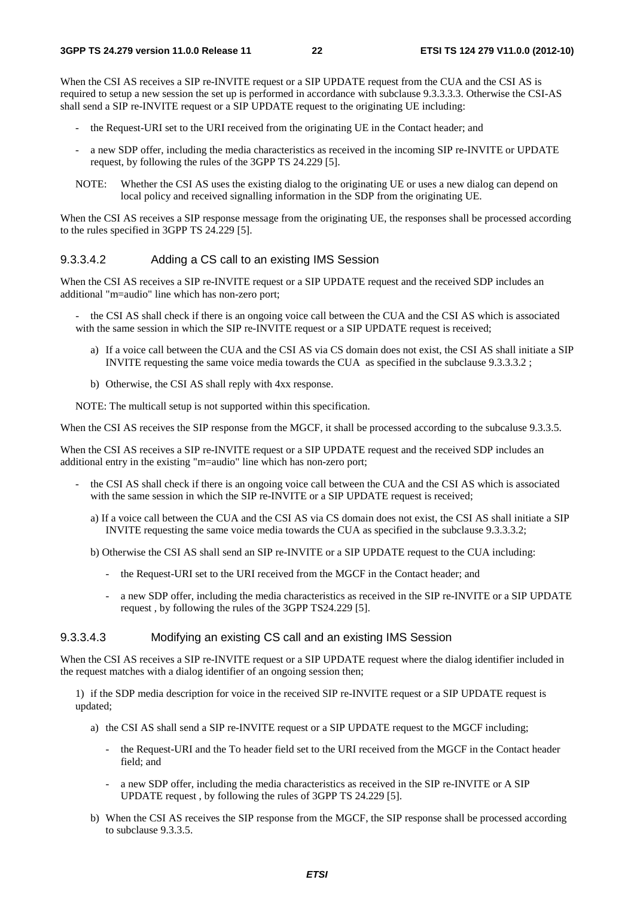When the CSI AS receives a SIP re-INVITE request or a SIP UPDATE request from the CUA and the CSI AS is required to setup a new session the set up is performed in accordance with subclause 9.3.3.3.3. Otherwise the CSI-AS shall send a SIP re-INVITE request or a SIP UPDATE request to the originating UE including:

- the Request-URI set to the URI received from the originating UE in the Contact header; and
- a new SDP offer, including the media characteristics as received in the incoming SIP re-INVITE or UPDATE request, by following the rules of the 3GPP TS 24.229 [5].

NOTE: Whether the CSI AS uses the existing dialog to the originating UE or uses a new dialog can depend on local policy and received signalling information in the SDP from the originating UE.

When the CSI AS receives a SIP response message from the originating UE, the responses shall be processed according to the rules specified in 3GPP TS 24.229 [5].

#### 9.3.3.4.2 Adding a CS call to an existing IMS Session

When the CSI AS receives a SIP re-INVITE request or a SIP UPDATE request and the received SDP includes an additional "m=audio" line which has non-zero port;

- the CSI AS shall check if there is an ongoing voice call between the CUA and the CSI AS which is associated with the same session in which the SIP re-INVITE request or a SIP UPDATE request is received;

  a) If a voice call between the CUA and the CSI AS via CS domain does not exist, the CSI AS shall initiate a SIP INVITE requesting the same voice media towards the CUA as specified in the subclause 9.3.3.3.2 ;

  b) Otherwise, the CSI AS shall reply with 4xx response.

NOTE: The multicall setup is not supported within this specification.

When the CSI AS receives the SIP response from the MGCF, it shall be processed according to the subcaluse 9.3.3.5.

When the CSI AS receives a SIP re-INVITE request or a SIP UPDATE request and the received SDP includes an additional entry in the existing "m=audio" line which has non-zero port;

- the CSI AS shall check if there is an ongoing voice call between the CUA and the CSI AS which is associated with the same session in which the SIP re-INVITE or a SIP UPDATE request is received;

  a) If a voice call between the CUA and the CSI AS via CS domain does not exist, the CSI AS shall initiate a SIP INVITE requesting the same voice media towards the CUA as specified in the subclause 9.3.3.3.2;

  b) Otherwise the CSI AS shall send an SIP re-INVITE or a SIP UPDATE request to the CUA including:

    - the Request-URI set to the URI received from the MGCF in the Contact header; and
    - a new SDP offer, including the media characteristics as received in the SIP re-INVITE or a SIP UPDATE request , by following the rules of the 3GPP TS24.229 [5].

#### 9.3.3.4.3 Modifying an existing CS call and an existing IMS Session

When the CSI AS receives a SIP re-INVITE request or a SIP UPDATE request where the dialog identifier included in the request matches with a dialog identifier of an ongoing session then;

1) if the SDP media description for voice in the received SIP re-INVITE request or a SIP UPDATE request is updated;

  a) the CSI AS shall send a SIP re-INVITE request or a SIP UPDATE request to the MGCF including;

    - the Request-URI and the To header field set to the URI received from the MGCF in the Contact header field; and
    - a new SDP offer, including the media characteristics as received in the SIP re-INVITE or A SIP UPDATE request , by following the rules of 3GPP TS 24.229 [5].

  b) When the CSI AS receives the SIP response from the MGCF, the SIP response shall be processed according to subclause 9.3.3.5.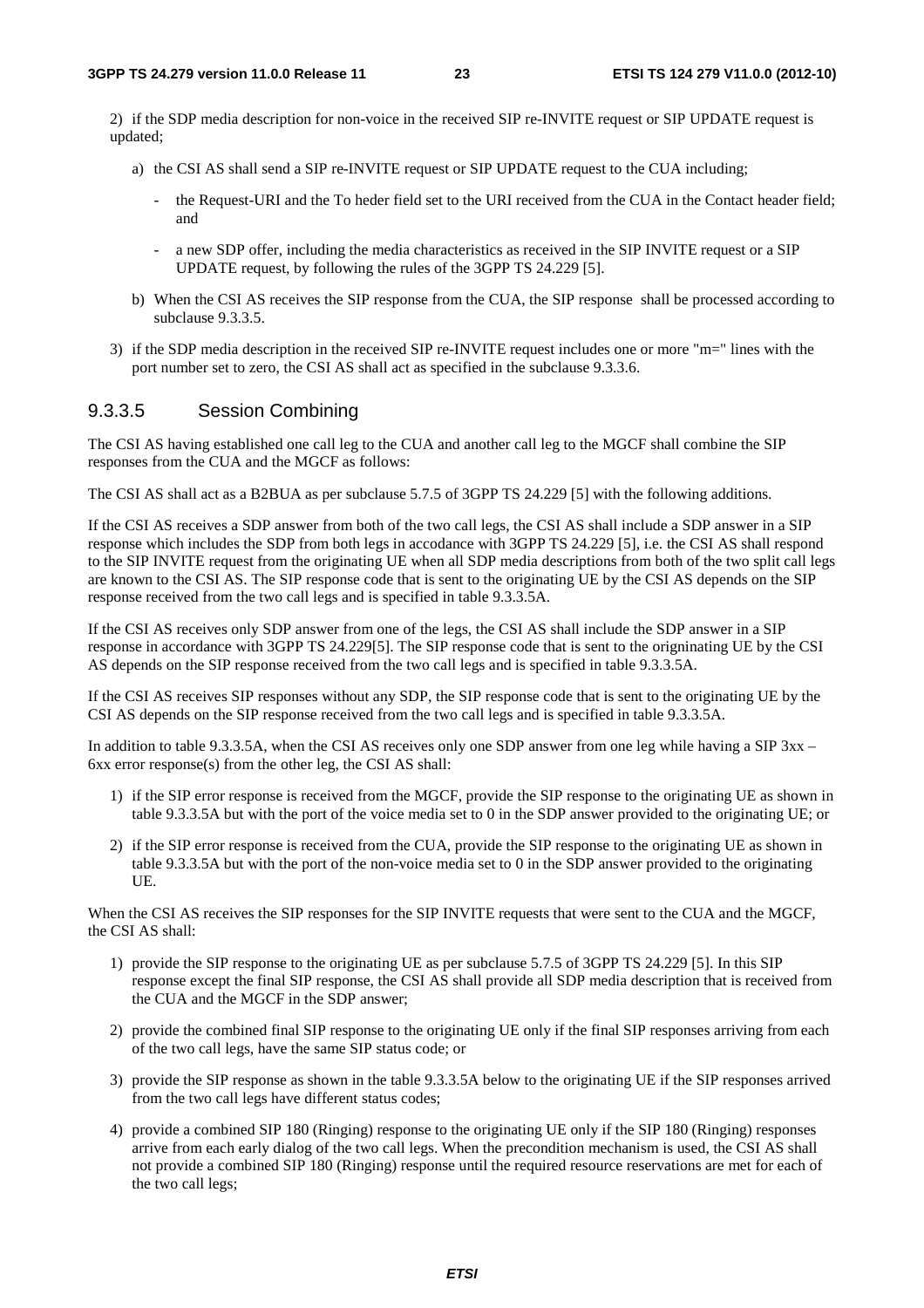2) if the SDP media description for non-voice in the received SIP re-INVITE request or SIP UPDATE request is updated;

a) the CSI AS shall send a SIP re-INVITE request or SIP UPDATE request to the CUA including;

- the Request-URI and the To heder field set to the URI received from the CUA in the Contact header field; and
- a new SDP offer, including the media characteristics as received in the SIP INVITE request or a SIP UPDATE request, by following the rules of the 3GPP TS 24.229 [5].

b) When the CSI AS receives the SIP response from the CUA, the SIP response shall be processed according to subclause 9.3.3.5.

3) if the SDP media description in the received SIP re-INVITE request includes one or more "m=" lines with the port number set to zero, the CSI AS shall act as specified in the subclause 9.3.3.6.

### 9.3.3.5 Session Combining

The CSI AS having established one call leg to the CUA and another call leg to the MGCF shall combine the SIP responses from the CUA and the MGCF as follows:

The CSI AS shall act as a B2BUA as per subclause 5.7.5 of 3GPP TS 24.229 [5] with the following additions.

If the CSI AS receives a SDP answer from both of the two call legs, the CSI AS shall include a SDP answer in a SIP response which includes the SDP from both legs in accodance with 3GPP TS 24.229 [5], i.e. the CSI AS shall respond to the SIP INVITE request from the originating UE when all SDP media descriptions from both of the two split call legs are known to the CSI AS. The SIP response code that is sent to the originating UE by the CSI AS depends on the SIP response received from the two call legs and is specified in table 9.3.3.5A.

If the CSI AS receives only SDP answer from one of the legs, the CSI AS shall include the SDP answer in a SIP response in accordance with 3GPP TS 24.229[5]. The SIP response code that is sent to the origninating UE by the CSI AS depends on the SIP response received from the two call legs and is specified in table 9.3.3.5A.

If the CSI AS receives SIP responses without any SDP, the SIP response code that is sent to the originating UE by the CSI AS depends on the SIP response received from the two call legs and is specified in table 9.3.3.5A.

In addition to table 9.3.3.5A, when the CSI AS receives only one SDP answer from one leg while having a SIP 3xx – 6xx error response(s) from the other leg, the CSI AS shall:

1) if the SIP error response is received from the MGCF, provide the SIP response to the originating UE as shown in table 9.3.3.5A but with the port of the voice media set to 0 in the SDP answer provided to the originating UE; or

2) if the SIP error response is received from the CUA, provide the SIP response to the originating UE as shown in table 9.3.3.5A but with the port of the non-voice media set to 0 in the SDP answer provided to the originating UE.

When the CSI AS receives the SIP responses for the SIP INVITE requests that were sent to the CUA and the MGCF, the CSI AS shall:

1) provide the SIP response to the originating UE as per subclause 5.7.5 of 3GPP TS 24.229 [5]. In this SIP response except the final SIP response, the CSI AS shall provide all SDP media description that is received from the CUA and the MGCF in the SDP answer;

2) provide the combined final SIP response to the originating UE only if the final SIP responses arriving from each of the two call legs, have the same SIP status code; or

3) provide the SIP response as shown in the table 9.3.3.5A below to the originating UE if the SIP responses arrived from the two call legs have different status codes;

4) provide a combined SIP 180 (Ringing) response to the originating UE only if the SIP 180 (Ringing) responses arrive from each early dialog of the two call legs. When the precondition mechanism is used, the CSI AS shall not provide a combined SIP 180 (Ringing) response until the required resource reservations are met for each of the two call legs;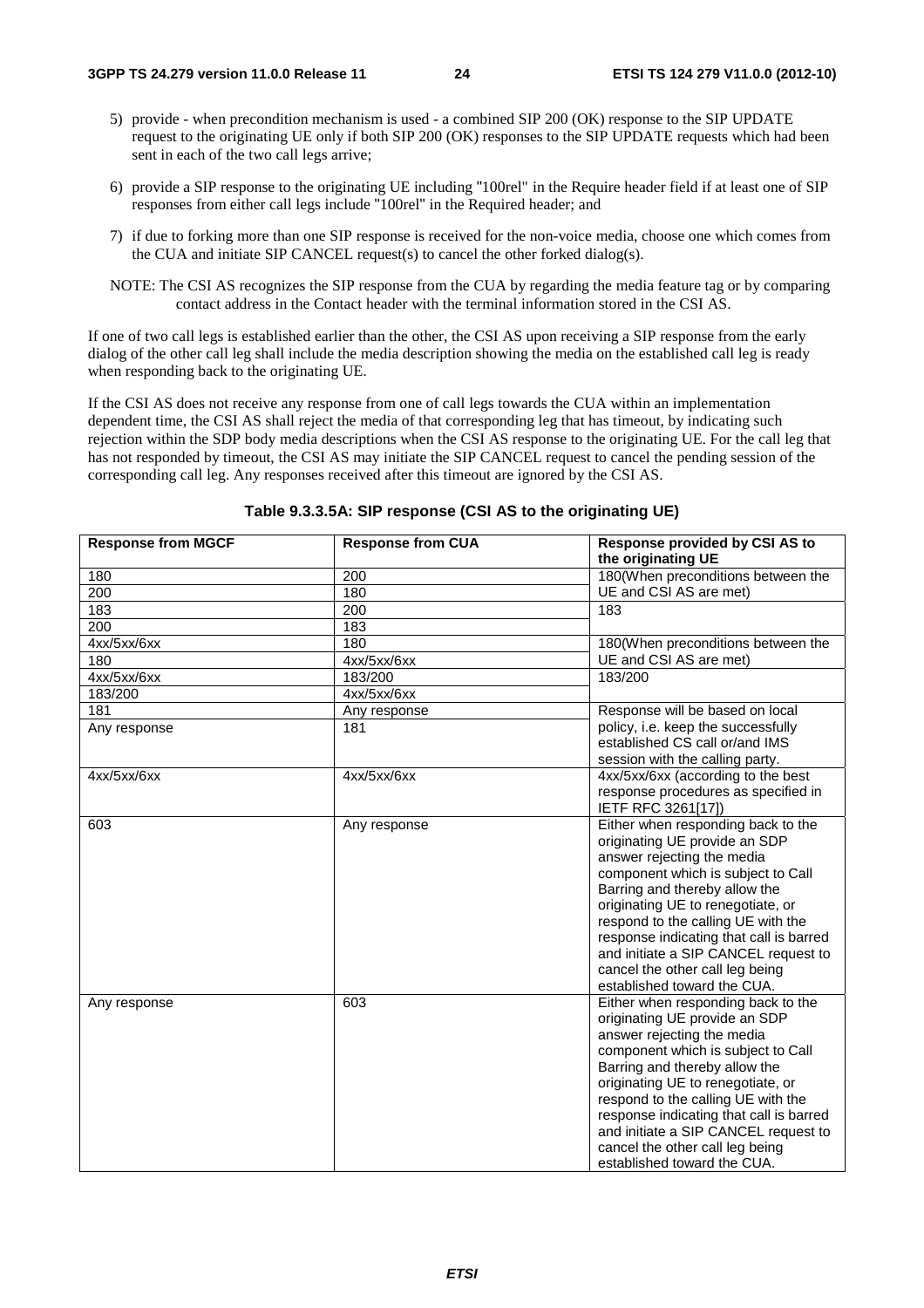5) provide - when precondition mechanism is used - a combined SIP 200 (OK) response to the SIP UPDATE request to the originating UE only if both SIP 200 (OK) responses to the SIP UPDATE requests which had been sent in each of the two call legs arrive;

6) provide a SIP response to the originating UE including "100rel" in the Require header field if at least one of SIP responses from either call legs include "100rel" in the Required header; and

7) if due to forking more than one SIP response is received for the non-voice media, choose one which comes from the CUA and initiate SIP CANCEL request(s) to cancel the other forked dialog(s).

NOTE: The CSI AS recognizes the SIP response from the CUA by regarding the media feature tag or by comparing contact address in the Contact header with the terminal information stored in the CSI AS.

If one of two call legs is established earlier than the other, the CSI AS upon receiving a SIP response from the early dialog of the other call leg shall include the media description showing the media on the established call leg is ready when responding back to the originating UE.

If the CSI AS does not receive any response from one of call legs towards the CUA within an implementation dependent time, the CSI AS shall reject the media of that corresponding leg that has timeout, by indicating such rejection within the SDP body media descriptions when the CSI AS response to the originating UE. For the call leg that has not responded by timeout, the CSI AS may initiate the SIP CANCEL request to cancel the pending session of the corresponding call leg. Any responses received after this timeout are ignored by the CSI AS.

**Table 9.3.3.5A: SIP response (CSI AS to the originating UE)**

| Response from MGCF | Response from CUA | Response provided by CSI AS to the originating UE |
|---|---|---|
| 180 | 200 | 180(When preconditions between the UE and CSI AS are met) |
| 200 | 180 | |
| 183 | 200 | 183 |
| 200 | 183 | |
| 4xx/5xx/6xx | 180 | 180(When preconditions between the UE and CSI AS are met) |
| 180 | 4xx/5xx/6xx | |
| 4xx/5xx/6xx | 183/200 | 183/200 |
| 183/200 | 4xx/5xx/6xx | |
| 181 | Any response | Response will be based on local policy, i.e. keep the successfully established CS call or/and IMS session with the calling party. |
| Any response | 181 | |
| 4xx/5xx/6xx | 4xx/5xx/6xx | 4xx/5xx/6xx (according to the best response procedures as specified in IETF RFC 3261[17]) |
| 603 | Any response | Either when responding back to the originating UE provide an SDP answer rejecting the media component which is subject to Call Barring and thereby allow the originating UE to renegotiate, or respond to the calling UE with the response indicating that call is barred and initiate a SIP CANCEL request to cancel the other call leg being established toward the CUA. |
| Any response | 603 | Either when responding back to the originating UE provide an SDP answer rejecting the media component which is subject to Call Barring and thereby allow the originating UE to renegotiate, or respond to the calling UE with the response indicating that call is barred and initiate a SIP CANCEL request to cancel the other call leg being established toward the CUA. |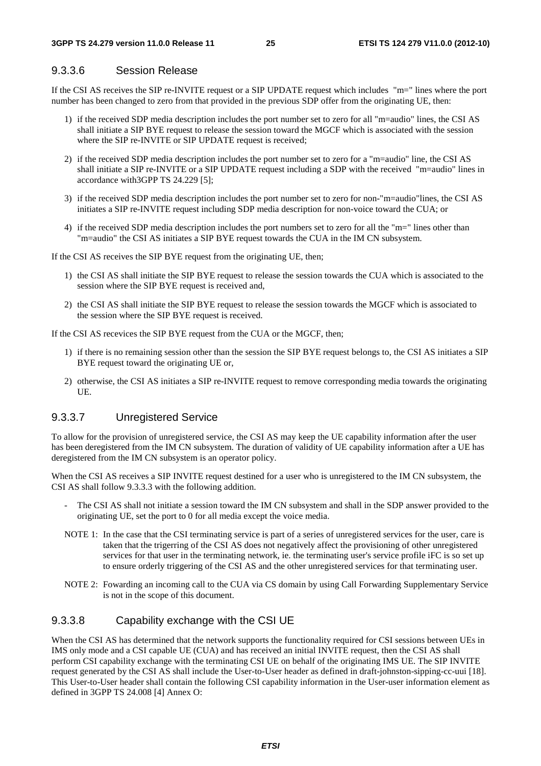#### 9.3.3.6 Session Release

If the CSI AS receives the SIP re-INVITE request or a SIP UPDATE request which includes "m=" lines where the port number has been changed to zero from that provided in the previous SDP offer from the originating UE, then:

1) if the received SDP media description includes the port number set to zero for all "m=audio" lines, the CSI AS shall initiate a SIP BYE request to release the session toward the MGCF which is associated with the session where the SIP re-INVITE or SIP UPDATE request is received;

2) if the received SDP media description includes the port number set to zero for a "m=audio" line, the CSI AS shall initiate a SIP re-INVITE or a SIP UPDATE request including a SDP with the received "m=audio" lines in accordance with3GPP TS 24.229 [5];

3) if the received SDP media description includes the port number set to zero for non-"m=audio"lines, the CSI AS initiates a SIP re-INVITE request including SDP media description for non-voice toward the CUA; or

4) if the received SDP media description includes the port numbers set to zero for all the "m=" lines other than "m=audio" the CSI AS initiates a SIP BYE request towards the CUA in the IM CN subsystem.

If the CSI AS receives the SIP BYE request from the originating UE, then;

1) the CSI AS shall initiate the SIP BYE request to release the session towards the CUA which is associated to the session where the SIP BYE request is received and,

2) the CSI AS shall initiate the SIP BYE request to release the session towards the MGCF which is associated to the session where the SIP BYE request is received.

If the CSI AS recevices the SIP BYE request from the CUA or the MGCF, then;

1) if there is no remaining session other than the session the SIP BYE request belongs to, the CSI AS initiates a SIP BYE request toward the originating UE or,

2) otherwise, the CSI AS initiates a SIP re-INVITE request to remove corresponding media towards the originating UE.

#### 9.3.3.7 Unregistered Service

To allow for the provision of unregistered service, the CSI AS may keep the UE capability information after the user has been deregistered from the IM CN subsystem. The duration of validity of UE capability information after a UE has deregistered from the IM CN subsystem is an operator policy.

When the CSI AS receives a SIP INVITE request destined for a user who is unregistered to the IM CN subsystem, the CSI AS shall follow 9.3.3.3 with the following addition.

- The CSI AS shall not initiate a session toward the IM CN subsystem and shall in the SDP answer provided to the originating UE, set the port to 0 for all media except the voice media.

NOTE 1: In the case that the CSI terminating service is part of a series of unregistered services for the user, care is taken that the trigerring of the CSI AS does not negatively affect the provisioning of other unregistered services for that user in the terminating network, ie. the terminating user's service profile iFC is so set up to ensure orderly triggering of the CSI AS and the other unregistered services for that terminating user.

NOTE 2: Fowarding an incoming call to the CUA via CS domain by using Call Forwarding Supplementary Service is not in the scope of this document.

#### 9.3.3.8 Capability exchange with the CSI UE

When the CSI AS has determined that the network supports the functionality required for CSI sessions between UEs in IMS only mode and a CSI capable UE (CUA) and has received an initial INVITE request, then the CSI AS shall perform CSI capability exchange with the terminating CSI UE on behalf of the originating IMS UE. The SIP INVITE request generated by the CSI AS shall include the User-to-User header as defined in draft-johnston-sipping-cc-uui [18]. This User-to-User header shall contain the following CSI capability information in the User-user information element as defined in 3GPP TS 24.008 [4] Annex O: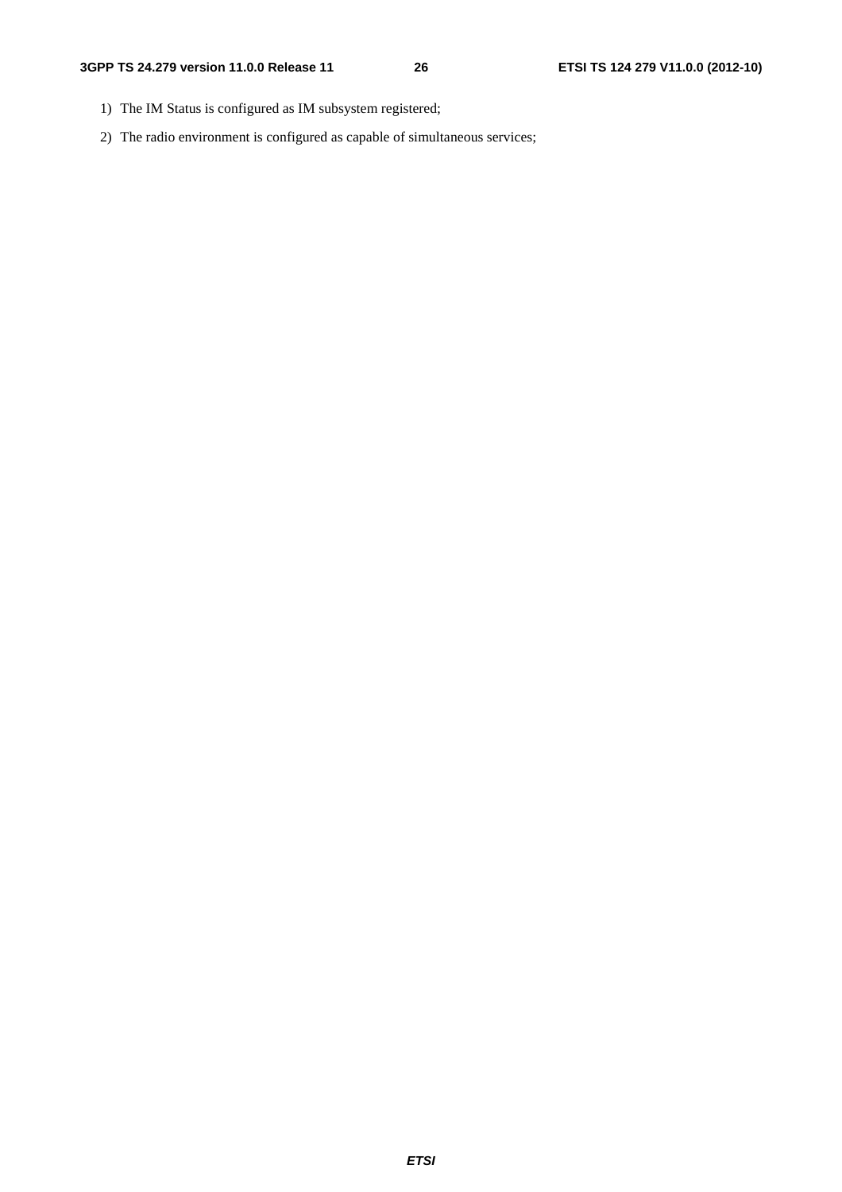1) The IM Status is configured as IM subsystem registered;

2) The radio environment is configured as capable of simultaneous services;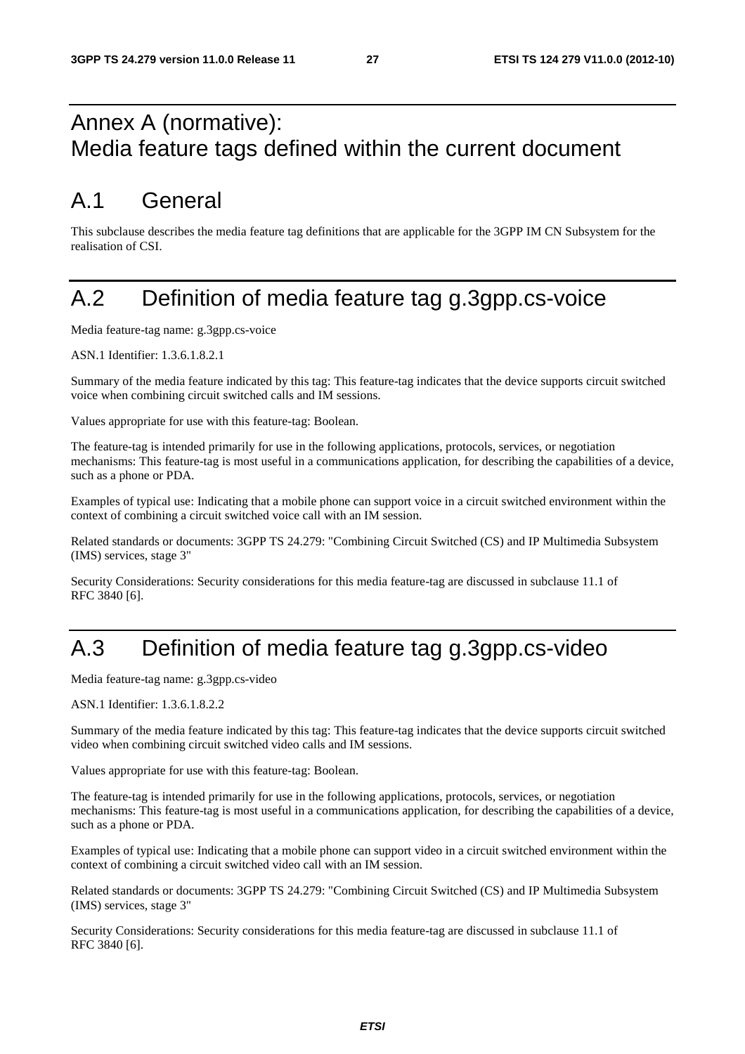# Annex A (normative): Media feature tags defined within the current document

## A.1 General

This subclause describes the media feature tag definitions that are applicable for the 3GPP IM CN Subsystem for the realisation of CSI.

## A.2 Definition of media feature tag g.3gpp.cs-voice

Media feature-tag name: g.3gpp.cs-voice

ASN.1 Identifier: 1.3.6.1.8.2.1

Summary of the media feature indicated by this tag: This feature-tag indicates that the device supports circuit switched voice when combining circuit switched calls and IM sessions.

Values appropriate for use with this feature-tag: Boolean.

The feature-tag is intended primarily for use in the following applications, protocols, services, or negotiation mechanisms: This feature-tag is most useful in a communications application, for describing the capabilities of a device, such as a phone or PDA.

Examples of typical use: Indicating that a mobile phone can support voice in a circuit switched environment within the context of combining a circuit switched voice call with an IM session.

Related standards or documents: 3GPP TS 24.279: "Combining Circuit Switched (CS) and IP Multimedia Subsystem (IMS) services, stage 3"

Security Considerations: Security considerations for this media feature-tag are discussed in subclause 11.1 of RFC 3840 [6].

## A.3 Definition of media feature tag g.3gpp.cs-video

Media feature-tag name: g.3gpp.cs-video

ASN.1 Identifier: 1.3.6.1.8.2.2

Summary of the media feature indicated by this tag: This feature-tag indicates that the device supports circuit switched video when combining circuit switched video calls and IM sessions.

Values appropriate for use with this feature-tag: Boolean.

The feature-tag is intended primarily for use in the following applications, protocols, services, or negotiation mechanisms: This feature-tag is most useful in a communications application, for describing the capabilities of a device, such as a phone or PDA.

Examples of typical use: Indicating that a mobile phone can support video in a circuit switched environment within the context of combining a circuit switched video call with an IM session.

Related standards or documents: 3GPP TS 24.279: "Combining Circuit Switched (CS) and IP Multimedia Subsystem (IMS) services, stage 3"

Security Considerations: Security considerations for this media feature-tag are discussed in subclause 11.1 of RFC 3840 [6].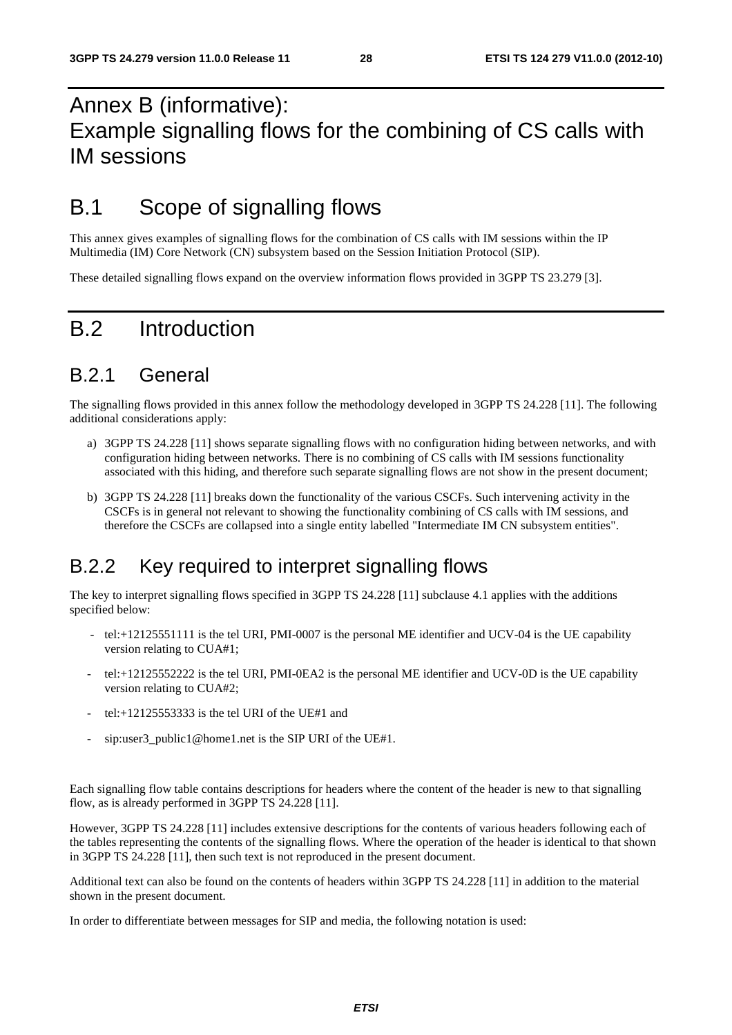# Annex B (informative): Example signalling flows for the combining of CS calls with IM sessions

# B.1 Scope of signalling flows

This annex gives examples of signalling flows for the combination of CS calls with IM sessions within the IP Multimedia (IM) Core Network (CN) subsystem based on the Session Initiation Protocol (SIP).

These detailed signalling flows expand on the overview information flows provided in 3GPP TS 23.279 [3].

# B.2 Introduction

## B.2.1 General

The signalling flows provided in this annex follow the methodology developed in 3GPP TS 24.228 [11]. The following additional considerations apply:

a) 3GPP TS 24.228 [11] shows separate signalling flows with no configuration hiding between networks, and with configuration hiding between networks. There is no combining of CS calls with IM sessions functionality associated with this hiding, and therefore such separate signalling flows are not show in the present document;

b) 3GPP TS 24.228 [11] breaks down the functionality of the various CSCFs. Such intervening activity in the CSCFs is in general not relevant to showing the functionality combining of CS calls with IM sessions, and therefore the CSCFs are collapsed into a single entity labelled "Intermediate IM CN subsystem entities".

## B.2.2 Key required to interpret signalling flows

The key to interpret signalling flows specified in 3GPP TS 24.228 [11] subclause 4.1 applies with the additions specified below:

- tel:+12125551111 is the tel URI, PMI-0007 is the personal ME identifier and UCV-04 is the UE capability version relating to CUA#1;
- tel:+12125552222 is the tel URI, PMI-0EA2 is the personal ME identifier and UCV-0D is the UE capability version relating to CUA#2;
- tel:+12125553333 is the tel URI of the UE#1 and
- sip:user3_public1@home1.net is the SIP URI of the UE#1.

Each signalling flow table contains descriptions for headers where the content of the header is new to that signalling flow, as is already performed in 3GPP TS 24.228 [11].

However, 3GPP TS 24.228 [11] includes extensive descriptions for the contents of various headers following each of the tables representing the contents of the signalling flows. Where the operation of the header is identical to that shown in 3GPP TS 24.228 [11], then such text is not reproduced in the present document.

Additional text can also be found on the contents of headers within 3GPP TS 24.228 [11] in addition to the material shown in the present document.

In order to differentiate between messages for SIP and media, the following notation is used: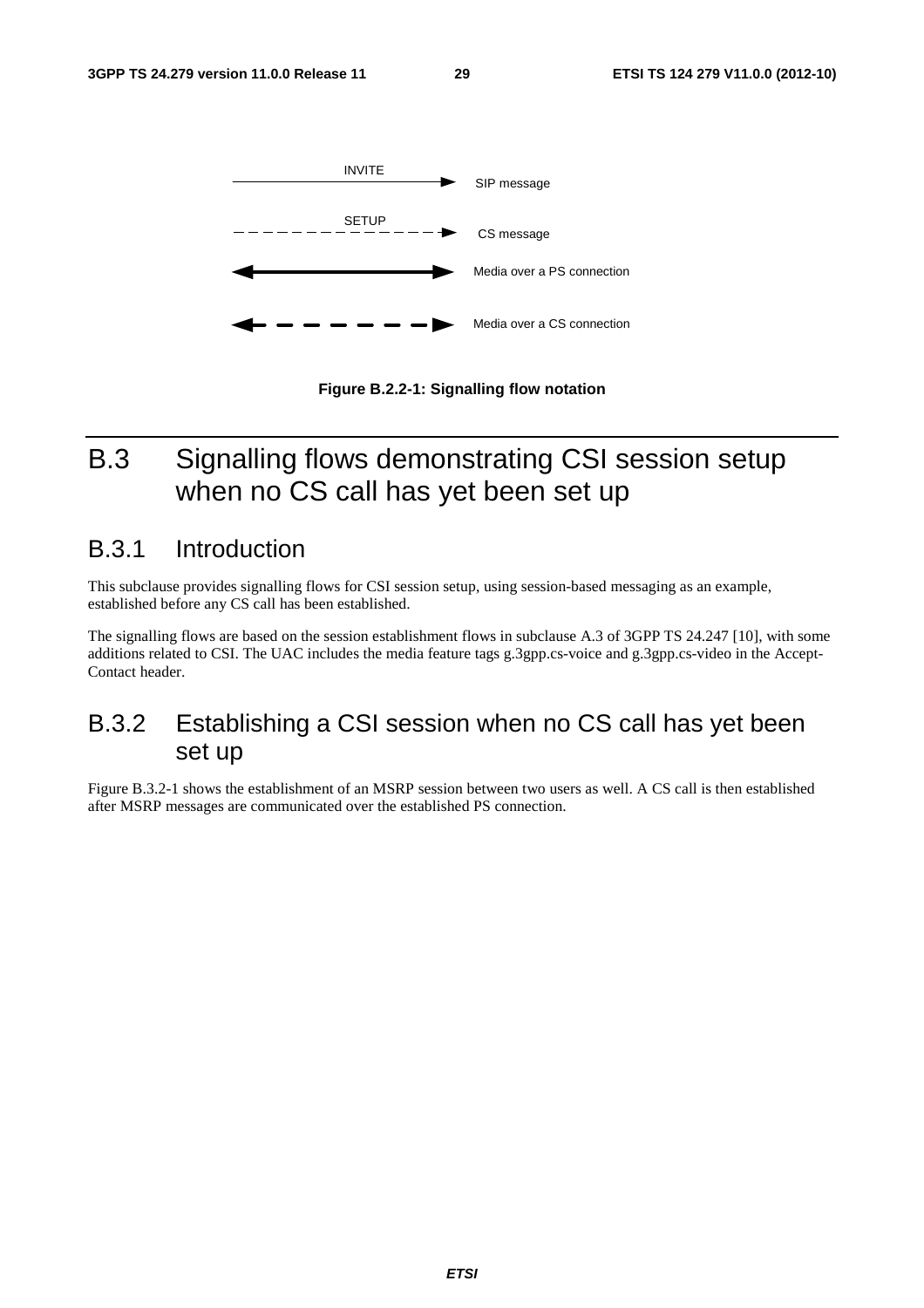INVITE → SIP message

SETUP → CS message

Media over a PS connection

Media over a CS connection

**Figure B.2.2-1: Signalling flow notation**

# B.3 Signalling flows demonstrating CSI session setup when no CS call has yet been set up

## B.3.1 Introduction

This subclause provides signalling flows for CSI session setup, using session-based messaging as an example, established before any CS call has been established.

The signalling flows are based on the session establishment flows in subclause A.3 of 3GPP TS 24.247 [10], with some additions related to CSI. The UAC includes the media feature tags g.3gpp.cs-voice and g.3gpp.cs-video in the Accept-Contact header.

## B.3.2 Establishing a CSI session when no CS call has yet been set up

Figure B.3.2-1 shows the establishment of an MSRP session between two users as well. A CS call is then established after MSRP messages are communicated over the established PS connection.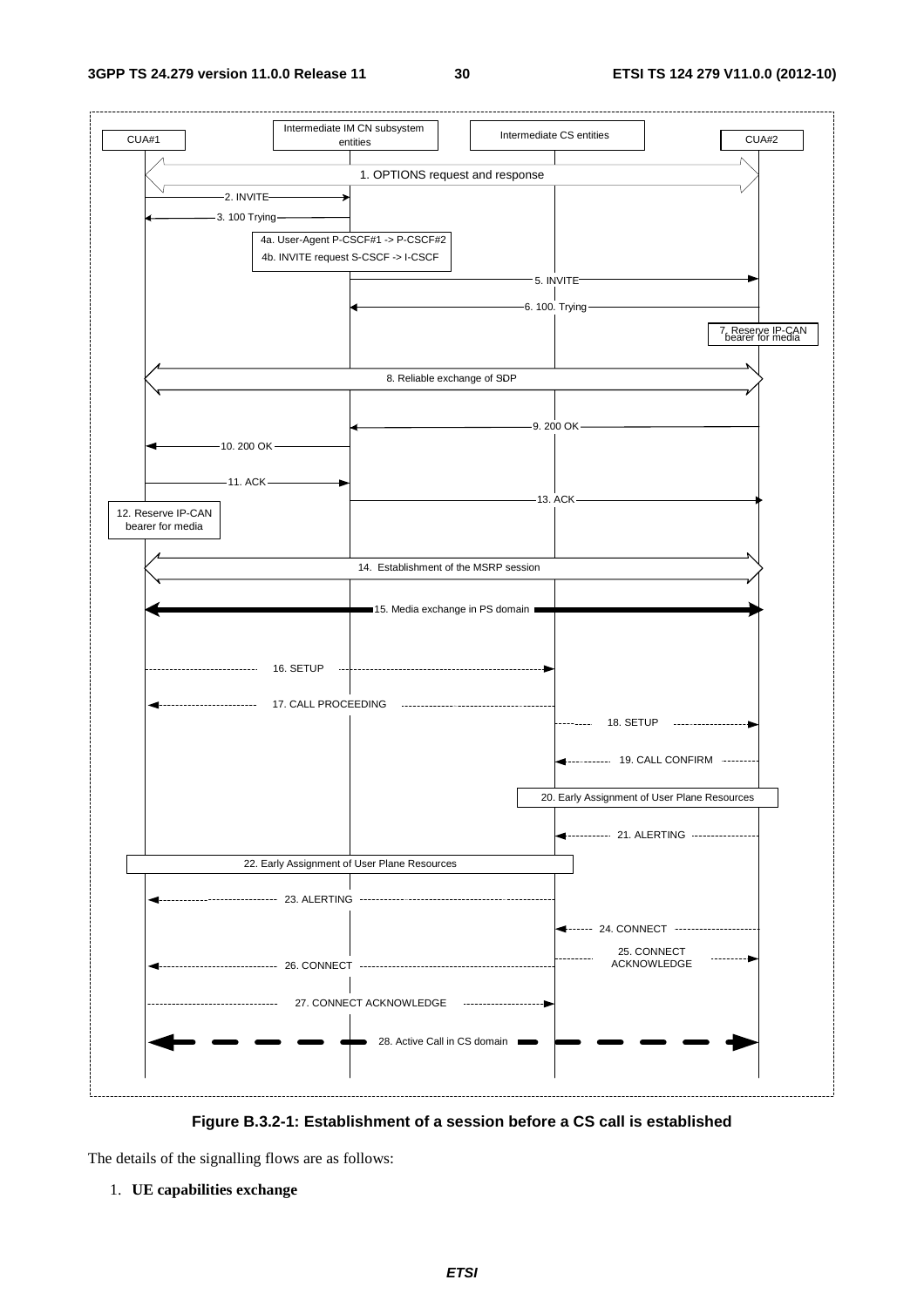Figure B.3.2-1: Establishment of a session before a CS call is established

The details of the signalling flows are as follows:

1. **UE capabilities exchange**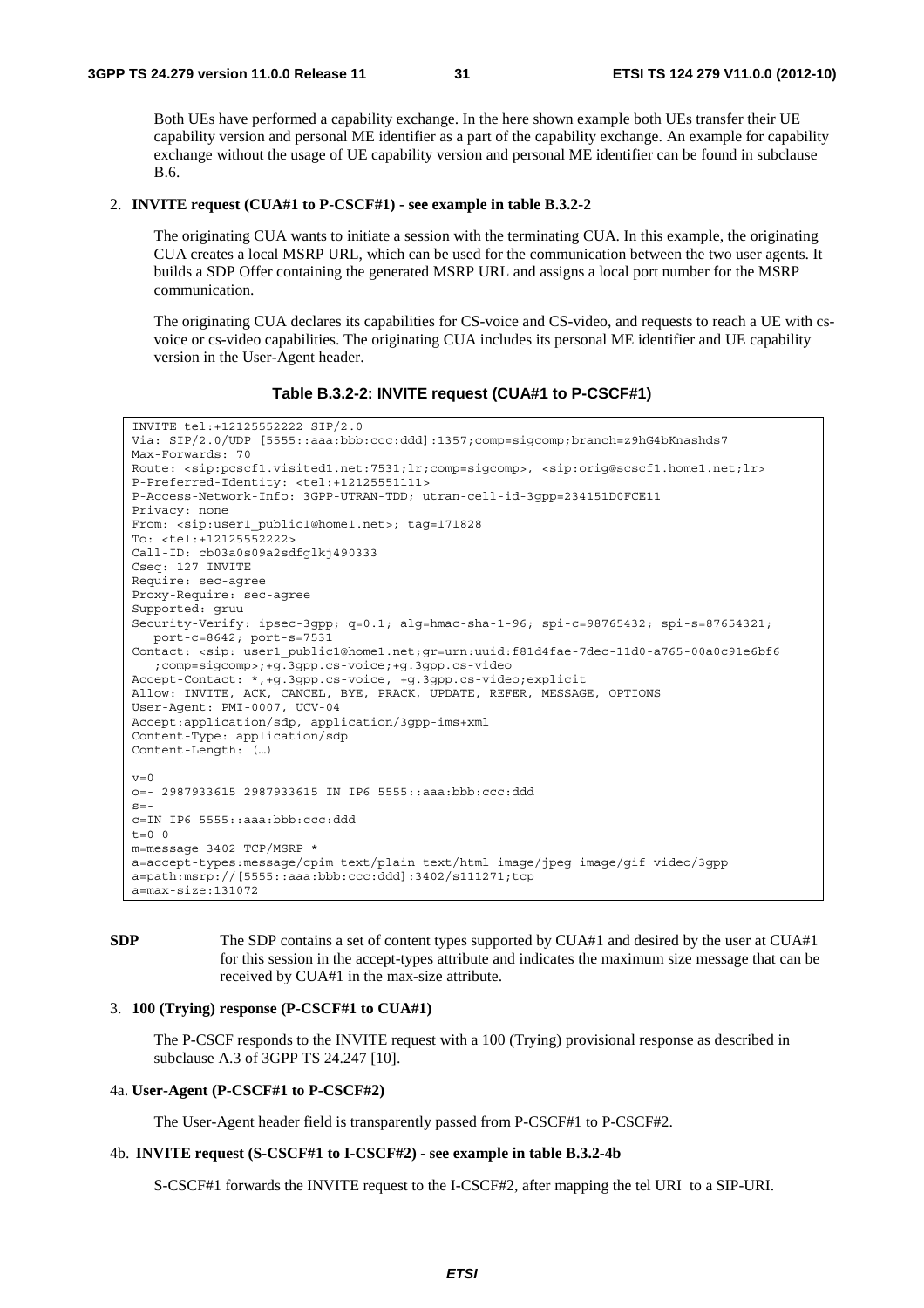Both UEs have performed a capability exchange. In the here shown example both UEs transfer their UE capability version and personal ME identifier as a part of the capability exchange. An example for capability exchange without the usage of UE capability version and personal ME identifier can be found in subclause B.6.

2. **INVITE request (CUA#1 to P-CSCF#1) - see example in table B.3.2-2**

   The originating CUA wants to initiate a session with the terminating CUA. In this example, the originating CUA creates a local MSRP URL, which can be used for the communication between the two user agents. It builds a SDP Offer containing the generated MSRP URL and assigns a local port number for the MSRP communication.

   The originating CUA declares its capabilities for CS-voice and CS-video, and requests to reach a UE with cs-voice or cs-video capabilities. The originating CUA includes its personal ME identifier and UE capability version in the User-Agent header.

**Table B.3.2-2: INVITE request (CUA#1 to P-CSCF#1)**

```
INVITE tel:+12125552222 SIP/2.0
Via: SIP/2.0/UDP [5555::aaa:bbb:ccc:ddd]:1357;comp=sigcomp;branch=z9hG4bKnashds7
Max-Forwards: 70
Route: <sip:pcscf1.visited1.net:7531;lr;comp=sigcomp>, <sip:orig@scscf1.home1.net;lr>
P-Preferred-Identity: <tel:+12125551111>
P-Access-Network-Info: 3GPP-UTRAN-TDD; utran-cell-id-3gpp=234151D0FCE11
Privacy: none
From: <sip:user1_public1@home1.net>; tag=171828
To: <tel:+12125552222>
Call-ID: cb03a0s09a2sdfglkj490333
Cseq: 127 INVITE
Require: sec-agree
Proxy-Require: sec-agree
Supported: gruu
Security-Verify: ipsec-3gpp; q=0.1; alg=hmac-sha-1-96; spi-c=98765432; spi-s=87654321;
   port-c=8642; port-s=7531
Contact: <sip: user1_public1@home1.net;gr=urn:uuid:f81d4fae-7dec-11d0-a765-00a0c91e6bf6
   ;comp=sigcomp>;+g.3gpp.cs-voice;+g.3gpp.cs-video
Accept-Contact: *,+g.3gpp.cs-voice, +g.3gpp.cs-video;explicit
Allow: INVITE, ACK, CANCEL, BYE, PRACK, UPDATE, REFER, MESSAGE, OPTIONS
User-Agent: PMI-0007, UCV-04
Accept:application/sdp, application/3gpp-ims+xml
Content-Type: application/sdp
Content-Length: (…)

v=0
o=- 2987933615 2987933615 IN IP6 5555::aaa:bbb:ccc:ddd
s=-
c=IN IP6 5555::aaa:bbb:ccc:ddd
t=0 0
m=message 3402 TCP/MSRP *
a=accept-types:message/cpim text/plain text/html image/jpeg image/gif video/3gpp
a=path:msrp://[5555::aaa:bbb:ccc:ddd]:3402/s111271;tcp
a=max-size:131072
```

**SDP** The SDP contains a set of content types supported by CUA#1 and desired by the user at CUA#1 for this session in the accept-types attribute and indicates the maximum size message that can be received by CUA#1 in the max-size attribute.

3. **100 (Trying) response (P-CSCF#1 to CUA#1)**

   The P-CSCF responds to the INVITE request with a 100 (Trying) provisional response as described in subclause A.3 of 3GPP TS 24.247 [10].

4a. **User-Agent (P-CSCF#1 to P-CSCF#2)**

   The User-Agent header field is transparently passed from P-CSCF#1 to P-CSCF#2.

4b. **INVITE request (S-CSCF#1 to I-CSCF#2) - see example in table B.3.2-4b**

   S-CSCF#1 forwards the INVITE request to the I-CSCF#2, after mapping the tel URI to a SIP-URI.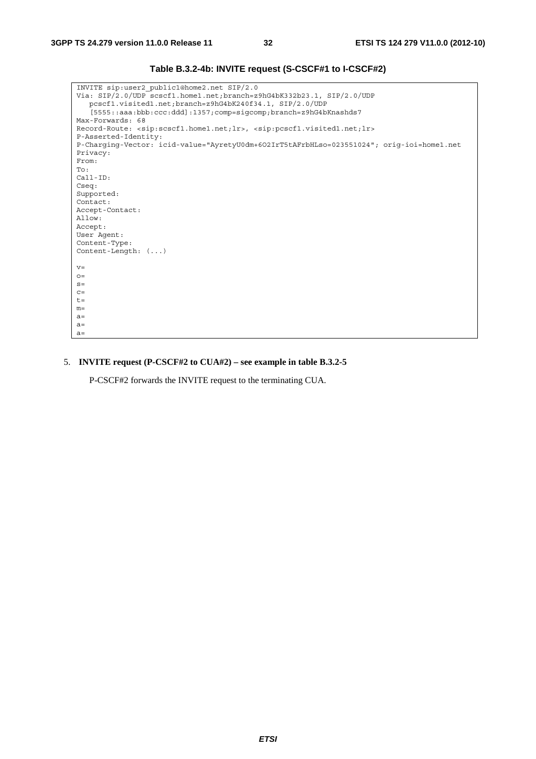**Table B.3.2-4b: INVITE request (S-CSCF#1 to I-CSCF#2)**

```
INVITE sip:user2_public1@home2.net SIP/2.0
Via: SIP/2.0/UDP scscf1.home1.net;branch=z9hG4bK332b23.1, SIP/2.0/UDP
   pcscf1.visited1.net;branch=z9hG4bK240f34.1, SIP/2.0/UDP
   [5555::aaa:bbb:ccc:ddd]:1357;comp=sigcomp;branch=z9hG4bKnashds7
Max-Forwards: 68
Record-Route: <sip:scscf1.home1.net;lr>, <sip:pcscf1.visited1.net;lr>
P-Asserted-Identity:
P-Charging-Vector: icid-value="AyretyU0dm+6O2IrT5tAFrbHLso=023551024"; orig-ioi=home1.net
Privacy:
From:
To:
Call-ID:
Cseq:
Supported:
Contact:
Accept-Contact:
Allow:
Accept:
User Agent:
Content-Type:
Content-Length: (...)

v=
o=
s=
c=
t=
m=
a=
a=
a=
```

5. **INVITE request (P-CSCF#2 to CUA#2) – see example in table B.3.2-5**

   P-CSCF#2 forwards the INVITE request to the terminating CUA.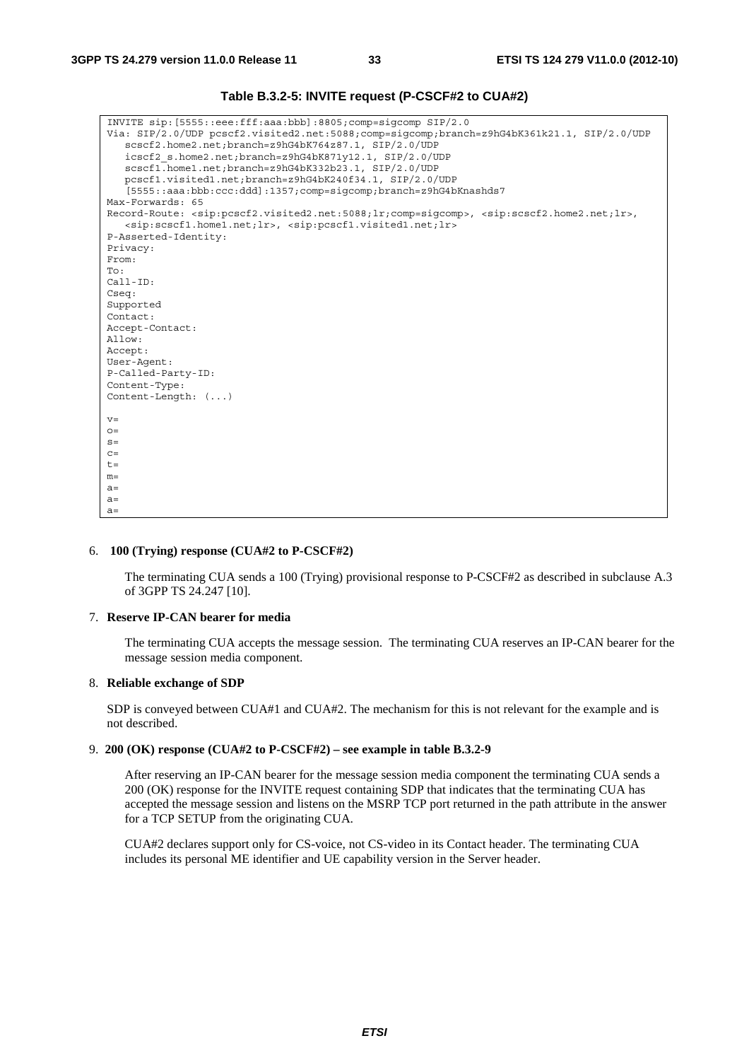**Table B.3.2-5: INVITE request (P-CSCF#2 to CUA#2)**

```
INVITE sip:[5555::eee:fff:aaa:bbb]:8805;comp=sigcomp SIP/2.0
Via: SIP/2.0/UDP pcscf2.visited2.net:5088;comp=sigcomp;branch=z9hG4bK361k21.1, SIP/2.0/UDP
   scscf2.home2.net;branch=z9hG4bK764z87.1, SIP/2.0/UDP
   icscf2_s.home2.net;branch=z9hG4bK871y12.1, SIP/2.0/UDP
   scscf1.home1.net;branch=z9hG4bK332b23.1, SIP/2.0/UDP
   pcscf1.visited1.net;branch=z9hG4bK240f34.1, SIP/2.0/UDP
   [5555::aaa:bbb:ccc:ddd]:1357;comp=sigcomp;branch=z9hG4bKnashds7
Max-Forwards: 65
Record-Route: <sip:pcscf2.visited2.net:5088;lr;comp=sigcomp>, <sip:scscf2.home2.net;lr>,
   <sip:scscf1.home1.net;lr>, <sip:pcscf1.visited1.net;lr>
P-Asserted-Identity:
Privacy:
From:
To:
Call-ID:
Cseq:
Supported
Contact:
Accept-Contact:
Allow:
Accept:
User-Agent:
P-Called-Party-ID:
Content-Type:
Content-Length: (...)

v=
o=
s=
c=
t=
m=
a=
a=
a=
```

6. **100 (Trying) response (CUA#2 to P-CSCF#2)**

   The terminating CUA sends a 100 (Trying) provisional response to P-CSCF#2 as described in subclause A.3 of 3GPP TS 24.247 [10].

7. **Reserve IP-CAN bearer for media**

   The terminating CUA accepts the message session. The terminating CUA reserves an IP-CAN bearer for the message session media component.

8. **Reliable exchange of SDP**

   SDP is conveyed between CUA#1 and CUA#2. The mechanism for this is not relevant for the example and is not described.

9. **200 (OK) response (CUA#2 to P-CSCF#2) – see example in table B.3.2-9**

   After reserving an IP-CAN bearer for the message session media component the terminating CUA sends a 200 (OK) response for the INVITE request containing SDP that indicates that the terminating CUA has accepted the message session and listens on the MSRP TCP port returned in the path attribute in the answer for a TCP SETUP from the originating CUA.

   CUA#2 declares support only for CS-voice, not CS-video in its Contact header. The terminating CUA includes its personal ME identifier and UE capability version in the Server header.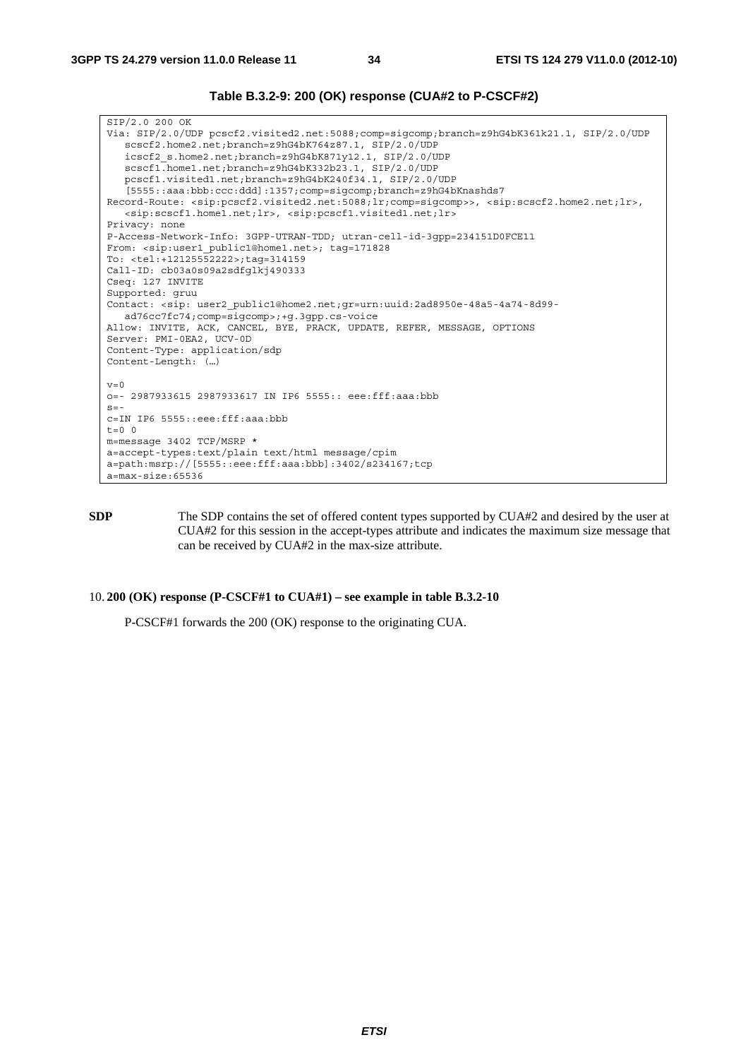**Table B.3.2-9: 200 (OK) response (CUA#2 to P-CSCF#2)**

```
SIP/2.0 200 OK
Via: SIP/2.0/UDP pcscf2.visited2.net:5088;comp=sigcomp;branch=z9hG4bK361k21.1, SIP/2.0/UDP
   scscf2.home2.net;branch=z9hG4bK764z87.1, SIP/2.0/UDP
   icscf2_s.home2.net;branch=z9hG4bK871y12.1, SIP/2.0/UDP
   scscf1.home1.net;branch=z9hG4bK332b23.1, SIP/2.0/UDP
   pcscf1.visited1.net;branch=z9hG4bK240f34.1, SIP/2.0/UDP
   [5555::aaa:bbb:ccc:ddd]:1357;comp=sigcomp;branch=z9hG4bKnashds7
Record-Route: <sip:pcscf2.visited2.net:5088;lr;comp=sigcomp>>, <sip:scscf2.home2.net;lr>,
   <sip:scscf1.home1.net;lr>, <sip:pcscf1.visited1.net;lr>
Privacy: none
P-Access-Network-Info: 3GPP-UTRAN-TDD; utran-cell-id-3gpp=234151D0FCE11
From: <sip:user1_public1@home1.net>; tag=171828
To: <tel:+12125552222>;tag=314159
Call-ID: cb03a0s09a2sdfglkj490333
Cseq: 127 INVITE
Supported: gruu
Contact: <sip: user2_public1@home2.net;gr=urn:uuid:2ad8950e-48a5-4a74-8d99-
   ad76cc7fc74;comp=sigcomp>;+g.3gpp.cs-voice
Allow: INVITE, ACK, CANCEL, BYE, PRACK, UPDATE, REFER, MESSAGE, OPTIONS
Server: PMI-0EA2, UCV-0D
Content-Type: application/sdp
Content-Length: (…)

v=0
o=- 2987933615 2987933617 IN IP6 5555:: eee:fff:aaa:bbb
s=-
c=IN IP6 5555::eee:fff:aaa:bbb
t=0 0
m=message 3402 TCP/MSRP *
a=accept-types:text/plain text/html message/cpim
a=path:msrp://[5555::eee:fff:aaa:bbb]:3402/s234167;tcp
a=max-size:65536
```

**SDP** The SDP contains the set of offered content types supported by CUA#2 and desired by the user at CUA#2 for this session in the accept-types attribute and indicates the maximum size message that can be received by CUA#2 in the max-size attribute.

10. **200 (OK) response (P-CSCF#1 to CUA#1) – see example in table B.3.2-10**

P-CSCF#1 forwards the 200 (OK) response to the originating CUA.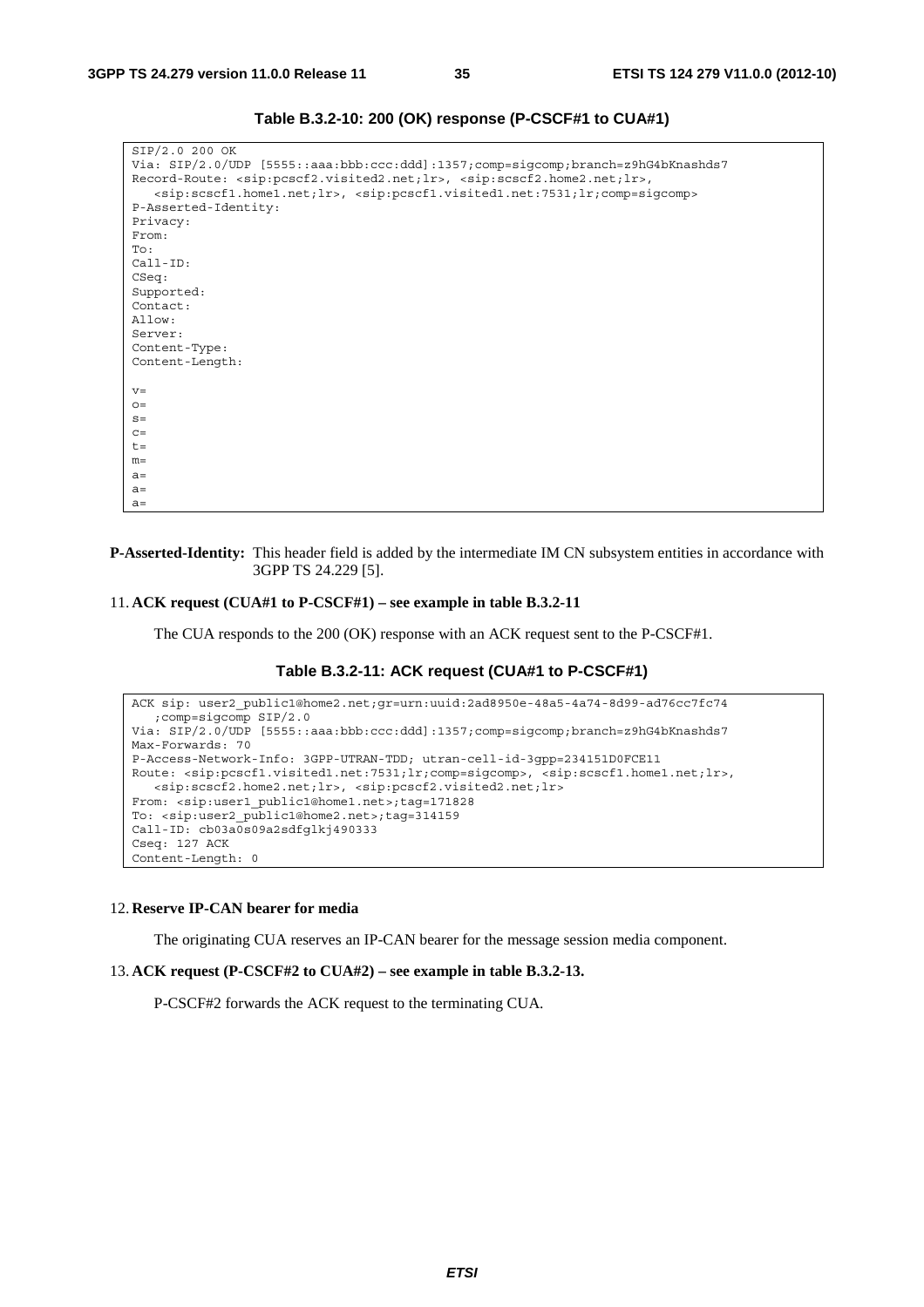**Table B.3.2-10: 200 (OK) response (P-CSCF#1 to CUA#1)**

```
SIP/2.0 200 OK
Via: SIP/2.0/UDP [5555::aaa:bbb:ccc:ddd]:1357;comp=sigcomp;branch=z9hG4bKnashds7
Record-Route: <sip:pcscf2.visited2.net;lr>, <sip:scscf2.home2.net;lr>,
   <sip:scscf1.home1.net;lr>, <sip:pcscf1.visited1.net:7531;lr;comp=sigcomp>
P-Asserted-Identity:
Privacy:
From:
To:
Call-ID:
CSeq:
Supported:
Contact:
Allow:
Server:
Content-Type:
Content-Length:

v=
o=
s=
c=
t=
m=
a=
a=
a=
```

**P-Asserted-Identity:** This header field is added by the intermediate IM CN subsystem entities in accordance with 3GPP TS 24.229 [5].

11. **ACK request (CUA#1 to P-CSCF#1) – see example in table B.3.2-11**

    The CUA responds to the 200 (OK) response with an ACK request sent to the P-CSCF#1.

**Table B.3.2-11: ACK request (CUA#1 to P-CSCF#1)**

```
ACK sip: user2_public1@home2.net;gr=urn:uuid:2ad8950e-48a5-4a74-8d99-ad76cc7fc74
   ;comp=sigcomp SIP/2.0
Via: SIP/2.0/UDP [5555::aaa:bbb:ccc:ddd]:1357;comp=sigcomp;branch=z9hG4bKnashds7
Max-Forwards: 70
P-Access-Network-Info: 3GPP-UTRAN-TDD; utran-cell-id-3gpp=234151D0FCE11
Route: <sip:pcscf1.visited1.net:7531;lr;comp=sigcomp>, <sip:scscf1.home1.net;lr>,
   <sip:scscf2.home2.net;lr>, <sip:pcscf2.visited2.net;lr>
From: <sip:user1_public1@home1.net>;tag=171828
To: <sip:user2_public1@home2.net>;tag=314159
Call-ID: cb03a0s09a2sdfglkj490333
Cseq: 127 ACK
Content-Length: 0
```

12. **Reserve IP-CAN bearer for media**

    The originating CUA reserves an IP-CAN bearer for the message session media component.

13. **ACK request (P-CSCF#2 to CUA#2) – see example in table B.3.2-13.**

    P-CSCF#2 forwards the ACK request to the terminating CUA.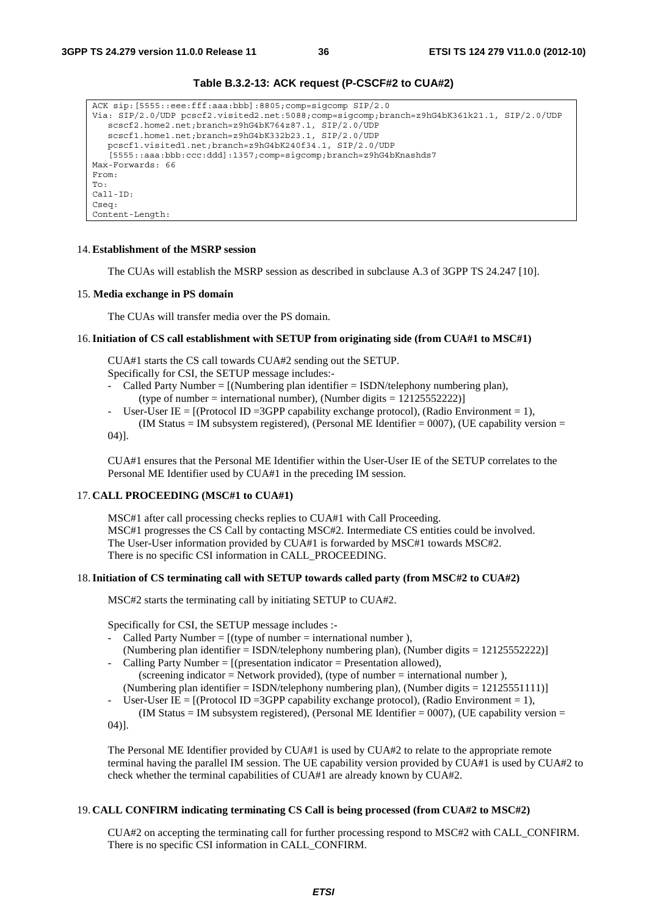**Table B.3.2-13: ACK request (P-CSCF#2 to CUA#2)**

```
ACK sip:[5555::eee:fff:aaa:bbb]:8805;comp=sigcomp SIP/2.0
Via: SIP/2.0/UDP pcscf2.visited2.net:5088;comp=sigcomp;branch=z9hG4bK361k21.1, SIP/2.0/UDP
   scscf2.home2.net;branch=z9hG4bK764z87.1, SIP/2.0/UDP
   scscf1.home1.net;branch=z9hG4bK332b23.1, SIP/2.0/UDP
   pcscf1.visited1.net;branch=z9hG4bK240f34.1, SIP/2.0/UDP
   [5555::aaa:bbb:ccc:ddd]:1357;comp=sigcomp;branch=z9hG4bKnashds7
Max-Forwards: 66
From:
To:
Call-ID:
Cseq:
Content-Length:
```

14. **Establishment of the MSRP session**

    The CUAs will establish the MSRP session as described in subclause A.3 of 3GPP TS 24.247 [10].

15. **Media exchange in PS domain**

    The CUAs will transfer media over the PS domain.

16. **Initiation of CS call establishment with SETUP from originating side (from CUA#1 to MSC#1)**

    CUA#1 starts the CS call towards CUA#2 sending out the SETUP.
    Specifically for CSI, the SETUP message includes:-
    - Called Party Number = [(Numbering plan identifier = ISDN/telephony numbering plan), (type of number = international number), (Number digits = 12125552222)]
    - User-User IE = [(Protocol ID =3GPP capability exchange protocol), (Radio Environment = 1), (IM Status = IM subsystem registered), (Personal ME Identifier = 0007), (UE capability version = 04)].

    CUA#1 ensures that the Personal ME Identifier within the User-User IE of the SETUP correlates to the Personal ME Identifier used by CUA#1 in the preceding IM session.

17. **CALL PROCEEDING (MSC#1 to CUA#1)**

    MSC#1 after call processing checks replies to CUA#1 with Call Proceeding.
    MSC#1 progresses the CS Call by contacting MSC#2. Intermediate CS entities could be involved.
    The User-User information provided by CUA#1 is forwarded by MSC#1 towards MSC#2.
    There is no specific CSI information in CALL_PROCEEDING.

18. **Initiation of CS terminating call with SETUP towards called party (from MSC#2 to CUA#2)**

    MSC#2 starts the terminating call by initiating SETUP to CUA#2.

    Specifically for CSI, the SETUP message includes :-
    - Called Party Number = [(type of number = international number ), (Numbering plan identifier = ISDN/telephony numbering plan), (Number digits = 12125552222)]
    - Calling Party Number = [(presentation indicator = Presentation allowed), (screening indicator = Network provided), (type of number = international number ), (Numbering plan identifier = ISDN/telephony numbering plan), (Number digits = 12125551111)]
    - User-User IE = [(Protocol ID =3GPP capability exchange protocol), (Radio Environment = 1), (IM Status = IM subsystem registered), (Personal ME Identifier = 0007), (UE capability version = 04)].

    The Personal ME Identifier provided by CUA#1 is used by CUA#2 to relate to the appropriate remote terminal having the parallel IM session. The UE capability version provided by CUA#1 is used by CUA#2 to check whether the terminal capabilities of CUA#1 are already known by CUA#2.

19. **CALL CONFIRM indicating terminating CS Call is being processed (from CUA#2 to MSC#2)**

    CUA#2 on accepting the terminating call for further processing respond to MSC#2 with CALL_CONFIRM.
    There is no specific CSI information in CALL_CONFIRM.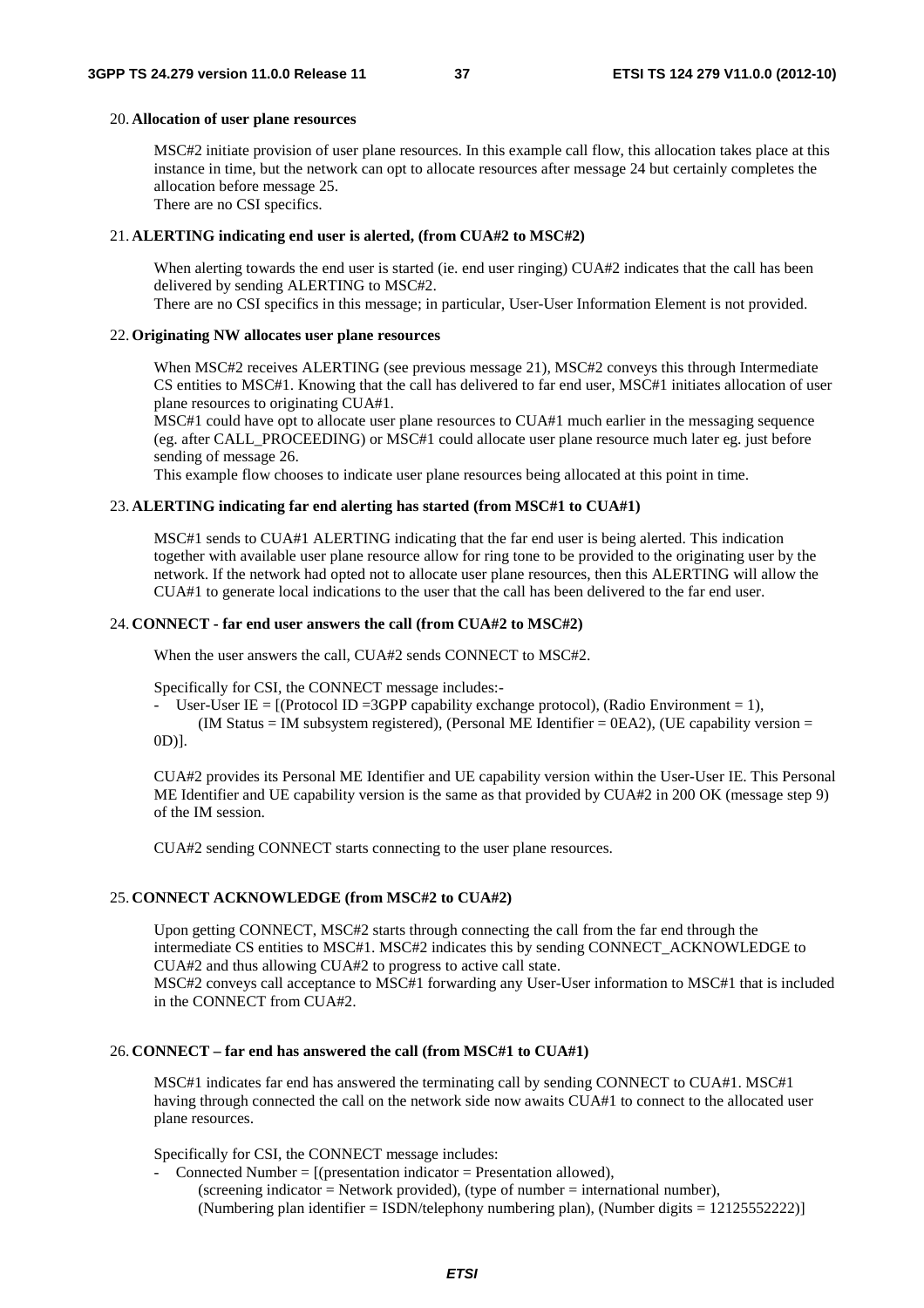20. **Allocation of user plane resources**

    MSC#2 initiate provision of user plane resources. In this example call flow, this allocation takes place at this instance in time, but the network can opt to allocate resources after message 24 but certainly completes the allocation before message 25.
    There are no CSI specifics.

21. **ALERTING indicating end user is alerted, (from CUA#2 to MSC#2)**

    When alerting towards the end user is started (ie. end user ringing) CUA#2 indicates that the call has been delivered by sending ALERTING to MSC#2.
    There are no CSI specifics in this message; in particular, User-User Information Element is not provided.

22. **Originating NW allocates user plane resources**

    When MSC#2 receives ALERTING (see previous message 21), MSC#2 conveys this through Intermediate CS entities to MSC#1. Knowing that the call has delivered to far end user, MSC#1 initiates allocation of user plane resources to originating CUA#1.
    MSC#1 could have opt to allocate user plane resources to CUA#1 much earlier in the messaging sequence (eg. after CALL_PROCEEDING) or MSC#1 could allocate user plane resource much later eg. just before sending of message 26.
    This example flow chooses to indicate user plane resources being allocated at this point in time.

23. **ALERTING indicating far end alerting has started (from MSC#1 to CUA#1)**

    MSC#1 sends to CUA#1 ALERTING indicating that the far end user is being alerted. This indication together with available user plane resource allow for ring tone to be provided to the originating user by the network. If the network had opted not to allocate user plane resources, then this ALERTING will allow the CUA#1 to generate local indications to the user that the call has been delivered to the far end user.

24. **CONNECT - far end user answers the call (from CUA#2 to MSC#2)**

    When the user answers the call, CUA#2 sends CONNECT to MSC#2.

    Specifically for CSI, the CONNECT message includes:-

    - User-User IE = [(Protocol ID =3GPP capability exchange protocol), (Radio Environment = 1), (IM Status = IM subsystem registered), (Personal ME Identifier = 0EA2), (UE capability version = 0D)].

    CUA#2 provides its Personal ME Identifier and UE capability version within the User-User IE. This Personal ME Identifier and UE capability version is the same as that provided by CUA#2 in 200 OK (message step 9) of the IM session.

    CUA#2 sending CONNECT starts connecting to the user plane resources.

25. **CONNECT ACKNOWLEDGE (from MSC#2 to CUA#2)**

    Upon getting CONNECT, MSC#2 starts through connecting the call from the far end through the intermediate CS entities to MSC#1. MSC#2 indicates this by sending CONNECT_ACKNOWLEDGE to CUA#2 and thus allowing CUA#2 to progress to active call state.
    MSC#2 conveys call acceptance to MSC#1 forwarding any User-User information to MSC#1 that is included in the CONNECT from CUA#2.

26. **CONNECT – far end has answered the call (from MSC#1 to CUA#1)**

    MSC#1 indicates far end has answered the terminating call by sending CONNECT to CUA#1. MSC#1 having through connected the call on the network side now awaits CUA#1 to connect to the allocated user plane resources.

    Specifically for CSI, the CONNECT message includes:

    - Connected Number = [(presentation indicator = Presentation allowed), (screening indicator = Network provided), (type of number = international number), (Numbering plan identifier = ISDN/telephony numbering plan), (Number digits = 12125552222)]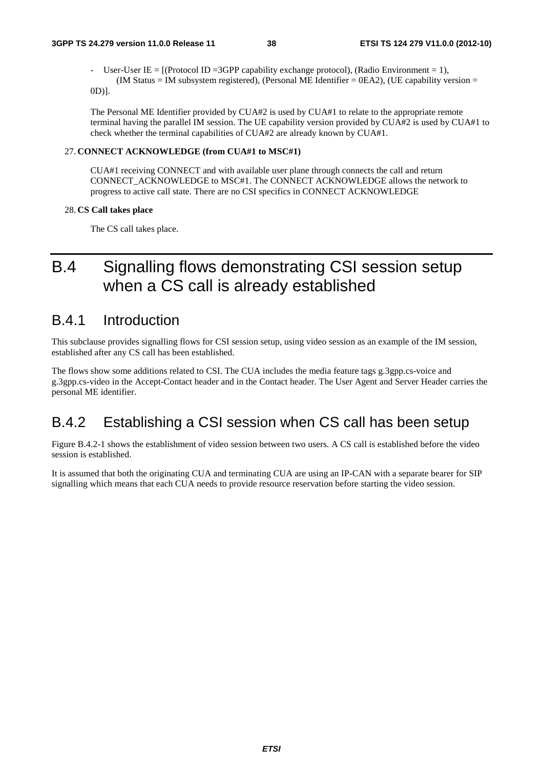- User-User IE = [(Protocol ID =3GPP capability exchange protocol), (Radio Environment = 1), (IM Status = IM subsystem registered), (Personal ME Identifier = 0EA2), (UE capability version = 0D)].

The Personal ME Identifier provided by CUA#2 is used by CUA#1 to relate to the appropriate remote terminal having the parallel IM session. The UE capability version provided by CUA#2 is used by CUA#1 to check whether the terminal capabilities of CUA#2 are already known by CUA#1.

27. **CONNECT ACKNOWLEDGE (from CUA#1 to MSC#1)**

CUA#1 receiving CONNECT and with available user plane through connects the call and return CONNECT_ACKNOWLEDGE to MSC#1. The CONNECT ACKNOWLEDGE allows the network to progress to active call state. There are no CSI specifics in CONNECT ACKNOWLEDGE

28. **CS Call takes place**

The CS call takes place.

# B.4 Signalling flows demonstrating CSI session setup when a CS call is already established

## B.4.1 Introduction

This subclause provides signalling flows for CSI session setup, using video session as an example of the IM session, established after any CS call has been established.

The flows show some additions related to CSI. The CUA includes the media feature tags g.3gpp.cs-voice and g.3gpp.cs-video in the Accept-Contact header and in the Contact header. The User Agent and Server Header carries the personal ME identifier.

## B.4.2 Establishing a CSI session when CS call has been setup

Figure B.4.2-1 shows the establishment of video session between two users. A CS call is established before the video session is established.

It is assumed that both the originating CUA and terminating CUA are using an IP-CAN with a separate bearer for SIP signalling which means that each CUA needs to provide resource reservation before starting the video session.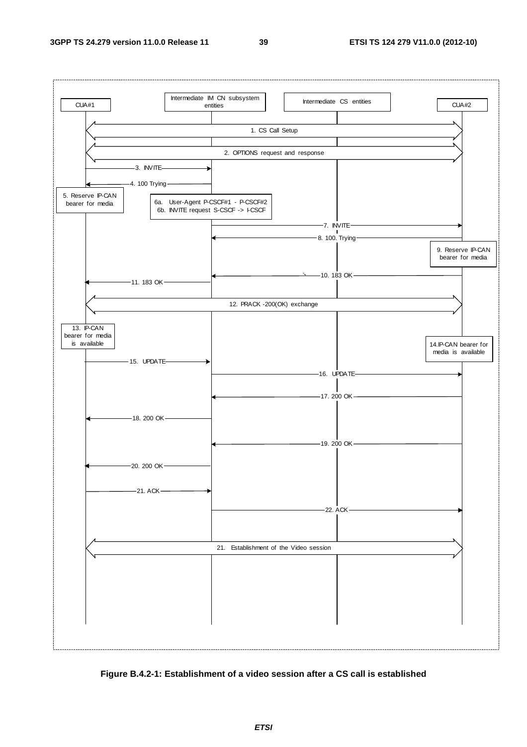**Figure B.4.2-1: Establishment of a video session after a CS call is established**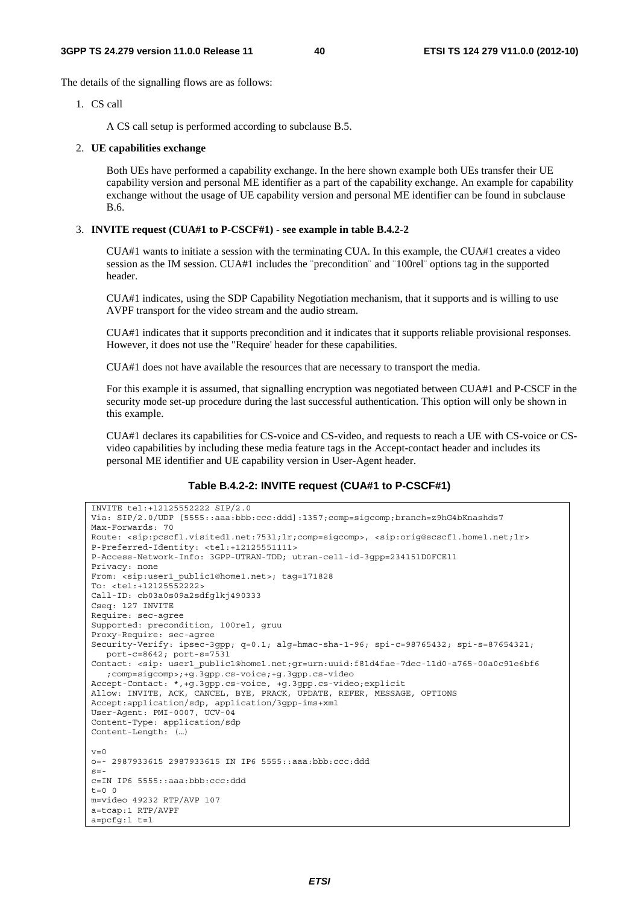The details of the signalling flows are as follows:

1. CS call

   A CS call setup is performed according to subclause B.5.

2. **UE capabilities exchange**

   Both UEs have performed a capability exchange. In the here shown example both UEs transfer their UE capability version and personal ME identifier as a part of the capability exchange. An example for capability exchange without the usage of UE capability version and personal ME identifier can be found in subclause B.6.

3. **INVITE request (CUA#1 to P-CSCF#1) - see example in table B.4.2-2**

   CUA#1 wants to initiate a session with the terminating CUA. In this example, the CUA#1 creates a video session as the IM session. CUA#1 includes the ¨precondition¨ and ¨100rel¨ options tag in the supported header.

   CUA#1 indicates, using the SDP Capability Negotiation mechanism, that it supports and is willing to use AVPF transport for the video stream and the audio stream.

   CUA#1 indicates that it supports precondition and it indicates that it supports reliable provisional responses. However, it does not use the "Require' header for these capabilities.

   CUA#1 does not have available the resources that are necessary to transport the media.

   For this example it is assumed, that signalling encryption was negotiated between CUA#1 and P-CSCF in the security mode set-up procedure during the last successful authentication. This option will only be shown in this example.

   CUA#1 declares its capabilities for CS-voice and CS-video, and requests to reach a UE with CS-voice or CS-video capabilities by including these media feature tags in the Accept-contact header and includes its personal ME identifier and UE capability version in User-Agent header.

**Table B.4.2-2: INVITE request (CUA#1 to P-CSCF#1)**

```
INVITE tel:+12125552222 SIP/2.0
Via: SIP/2.0/UDP [5555::aaa:bbb:ccc:ddd]:1357;comp=sigcomp;branch=z9hG4bKnashds7
Max-Forwards: 70
Route: <sip:pcscf1.visited1.net:7531;lr;comp=sigcomp>, <sip:orig@scscf1.home1.net;lr>
P-Preferred-Identity: <tel:+12125551111>
P-Access-Network-Info: 3GPP-UTRAN-TDD; utran-cell-id-3gpp=234151D0FCE11
Privacy: none
From: <sip:user1_public1@home1.net>; tag=171828
To: <tel:+12125552222>
Call-ID: cb03a0s09a2sdfglkj490333
Cseq: 127 INVITE
Require: sec-agree
Supported: precondition, 100rel, gruu
Proxy-Require: sec-agree
Security-Verify: ipsec-3gpp; q=0.1; alg=hmac-sha-1-96; spi-c=98765432; spi-s=87654321;
   port-c=8642; port-s=7531
Contact: <sip: user1_public1@home1.net;gr=urn:uuid:f81d4fae-7dec-11d0-a765-00a0c91e6bf6
   ;comp=sigcomp>;+g.3gpp.cs-voice;+g.3gpp.cs-video
Accept-Contact: *,+g.3gpp.cs-voice, +g.3gpp.cs-video;explicit
Allow: INVITE, ACK, CANCEL, BYE, PRACK, UPDATE, REFER, MESSAGE, OPTIONS
Accept:application/sdp, application/3gpp-ims+xml
User-Agent: PMI-0007, UCV-04
Content-Type: application/sdp
Content-Length: (…)

v=0
o=- 2987933615 2987933615 IN IP6 5555::aaa:bbb:ccc:ddd
s=-
c=IN IP6 5555::aaa:bbb:ccc:ddd
t=0 0
m=video 49232 RTP/AVP 107
a=tcap:1 RTP/AVPF
a=pcfg:1 t=1
```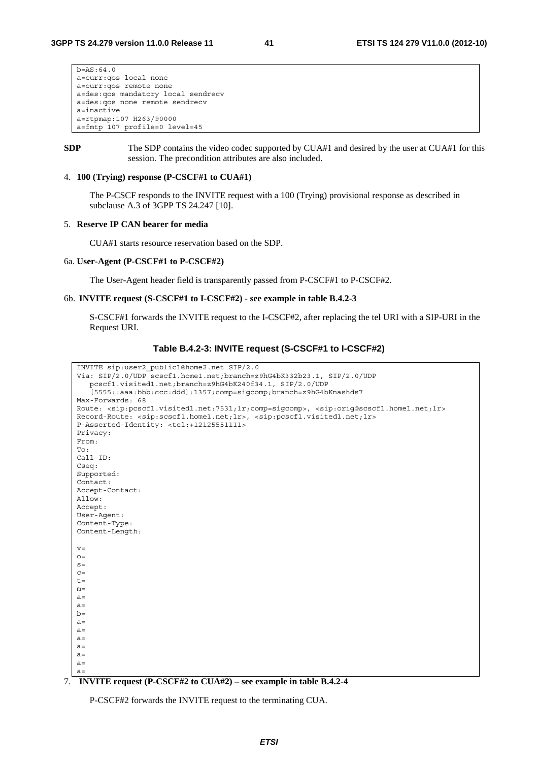```
b=AS:64.0
a=curr:qos local none
a=curr:qos remote none
a=des:qos mandatory local sendrecv
a=des:qos none remote sendrecv
a=inactive
a=rtpmap:107 H263/90000
a=fmtp 107 profile=0 level=45
```

**SDP** The SDP contains the video codec supported by CUA#1 and desired by the user at CUA#1 for this session. The precondition attributes are also included.

4. **100 (Trying) response (P-CSCF#1 to CUA#1)**

   The P-CSCF responds to the INVITE request with a 100 (Trying) provisional response as described in subclause A.3 of 3GPP TS 24.247 [10].

5. **Reserve IP CAN bearer for media**

   CUA#1 starts resource reservation based on the SDP.

6a. **User-Agent (P-CSCF#1 to P-CSCF#2)**

   The User-Agent header field is transparently passed from P-CSCF#1 to P-CSCF#2.

6b. **INVITE request (S-CSCF#1 to I-CSCF#2) - see example in table B.4.2-3**

   S-CSCF#1 forwards the INVITE request to the I-CSCF#2, after replacing the tel URI with a SIP-URI in the Request URI.

**Table B.4.2-3: INVITE request (S-CSCF#1 to I-CSCF#2)**

```
INVITE sip:user2_public1@home2.net SIP/2.0
Via: SIP/2.0/UDP scscf1.home1.net;branch=z9hG4bK332b23.1, SIP/2.0/UDP
   pcscf1.visited1.net;branch=z9hG4bK240f34.1, SIP/2.0/UDP
   [5555::aaa:bbb:ccc:ddd]:1357;comp=sigcomp;branch=z9hG4bKnashds7
Max-Forwards: 68
Route: <sip:pcscf1.visited1.net:7531;lr;comp=sigcomp>, <sip:orig@scscf1.home1.net;lr>
Record-Route: <sip:scscf1.home1.net;lr>, <sip:pcscf1.visited1.net;lr>
P-Asserted-Identity: <tel:+12125551111>
Privacy:
From:
To:
Call-ID:
Cseq:
Supported:
Contact:
Accept-Contact:
Allow:
Accept:
User-Agent:
Content-Type:
Content-Length:

v=
o=
s=
c=
t=
m=
a=
a=
b=
a=
a=
a=
a=
a=
a=
a=
```

7. **INVITE request (P-CSCF#2 to CUA#2) – see example in table B.4.2-4**

   P-CSCF#2 forwards the INVITE request to the terminating CUA.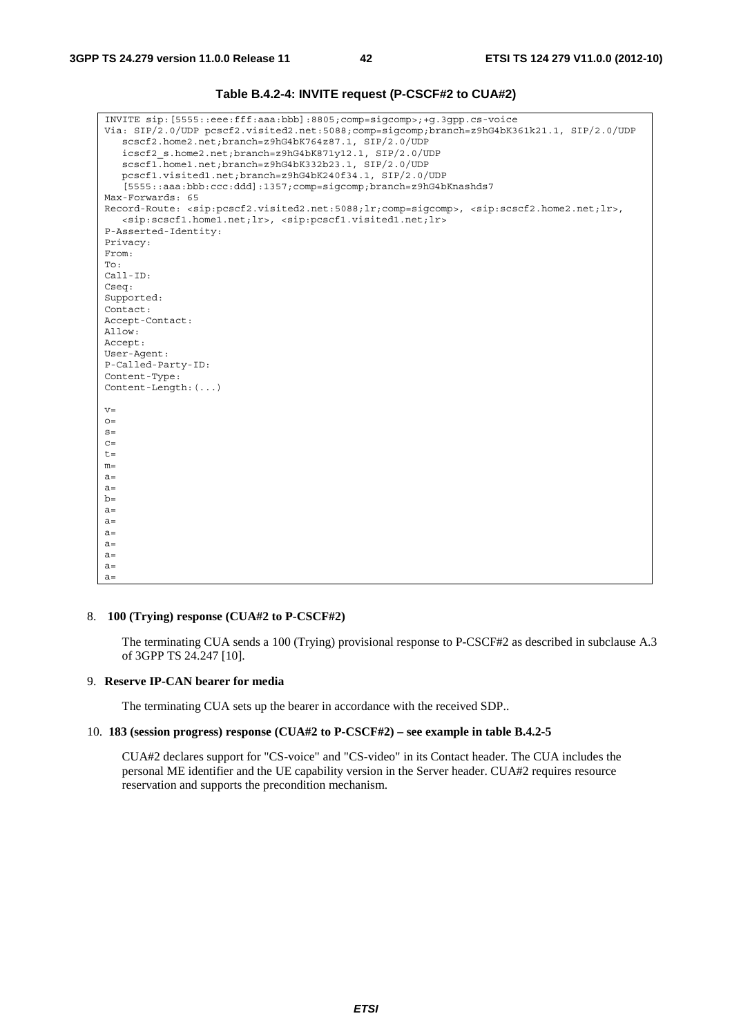**Table B.4.2-4: INVITE request (P-CSCF#2 to CUA#2)**

```
INVITE sip:[5555::eee:fff:aaa:bbb]:8805;comp=sigcomp>;+g.3gpp.cs-voice
Via: SIP/2.0/UDP pcscf2.visited2.net:5088;comp=sigcomp;branch=z9hG4bK361k21.1, SIP/2.0/UDP
   scscf2.home2.net;branch=z9hG4bK764z87.1, SIP/2.0/UDP
   icscf2_s.home2.net;branch=z9hG4bK871y12.1, SIP/2.0/UDP
   scscf1.home1.net;branch=z9hG4bK332b23.1, SIP/2.0/UDP
   pcscf1.visited1.net;branch=z9hG4bK240f34.1, SIP/2.0/UDP
   [5555::aaa:bbb:ccc:ddd]:1357;comp=sigcomp;branch=z9hG4bKnashds7
Max-Forwards: 65
Record-Route: <sip:pcscf2.visited2.net:5088;lr;comp=sigcomp>, <sip:scscf2.home2.net;lr>,
   <sip:scscf1.home1.net;lr>, <sip:pcscf1.visited1.net;lr>
P-Asserted-Identity:
Privacy:
From:
To:
Call-ID:
Cseq:
Supported:
Contact:
Accept-Contact:
Allow:
Accept:
User-Agent:
P-Called-Party-ID:
Content-Type:
Content-Length:(...)

v=
o=
s=
c=
t=
m=
a=
a=
b=
a=
a=
a=
a=
a=
a=
a=
```

8. **100 (Trying) response (CUA#2 to P-CSCF#2)**

   The terminating CUA sends a 100 (Trying) provisional response to P-CSCF#2 as described in subclause A.3 of 3GPP TS 24.247 [10].

9. **Reserve IP-CAN bearer for media**

   The terminating CUA sets up the bearer in accordance with the received SDP..

10. **183 (session progress) response (CUA#2 to P-CSCF#2) – see example in table B.4.2-5**

    CUA#2 declares support for "CS-voice" and "CS-video" in its Contact header. The CUA includes the personal ME identifier and the UE capability version in the Server header. CUA#2 requires resource reservation and supports the precondition mechanism.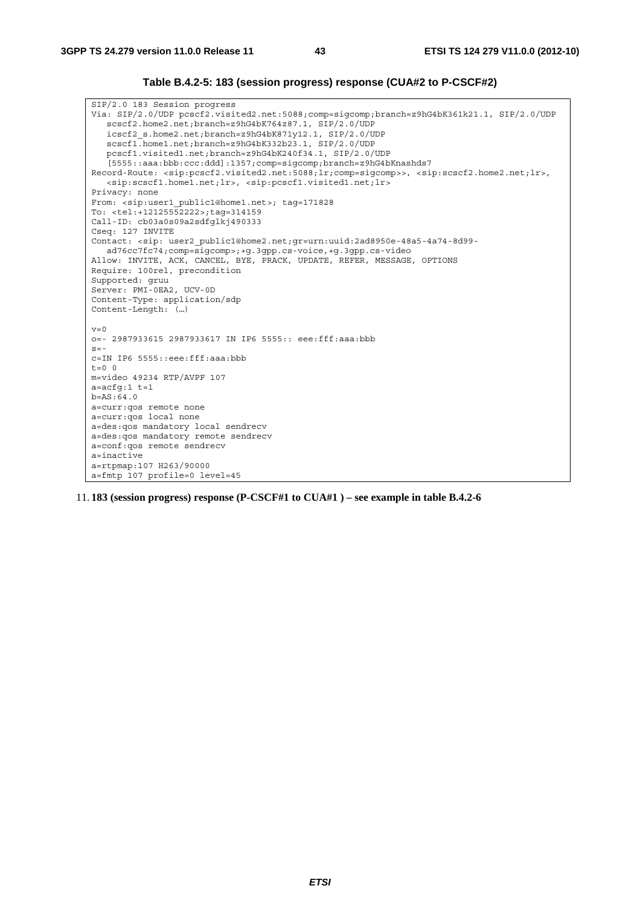**Table B.4.2-5: 183 (session progress) response (CUA#2 to P-CSCF#2)**

```
SIP/2.0 183 Session progress
Via: SIP/2.0/UDP pcscf2.visited2.net:5088;comp=sigcomp;branch=z9hG4bK361k21.1, SIP/2.0/UDP
   scscf2.home2.net;branch=z9hG4bK764z87.1, SIP/2.0/UDP
   icscf2_s.home2.net;branch=z9hG4bK871y12.1, SIP/2.0/UDP
   scscf1.home1.net;branch=z9hG4bK332b23.1, SIP/2.0/UDP
   pcscf1.visited1.net;branch=z9hG4bK240f34.1, SIP/2.0/UDP
   [5555::aaa:bbb:ccc:ddd]:1357;comp=sigcomp;branch=z9hG4bKnashds7
Record-Route: <sip:pcscf2.visited2.net:5088;lr;comp=sigcomp>>, <sip:scscf2.home2.net;lr>,
   <sip:scscf1.home1.net;lr>, <sip:pcscf1.visited1.net;lr>
Privacy: none
From: <sip:user1_public1@home1.net>; tag=171828
To: <tel:+12125552222>;tag=314159
Call-ID: cb03a0s09a2sdfglkj490333
Cseq: 127 INVITE
Contact: <sip: user2_public1@home2.net;gr=urn:uuid:2ad8950e-48a5-4a74-8d99-
   ad76cc7fc74;comp=sigcomp>;+g.3gpp.cs-voice,+g.3gpp.cs-video
Allow: INVITE, ACK, CANCEL, BYE, PRACK, UPDATE, REFER, MESSAGE, OPTIONS
Require: 100rel, precondition
Supported: gruu
Server: PMI-0EA2, UCV-0D
Content-Type: application/sdp
Content-Length: (…)

v=0
o=- 2987933615 2987933617 IN IP6 5555:: eee:fff:aaa:bbb
s=-
c=IN IP6 5555::eee:fff:aaa:bbb
t=0 0
m=video 49234 RTP/AVPF 107
a=acfg:1 t=1
b=AS:64.0
a=curr:qos remote none
a=curr:qos local none
a=des:qos mandatory local sendrecv
a=des:qos mandatory remote sendrecv
a=conf:qos remote sendrecv
a=inactive
a=rtpmap:107 H263/90000
a=fmtp 107 profile=0 level=45
```

11. **183 (session progress) response (P-CSCF#1 to CUA#1 ) – see example in table B.4.2-6**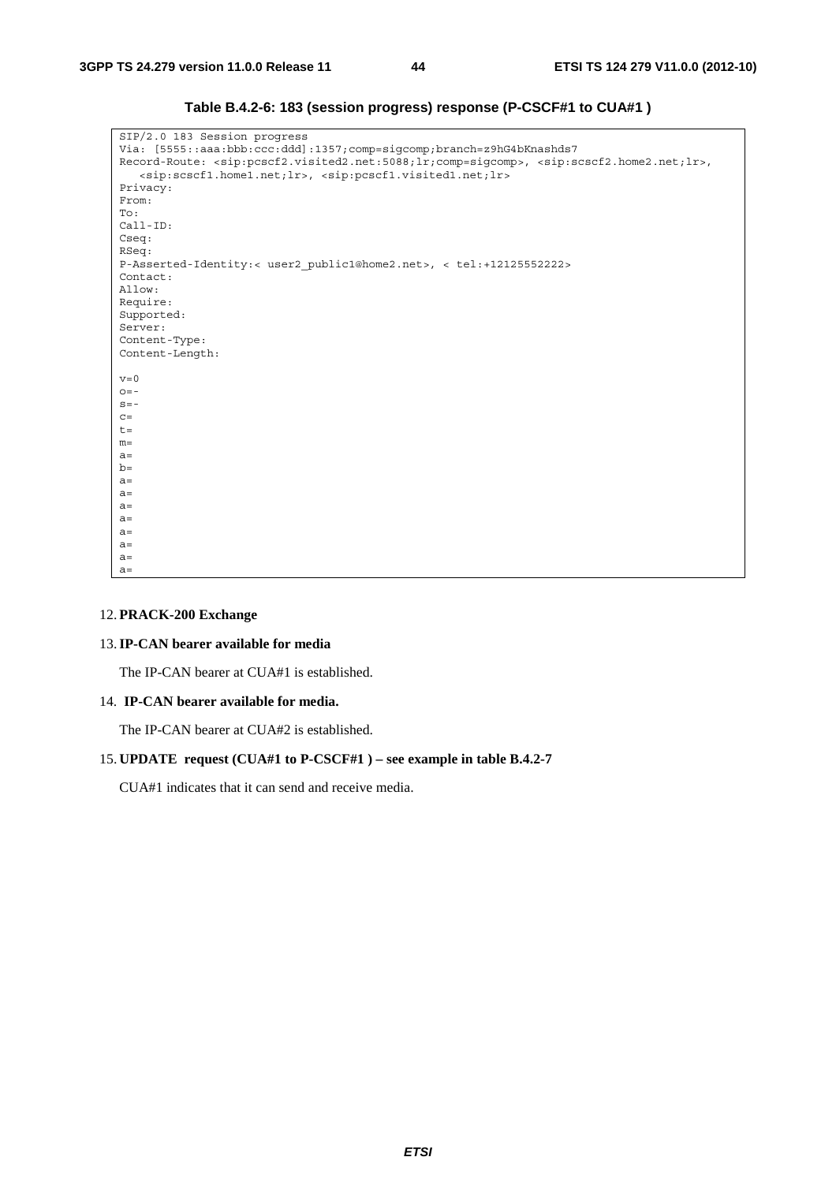**Table B.4.2-6: 183 (session progress) response (P-CSCF#1 to CUA#1 )**

```
SIP/2.0 183 Session progress
Via: [5555::aaa:bbb:ccc:ddd]:1357;comp=sigcomp;branch=z9hG4bKnashds7
Record-Route: <sip:pcscf2.visited2.net:5088;lr;comp=sigcomp>, <sip:scscf2.home2.net;lr>,
   <sip:scscf1.home1.net;lr>, <sip:pcscf1.visited1.net;lr>
Privacy:
From:
To:
Call-ID:
Cseq:
RSeq:
P-Asserted-Identity:< user2_public1@home2.net>, < tel:+12125552222>
Contact:
Allow:
Require:
Supported:
Server:
Content-Type:
Content-Length:

v=0
o=-
s=-
c=
t=
m=
a=
b=
a=
a=
a=
a=
a=
a=
a=
a=
```

12. **PRACK-200 Exchange**

13. **IP-CAN bearer available for media**

    The IP-CAN bearer at CUA#1 is established.

14. **IP-CAN bearer available for media.**

    The IP-CAN bearer at CUA#2 is established.

15. **UPDATE request (CUA#1 to P-CSCF#1 ) – see example in table B.4.2-7**

    CUA#1 indicates that it can send and receive media.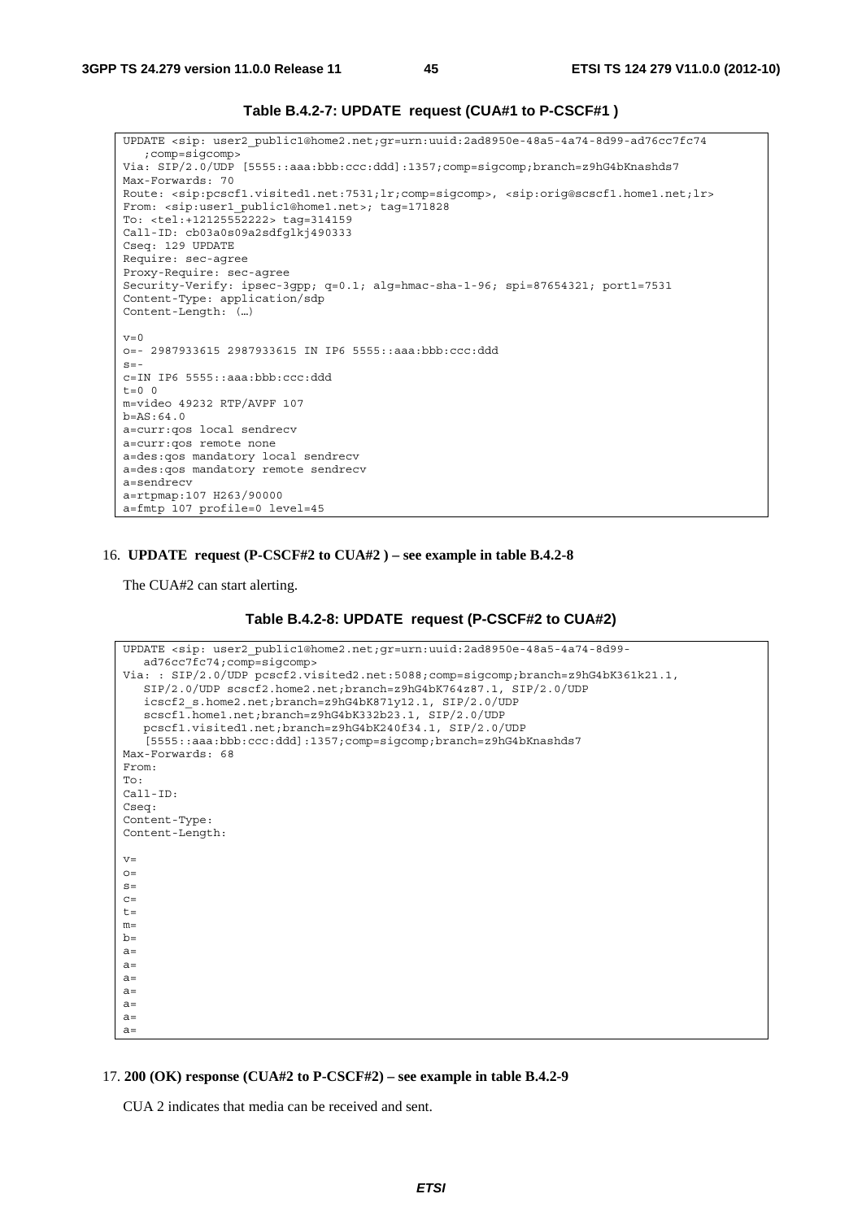**Table B.4.2-7: UPDATE request (CUA#1 to P-CSCF#1 )**

```
UPDATE <sip: user2_public1@home2.net;gr=urn:uuid:2ad8950e-48a5-4a74-8d99-ad76cc7fc74
   ;comp=sigcomp>
Via: SIP/2.0/UDP [5555::aaa:bbb:ccc:ddd]:1357;comp=sigcomp;branch=z9hG4bKnashds7
Max-Forwards: 70
Route: <sip:pcscf1.visited1.net:7531;lr;comp=sigcomp>, <sip:orig@scscf1.home1.net;lr>
From: <sip:user1_public1@home1.net>; tag=171828
To: <tel:+12125552222> tag=314159
Call-ID: cb03a0s09a2sdfglkj490333
Cseq: 129 UPDATE
Require: sec-agree
Proxy-Require: sec-agree
Security-Verify: ipsec-3gpp; q=0.1; alg=hmac-sha-1-96; spi=87654321; port1=7531
Content-Type: application/sdp
Content-Length: (…)

v=0
o=- 2987933615 2987933615 IN IP6 5555::aaa:bbb:ccc:ddd
s=-
c=IN IP6 5555::aaa:bbb:ccc:ddd
t=0 0
m=video 49232 RTP/AVPF 107
b=AS:64.0
a=curr:qos local sendrecv
a=curr:qos remote none
a=des:qos mandatory local sendrecv
a=des:qos mandatory remote sendrecv
a=sendrecv
a=rtpmap:107 H263/90000
a=fmtp 107 profile=0 level=45
```

16. **UPDATE request (P-CSCF#2 to CUA#2 ) – see example in table B.4.2-8**

    The CUA#2 can start alerting.

**Table B.4.2-8: UPDATE request (P-CSCF#2 to CUA#2)**

```
UPDATE <sip: user2_public1@home2.net;gr=urn:uuid:2ad8950e-48a5-4a74-8d99-
   ad76cc7fc74;comp=sigcomp>
Via: : SIP/2.0/UDP pcscf2.visited2.net:5088;comp=sigcomp;branch=z9hG4bK361k21.1,
   SIP/2.0/UDP scscf2.home2.net;branch=z9hG4bK764z87.1, SIP/2.0/UDP
   icscf2_s.home2.net;branch=z9hG4bK871y12.1, SIP/2.0/UDP
   scscf1.home1.net;branch=z9hG4bK332b23.1, SIP/2.0/UDP
   pcscf1.visited1.net;branch=z9hG4bK240f34.1, SIP/2.0/UDP
   [5555::aaa:bbb:ccc:ddd]:1357;comp=sigcomp;branch=z9hG4bKnashds7
Max-Forwards: 68
From:
To:
Call-ID:
Cseq:
Content-Type:
Content-Length:

v=
o=
s=
c=
t=
m=
b=
a=
a=
a=
a=
a=
a=
a=
```

17. **200 (OK) response (CUA#2 to P-CSCF#2) – see example in table B.4.2-9**

    CUA 2 indicates that media can be received and sent.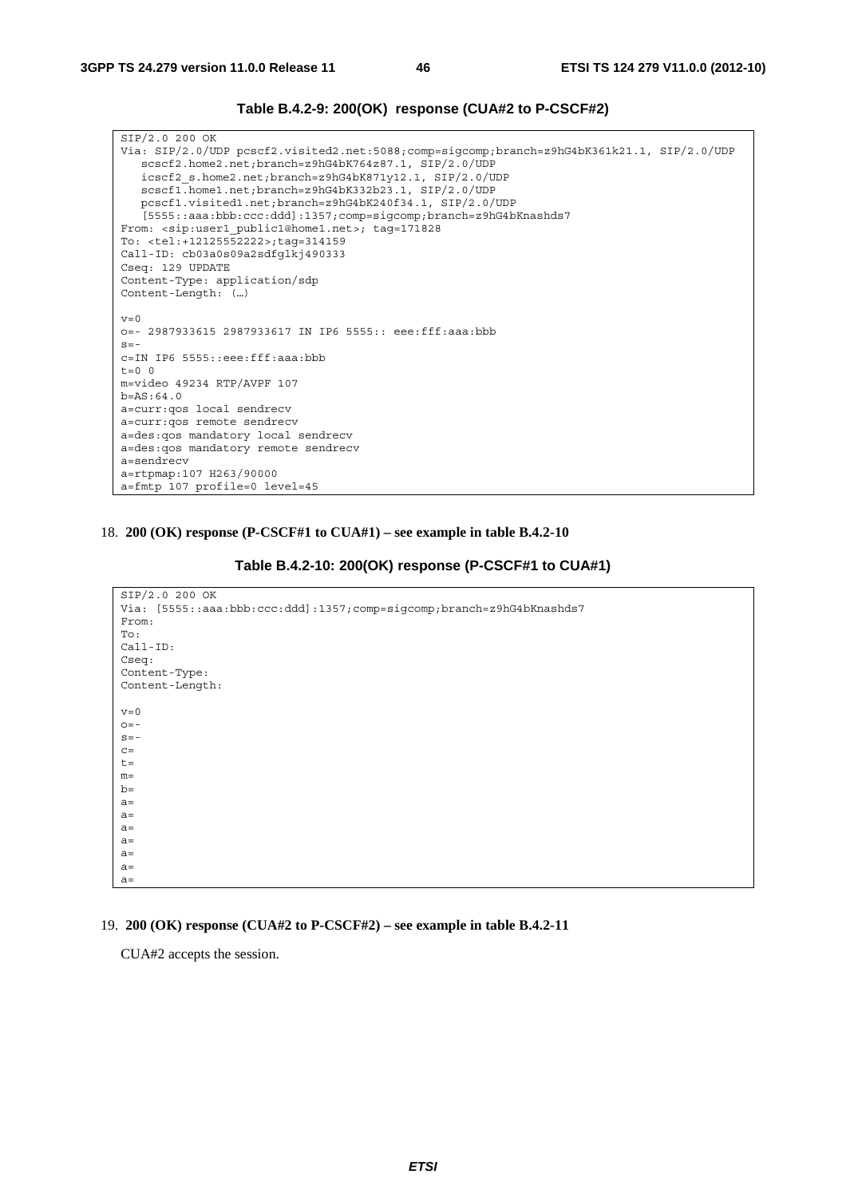**Table B.4.2-9: 200(OK) response (CUA#2 to P-CSCF#2)**

```
SIP/2.0 200 OK
Via: SIP/2.0/UDP pcscf2.visited2.net:5088;comp=sigcomp;branch=z9hG4bK361k21.1, SIP/2.0/UDP
   scscf2.home2.net;branch=z9hG4bK764z87.1, SIP/2.0/UDP
   icscf2_s.home2.net;branch=z9hG4bK871y12.1, SIP/2.0/UDP
   scscf1.home1.net;branch=z9hG4bK332b23.1, SIP/2.0/UDP
   pcscf1.visited1.net;branch=z9hG4bK240f34.1, SIP/2.0/UDP
   [5555::aaa:bbb:ccc:ddd]:1357;comp=sigcomp;branch=z9hG4bKnashds7
From: <sip:user1_public1@home1.net>; tag=171828
To: <tel:+12125552222>;tag=314159
Call-ID: cb03a0s09a2sdfglkj490333
Cseq: 129 UPDATE
Content-Type: application/sdp
Content-Length: (…)

v=0
o=- 2987933615 2987933617 IN IP6 5555:: eee:fff:aaa:bbb
s=-
c=IN IP6 5555::eee:fff:aaa:bbb
t=0 0
m=video 49234 RTP/AVPF 107
b=AS:64.0
a=curr:qos local sendrecv
a=curr:qos remote sendrecv
a=des:qos mandatory local sendrecv
a=des:qos mandatory remote sendrecv
a=sendrecv
a=rtpmap:107 H263/90000
a=fmtp 107 profile=0 level=45
```

18. **200 (OK) response (P-CSCF#1 to CUA#1) – see example in table B.4.2-10**

**Table B.4.2-10: 200(OK) response (P-CSCF#1 to CUA#1)**

```
SIP/2.0 200 OK
Via: [5555::aaa:bbb:ccc:ddd]:1357;comp=sigcomp;branch=z9hG4bKnashds7
From:
To:
Call-ID:
Cseq:
Content-Type:
Content-Length:

v=0
o=-
s=-
c=
t=
m=
b=
a=
a=
a=
a=
a=
a=
a=
```

19. **200 (OK) response (CUA#2 to P-CSCF#2) – see example in table B.4.2-11**

CUA#2 accepts the session.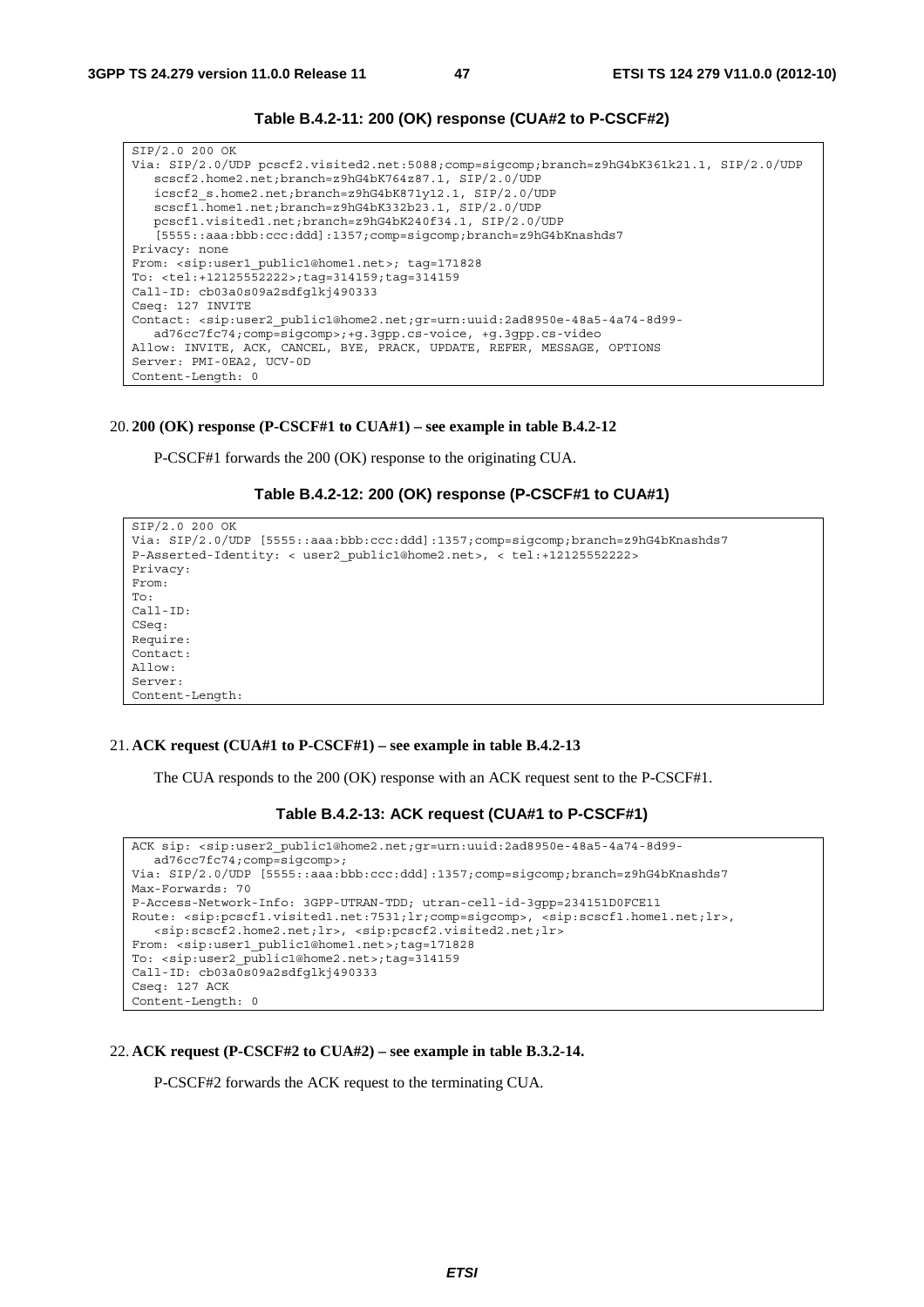**Table B.4.2-11: 200 (OK) response (CUA#2 to P-CSCF#2)**

```
SIP/2.0 200 OK
Via: SIP/2.0/UDP pcscf2.visited2.net:5088;comp=sigcomp;branch=z9hG4bK361k21.1, SIP/2.0/UDP
   scscf2.home2.net;branch=z9hG4bK764z87.1, SIP/2.0/UDP
   icscf2_s.home2.net;branch=z9hG4bK871y12.1, SIP/2.0/UDP
   scscf1.home1.net;branch=z9hG4bK332b23.1, SIP/2.0/UDP
   pcscf1.visited1.net;branch=z9hG4bK240f34.1, SIP/2.0/UDP
   [5555::aaa:bbb:ccc:ddd]:1357;comp=sigcomp;branch=z9hG4bKnashds7
Privacy: none
From: <sip:user1_public1@home1.net>; tag=171828
To: <tel:+12125552222>;tag=314159;tag=314159
Call-ID: cb03a0s09a2sdfglkj490333
Cseq: 127 INVITE
Contact: <sip:user2_public1@home2.net;gr=urn:uuid:2ad8950e-48a5-4a74-8d99-
   ad76cc7fc74;comp=sigcomp>;+g.3gpp.cs-voice, +g.3gpp.cs-video
Allow: INVITE, ACK, CANCEL, BYE, PRACK, UPDATE, REFER, MESSAGE, OPTIONS
Server: PMI-0EA2, UCV-0D
Content-Length: 0
```

20. **200 (OK) response (P-CSCF#1 to CUA#1) – see example in table B.4.2-12**

P-CSCF#1 forwards the 200 (OK) response to the originating CUA.

**Table B.4.2-12: 200 (OK) response (P-CSCF#1 to CUA#1)**

```
SIP/2.0 200 OK
Via: SIP/2.0/UDP [5555::aaa:bbb:ccc:ddd]:1357;comp=sigcomp;branch=z9hG4bKnashds7
P-Asserted-Identity: < user2_public1@home2.net>, < tel:+12125552222>
Privacy:
From:
To:
Call-ID:
CSeq:
Require:
Contact:
Allow:
Server:
Content-Length:
```

21. **ACK request (CUA#1 to P-CSCF#1) – see example in table B.4.2-13**

The CUA responds to the 200 (OK) response with an ACK request sent to the P-CSCF#1.

**Table B.4.2-13: ACK request (CUA#1 to P-CSCF#1)**

```
ACK sip: <sip:user2_public1@home2.net;gr=urn:uuid:2ad8950e-48a5-4a74-8d99-
   ad76cc7fc74;comp=sigcomp>;
Via: SIP/2.0/UDP [5555::aaa:bbb:ccc:ddd]:1357;comp=sigcomp;branch=z9hG4bKnashds7
Max-Forwards: 70
P-Access-Network-Info: 3GPP-UTRAN-TDD; utran-cell-id-3gpp=234151D0FCE11
Route: <sip:pcscf1.visited1.net:7531;lr;comp=sigcomp>, <sip:scscf1.home1.net;lr>,
   <sip:scscf2.home2.net;lr>, <sip:pcscf2.visited2.net;lr>
From: <sip:user1_public1@home1.net>;tag=171828
To: <sip:user2_public1@home2.net>;tag=314159
Call-ID: cb03a0s09a2sdfglkj490333
Cseq: 127 ACK
Content-Length: 0
```

22. **ACK request (P-CSCF#2 to CUA#2) – see example in table B.3.2-14.**

P-CSCF#2 forwards the ACK request to the terminating CUA.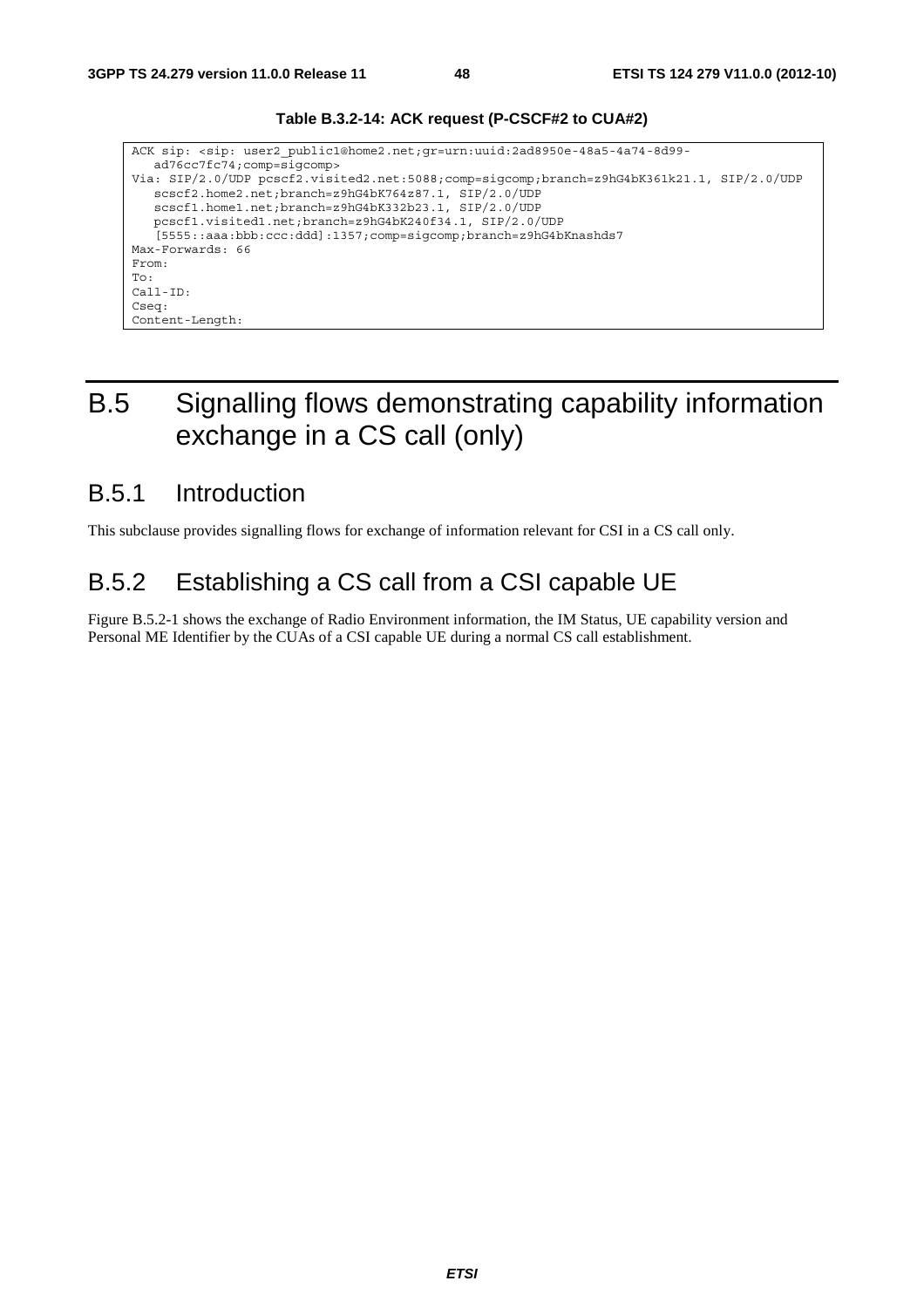**Table B.3.2-14: ACK request (P-CSCF#2 to CUA#2)**

```
ACK sip: <sip: user2_public1@home2.net;gr=urn:uuid:2ad8950e-48a5-4a74-8d99-
   ad76cc7fc74;comp=sigcomp>
Via: SIP/2.0/UDP pcscf2.visited2.net:5088;comp=sigcomp;branch=z9hG4bK361k21.1, SIP/2.0/UDP
   scscf2.home2.net;branch=z9hG4bK764z87.1, SIP/2.0/UDP
   scscf1.home1.net;branch=z9hG4bK332b23.1, SIP/2.0/UDP
   pcscf1.visited1.net;branch=z9hG4bK240f34.1, SIP/2.0/UDP
   [5555::aaa:bbb:ccc:ddd]:1357;comp=sigcomp;branch=z9hG4bKnashds7
Max-Forwards: 66
From:
To:
Call-ID:
Cseq:
Content-Length:
```

# B.5 Signalling flows demonstrating capability information exchange in a CS call (only)

## B.5.1 Introduction

This subclause provides signalling flows for exchange of information relevant for CSI in a CS call only.

## B.5.2 Establishing a CS call from a CSI capable UE

Figure B.5.2-1 shows the exchange of Radio Environment information, the IM Status, UE capability version and Personal ME Identifier by the CUAs of a CSI capable UE during a normal CS call establishment.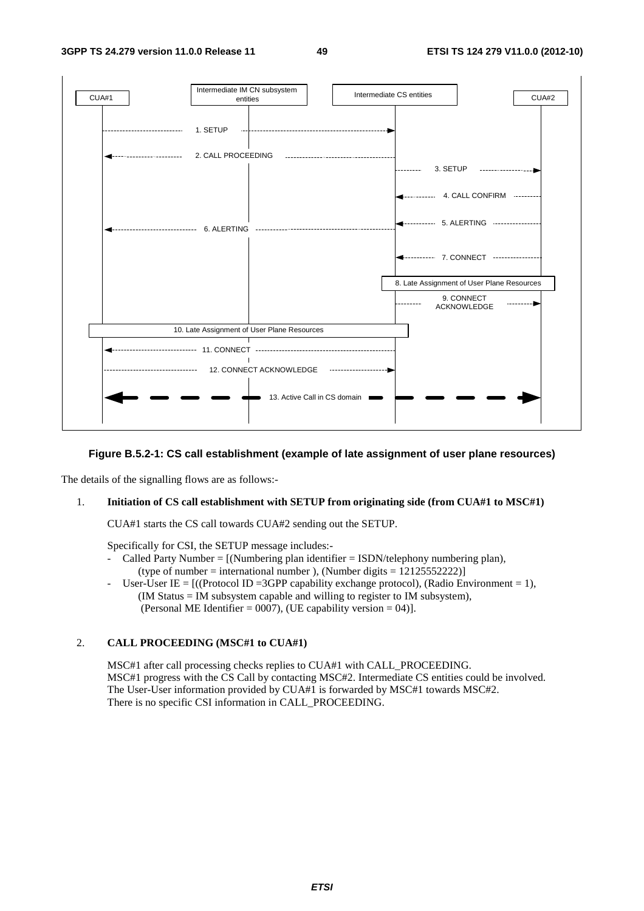**Figure B.5.2-1: CS call establishment (example of late assignment of user plane resources)**

The details of the signalling flows are as follows:-

1. **Initiation of CS call establishment with SETUP from originating side (from CUA#1 to MSC#1)**

   CUA#1 starts the CS call towards CUA#2 sending out the SETUP.

   Specifically for CSI, the SETUP message includes:-
   - Called Party Number = [(Numbering plan identifier = ISDN/telephony numbering plan), (type of number = international number ), (Number digits = 12125552222)]
   - User-User IE = [((Protocol ID =3GPP capability exchange protocol), (Radio Environment = 1), (IM Status = IM subsystem capable and willing to register to IM subsystem), (Personal ME Identifier = 0007), (UE capability version = 04)].

2. **CALL PROCEEDING (MSC#1 to CUA#1)**

   MSC#1 after call processing checks replies to CUA#1 with CALL_PROCEEDING.
   MSC#1 progress with the CS Call by contacting MSC#2. Intermediate CS entities could be involved.
   The User-User information provided by CUA#1 is forwarded by MSC#1 towards MSC#2.
   There is no specific CSI information in CALL_PROCEEDING.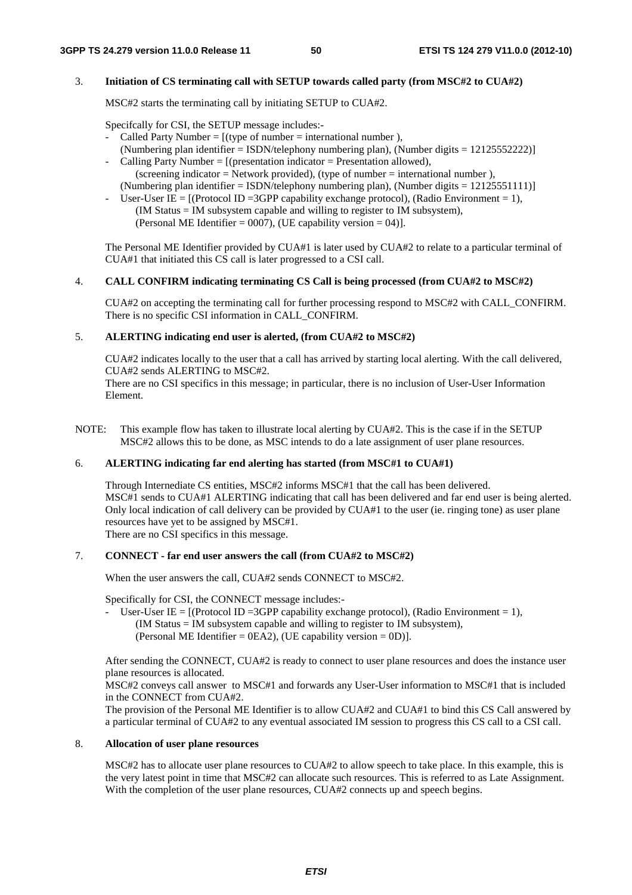3. **Initiation of CS terminating call with SETUP towards called party (from MSC#2 to CUA#2)**

   MSC#2 starts the terminating call by initiating SETUP to CUA#2.

   Specifcally for CSI, the SETUP message includes:-
   - Called Party Number = [(type of number = international number ), (Numbering plan identifier = ISDN/telephony numbering plan), (Number digits = 12125552222)]
   - Calling Party Number = [(presentation indicator = Presentation allowed), (screening indicator = Network provided), (type of number = international number ), (Numbering plan identifier = ISDN/telephony numbering plan), (Number digits = 12125551111)]
   - User-User IE = [(Protocol ID =3GPP capability exchange protocol), (Radio Environment = 1), (IM Status = IM subsystem capable and willing to register to IM subsystem), (Personal ME Identifier = 0007), (UE capability version = 04)].

   The Personal ME Identifier provided by CUA#1 is later used by CUA#2 to relate to a particular terminal of CUA#1 that initiated this CS call is later progressed to a CSI call.

4. **CALL CONFIRM indicating terminating CS Call is being processed (from CUA#2 to MSC#2)**

   CUA#2 on accepting the terminating call for further processing respond to MSC#2 with CALL_CONFIRM. There is no specific CSI information in CALL_CONFIRM.

5. **ALERTING indicating end user is alerted, (from CUA#2 to MSC#2)**

   CUA#2 indicates locally to the user that a call has arrived by starting local alerting. With the call delivered, CUA#2 sends ALERTING to MSC#2.
   There are no CSI specifics in this message; in particular, there is no inclusion of User-User Information Element.

NOTE: This example flow has taken to illustrate local alerting by CUA#2. This is the case if in the SETUP MSC#2 allows this to be done, as MSC intends to do a late assignment of user plane resources.

6. **ALERTING indicating far end alerting has started (from MSC#1 to CUA#1)**

   Through Internediate CS entities, MSC#2 informs MSC#1 that the call has been delivered.
   MSC#1 sends to CUA#1 ALERTING indicating that call has been delivered and far end user is being alerted. Only local indication of call delivery can be provided by CUA#1 to the user (ie. ringing tone) as user plane resources have yet to be assigned by MSC#1.
   There are no CSI specifics in this message.

7. **CONNECT - far end user answers the call (from CUA#2 to MSC#2)**

   When the user answers the call, CUA#2 sends CONNECT to MSC#2.

   Specifically for CSI, the CONNECT message includes:-
   - User-User IE = [(Protocol ID =3GPP capability exchange protocol), (Radio Environment = 1), (IM Status = IM subsystem capable and willing to register to IM subsystem), (Personal ME Identifier = 0EA2), (UE capability version = 0D)].

   After sending the CONNECT, CUA#2 is ready to connect to user plane resources and does the instance user plane resources is allocated.
   MSC#2 conveys call answer to MSC#1 and forwards any User-User information to MSC#1 that is included in the CONNECT from CUA#2.
   The provision of the Personal ME Identifier is to allow CUA#2 and CUA#1 to bind this CS Call answered by a particular terminal of CUA#2 to any eventual associated IM session to progress this CS call to a CSI call.

8. **Allocation of user plane resources**

   MSC#2 has to allocate user plane resources to CUA#2 to allow speech to take place. In this example, this is the very latest point in time that MSC#2 can allocate such resources. This is referred to as Late Assignment. With the completion of the user plane resources, CUA#2 connects up and speech begins.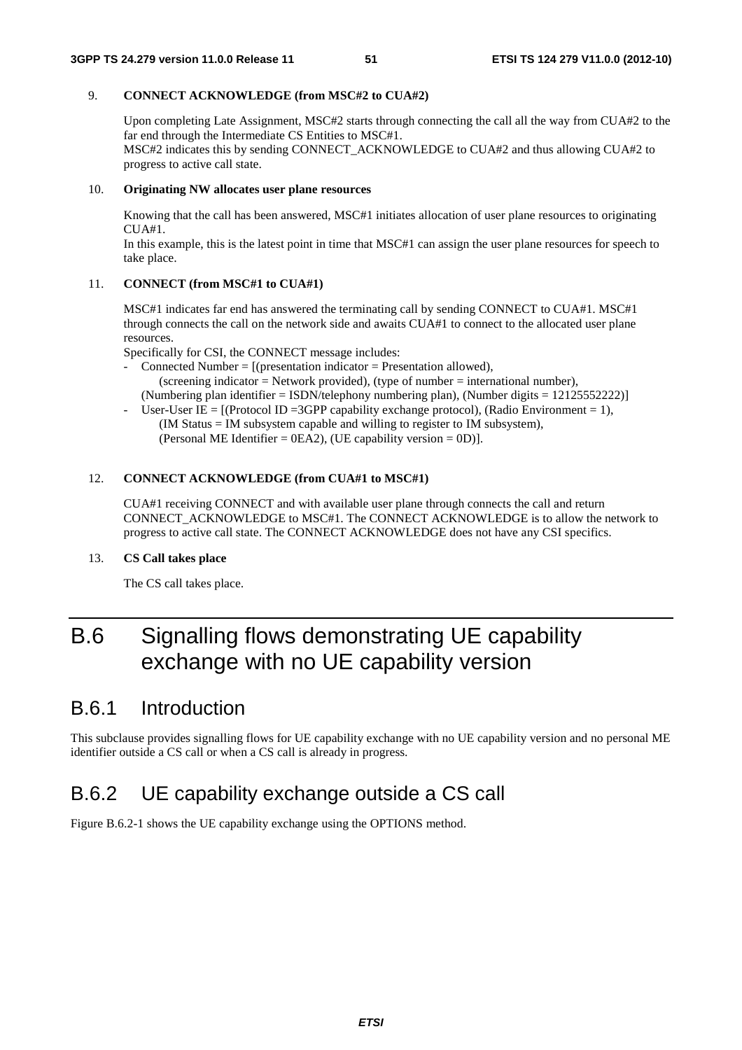9. **CONNECT ACKNOWLEDGE (from MSC#2 to CUA#2)**

   Upon completing Late Assignment, MSC#2 starts through connecting the call all the way from CUA#2 to the far end through the Intermediate CS Entities to MSC#1.
   MSC#2 indicates this by sending CONNECT_ACKNOWLEDGE to CUA#2 and thus allowing CUA#2 to progress to active call state.

10. **Originating NW allocates user plane resources**

    Knowing that the call has been answered, MSC#1 initiates allocation of user plane resources to originating CUA#1.
    In this example, this is the latest point in time that MSC#1 can assign the user plane resources for speech to take place.

11. **CONNECT (from MSC#1 to CUA#1)**

    MSC#1 indicates far end has answered the terminating call by sending CONNECT to CUA#1. MSC#1 through connects the call on the network side and awaits CUA#1 to connect to the allocated user plane resources.
    Specifically for CSI, the CONNECT message includes:
    - Connected Number = [(presentation indicator = Presentation allowed),
      (screening indicator = Network provided), (type of number = international number),
      (Numbering plan identifier = ISDN/telephony numbering plan), (Number digits = 12125552222)]
    - User-User IE = [(Protocol ID =3GPP capability exchange protocol), (Radio Environment = 1),
      (IM Status = IM subsystem capable and willing to register to IM subsystem),
      (Personal ME Identifier = 0EA2), (UE capability version = 0D)].

12. **CONNECT ACKNOWLEDGE (from CUA#1 to MSC#1)**

    CUA#1 receiving CONNECT and with available user plane through connects the call and return CONNECT_ACKNOWLEDGE to MSC#1. The CONNECT ACKNOWLEDGE is to allow the network to progress to active call state. The CONNECT ACKNOWLEDGE does not have any CSI specifics.

13. **CS Call takes place**

    The CS call takes place.

# B.6 Signalling flows demonstrating UE capability exchange with no UE capability version

## B.6.1 Introduction

This subclause provides signalling flows for UE capability exchange with no UE capability version and no personal ME identifier outside a CS call or when a CS call is already in progress.

## B.6.2 UE capability exchange outside a CS call

Figure B.6.2-1 shows the UE capability exchange using the OPTIONS method.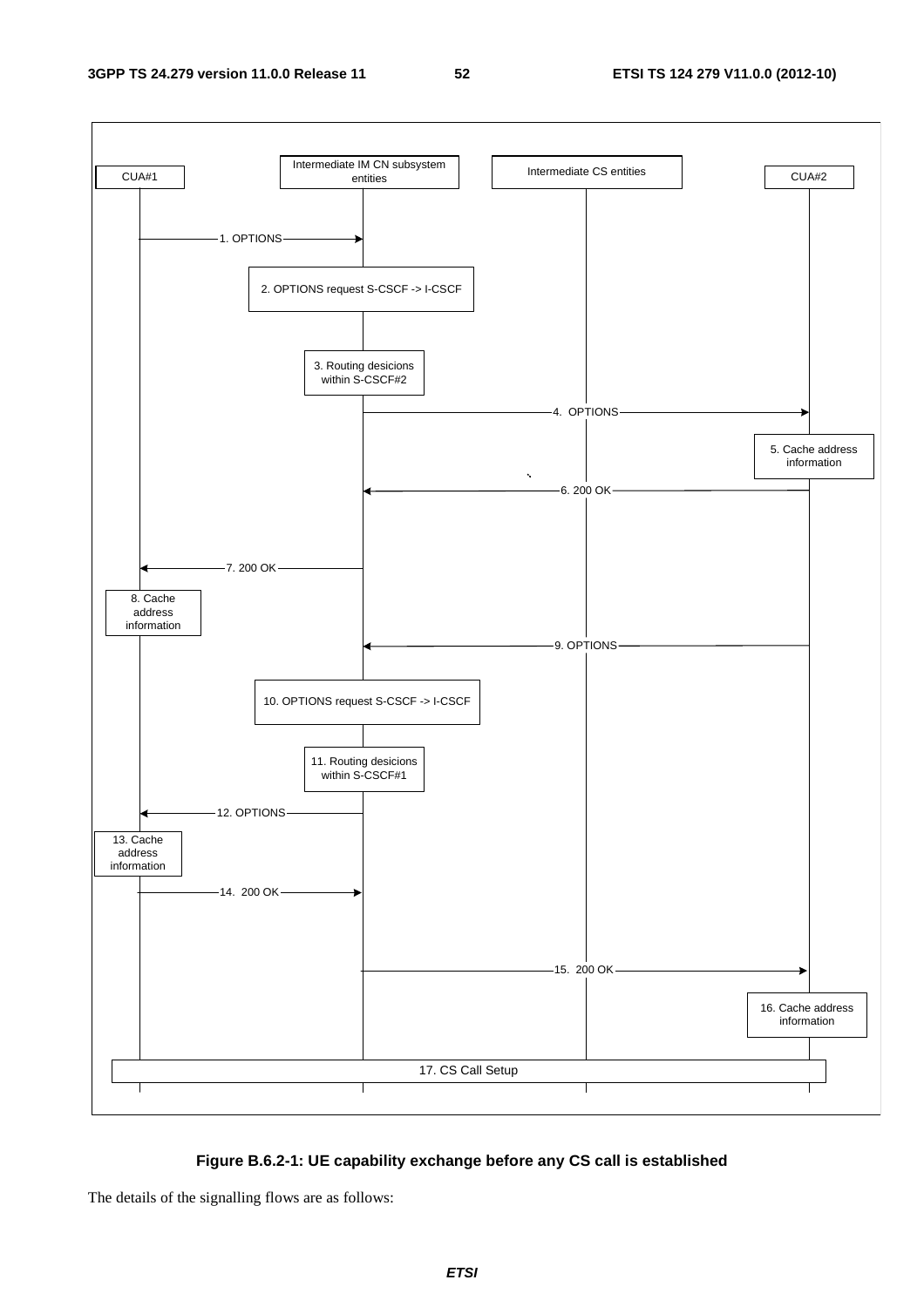**Figure B.6.2-1: UE capability exchange before any CS call is established**

The details of the signalling flows are as follows: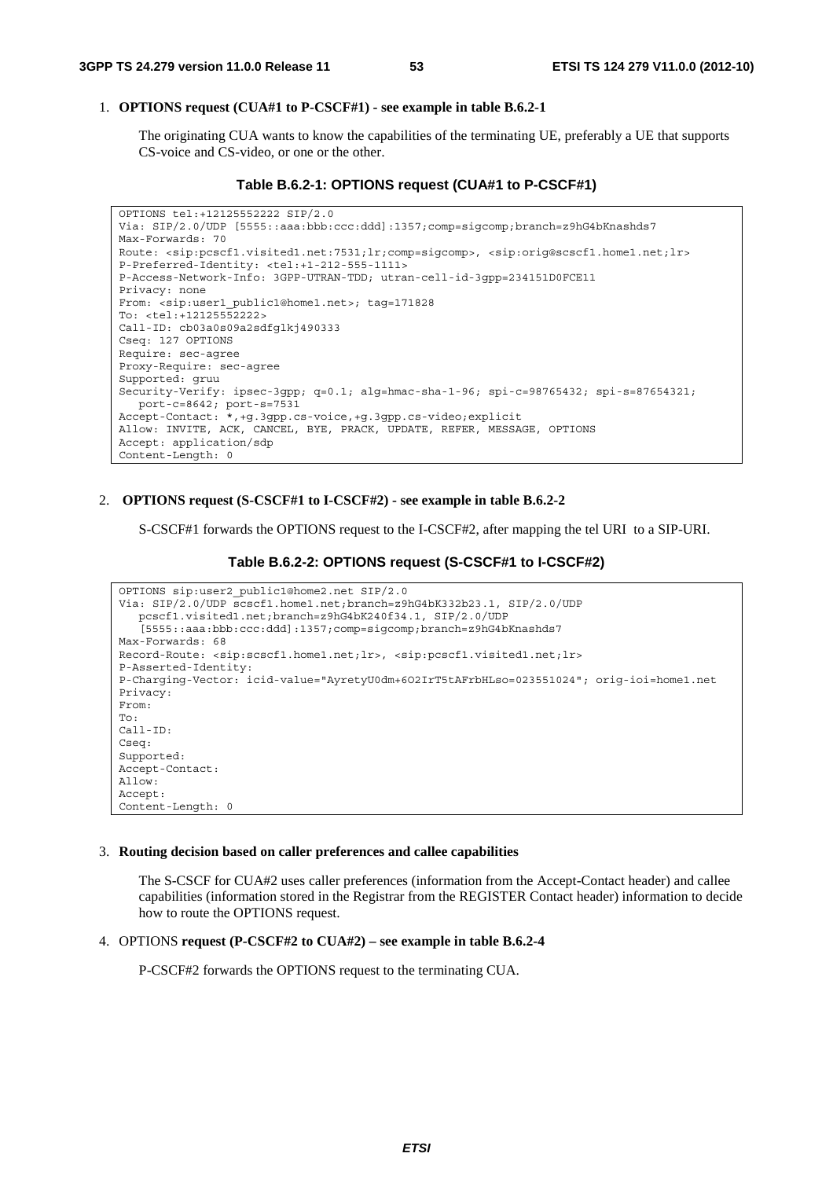1. **OPTIONS request (CUA#1 to P-CSCF#1) - see example in table B.6.2-1**

   The originating CUA wants to know the capabilities of the terminating UE, preferably a UE that supports CS-voice and CS-video, or one or the other.

**Table B.6.2-1: OPTIONS request (CUA#1 to P-CSCF#1)**

```
OPTIONS tel:+12125552222 SIP/2.0
Via: SIP/2.0/UDP [5555::aaa:bbb:ccc:ddd]:1357;comp=sigcomp;branch=z9hG4bKnashds7
Max-Forwards: 70
Route: <sip:pcscf1.visited1.net:7531;lr;comp=sigcomp>, <sip:orig@scscf1.home1.net;lr>
P-Preferred-Identity: <tel:+1-212-555-1111>
P-Access-Network-Info: 3GPP-UTRAN-TDD; utran-cell-id-3gpp=234151D0FCE11
Privacy: none
From: <sip:user1_public1@home1.net>; tag=171828
To: <tel:+12125552222>
Call-ID: cb03a0s09a2sdfglkj490333
Cseq: 127 OPTIONS
Require: sec-agree
Proxy-Require: sec-agree
Supported: gruu
Security-Verify: ipsec-3gpp; q=0.1; alg=hmac-sha-1-96; spi-c=98765432; spi-s=87654321;
   port-c=8642; port-s=7531
Accept-Contact: *,+g.3gpp.cs-voice,+g.3gpp.cs-video;explicit
Allow: INVITE, ACK, CANCEL, BYE, PRACK, UPDATE, REFER, MESSAGE, OPTIONS
Accept: application/sdp
Content-Length: 0
```

2. **OPTIONS request (S-CSCF#1 to I-CSCF#2) - see example in table B.6.2-2**

   S-CSCF#1 forwards the OPTIONS request to the I-CSCF#2, after mapping the tel URI to a SIP-URI.

**Table B.6.2-2: OPTIONS request (S-CSCF#1 to I-CSCF#2)**

```
OPTIONS sip:user2_public1@home2.net SIP/2.0
Via: SIP/2.0/UDP scscf1.home1.net;branch=z9hG4bK332b23.1, SIP/2.0/UDP
   pcscf1.visited1.net;branch=z9hG4bK240f34.1, SIP/2.0/UDP
   [5555::aaa:bbb:ccc:ddd]:1357;comp=sigcomp;branch=z9hG4bKnashds7
Max-Forwards: 68
Record-Route: <sip:scscf1.home1.net;lr>, <sip:pcscf1.visited1.net;lr>
P-Asserted-Identity:
P-Charging-Vector: icid-value="AyretyU0dm+6O2IrT5tAFrbHLso=023551024"; orig-ioi=home1.net
Privacy:
From:
To:
Call-ID:
Cseq:
Supported:
Accept-Contact:
Allow:
Accept:
Content-Length: 0
```

3. **Routing decision based on caller preferences and callee capabilities**

   The S-CSCF for CUA#2 uses caller preferences (information from the Accept-Contact header) and callee capabilities (information stored in the Registrar from the REGISTER Contact header) information to decide how to route the OPTIONS request.

4. OPTIONS **request (P-CSCF#2 to CUA#2) – see example in table B.6.2-4**

   P-CSCF#2 forwards the OPTIONS request to the terminating CUA.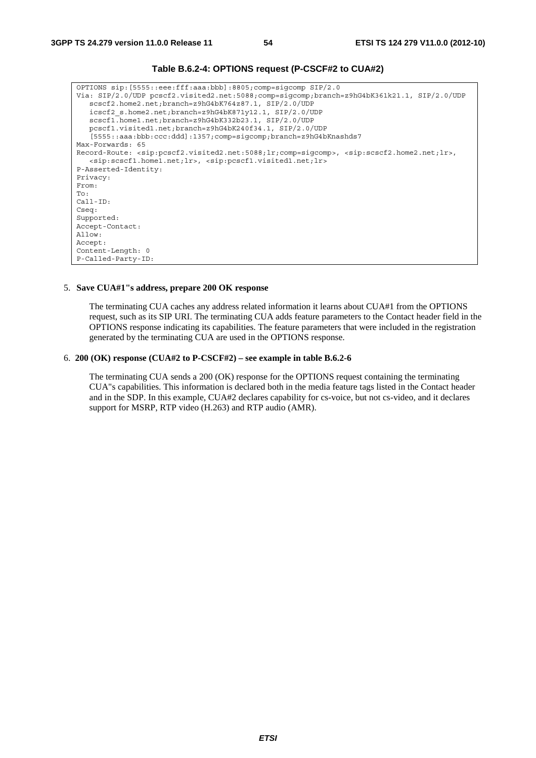**Table B.6.2-4: OPTIONS request (P-CSCF#2 to CUA#2)**

```
OPTIONS sip:[5555::eee:fff:aaa:bbb]:8805;comp=sigcomp SIP/2.0
Via: SIP/2.0/UDP pcscf2.visited2.net:5088;comp=sigcomp;branch=z9hG4bK361k21.1, SIP/2.0/UDP
   scscf2.home2.net;branch=z9hG4bK764z87.1, SIP/2.0/UDP
   icscf2_s.home2.net;branch=z9hG4bK871y12.1, SIP/2.0/UDP
   scscf1.home1.net;branch=z9hG4bK332b23.1, SIP/2.0/UDP
   pcscf1.visited1.net;branch=z9hG4bK240f34.1, SIP/2.0/UDP
   [5555::aaa:bbb:ccc:ddd]:1357;comp=sigcomp;branch=z9hG4bKnashds7
Max-Forwards: 65
Record-Route: <sip:pcscf2.visited2.net:5088;lr;comp=sigcomp>, <sip:scscf2.home2.net;lr>,
   <sip:scscf1.home1.net;lr>, <sip:pcscf1.visited1.net;lr>
P-Asserted-Identity:
Privacy:
From:
To:
Call-ID:
Cseq:
Supported:
Accept-Contact:
Allow:
Accept:
Content-Length: 0
P-Called-Party-ID:
```

5. **Save CUA#1"s address, prepare 200 OK response**

   The terminating CUA caches any address related information it learns about CUA#1 from the OPTIONS request, such as its SIP URI. The terminating CUA adds feature parameters to the Contact header field in the OPTIONS response indicating its capabilities. The feature parameters that were included in the registration generated by the terminating CUA are used in the OPTIONS response.

6. **200 (OK) response (CUA#2 to P-CSCF#2) – see example in table B.6.2-6**

   The terminating CUA sends a 200 (OK) response for the OPTIONS request containing the terminating CUA"s capabilities. This information is declared both in the media feature tags listed in the Contact header and in the SDP. In this example, CUA#2 declares capability for cs-voice, but not cs-video, and it declares support for MSRP, RTP video (H.263) and RTP audio (AMR).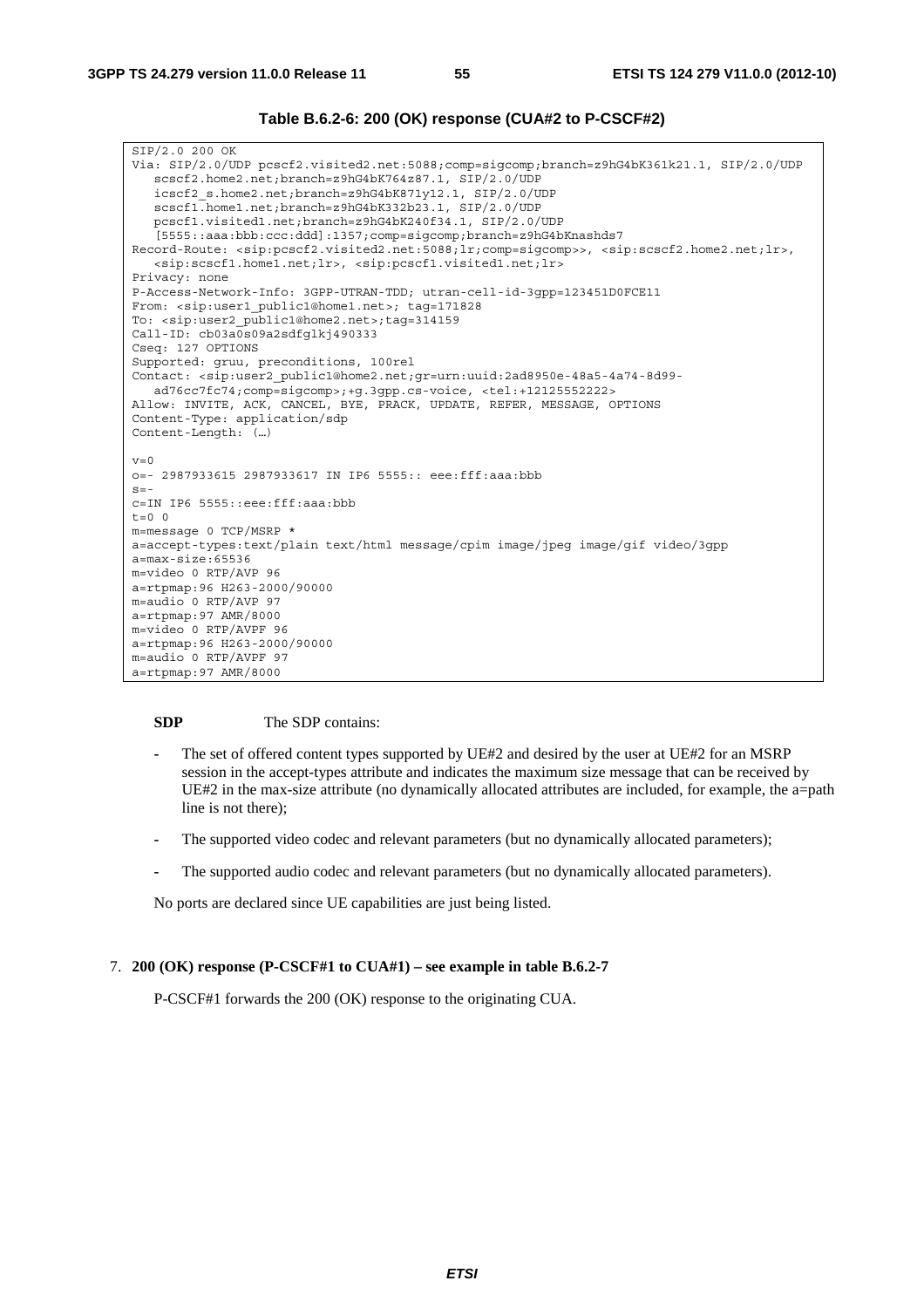**Table B.6.2-6: 200 (OK) response (CUA#2 to P-CSCF#2)**

```
SIP/2.0 200 OK
Via: SIP/2.0/UDP pcscf2.visited2.net:5088;comp=sigcomp;branch=z9hG4bK361k21.1, SIP/2.0/UDP
   scscf2.home2.net;branch=z9hG4bK764z87.1, SIP/2.0/UDP
   icscf2_s.home2.net;branch=z9hG4bK871y12.1, SIP/2.0/UDP
   scscf1.home1.net;branch=z9hG4bK332b23.1, SIP/2.0/UDP
   pcscf1.visited1.net;branch=z9hG4bK240f34.1, SIP/2.0/UDP
   [5555::aaa:bbb:ccc:ddd]:1357;comp=sigcomp;branch=z9hG4bKnashds7
Record-Route: <sip:pcscf2.visited2.net:5088;lr;comp=sigcomp>>, <sip:scscf2.home2.net;lr>,
   <sip:scscf1.home1.net;lr>, <sip:pcscf1.visited1.net;lr>
Privacy: none
P-Access-Network-Info: 3GPP-UTRAN-TDD; utran-cell-id-3gpp=123451D0FCE11
From: <sip:user1_public1@home1.net>; tag=171828
To: <sip:user2_public1@home2.net>;tag=314159
Call-ID: cb03a0s09a2sdfglkj490333
Cseq: 127 OPTIONS
Supported: gruu, preconditions, 100rel
Contact: <sip:user2_public1@home2.net;gr=urn:uuid:2ad8950e-48a5-4a74-8d99-
   ad76cc7fc74;comp=sigcomp>;+g.3gpp.cs-voice, <tel:+12125552222>
Allow: INVITE, ACK, CANCEL, BYE, PRACK, UPDATE, REFER, MESSAGE, OPTIONS
Content-Type: application/sdp
Content-Length: (…)

v=0
o=- 2987933615 2987933617 IN IP6 5555:: eee:fff:aaa:bbb
s=-
c=IN IP6 5555::eee:fff:aaa:bbb
t=0 0
m=message 0 TCP/MSRP *
a=accept-types:text/plain text/html message/cpim image/jpeg image/gif video/3gpp
a=max-size:65536
m=video 0 RTP/AVP 96
a=rtpmap:96 H263-2000/90000
m=audio 0 RTP/AVP 97
a=rtpmap:97 AMR/8000
m=video 0 RTP/AVPF 96
a=rtpmap:96 H263-2000/90000
m=audio 0 RTP/AVPF 97
a=rtpmap:97 AMR/8000
```

**SDP** The SDP contains:

- The set of offered content types supported by UE#2 and desired by the user at UE#2 for an MSRP session in the accept-types attribute and indicates the maximum size message that can be received by UE#2 in the max-size attribute (no dynamically allocated attributes are included, for example, the a=path line is not there);
- The supported video codec and relevant parameters (but no dynamically allocated parameters);
- The supported audio codec and relevant parameters (but no dynamically allocated parameters).

No ports are declared since UE capabilities are just being listed.

7. **200 (OK) response (P-CSCF#1 to CUA#1) – see example in table B.6.2-7**

   P-CSCF#1 forwards the 200 (OK) response to the originating CUA.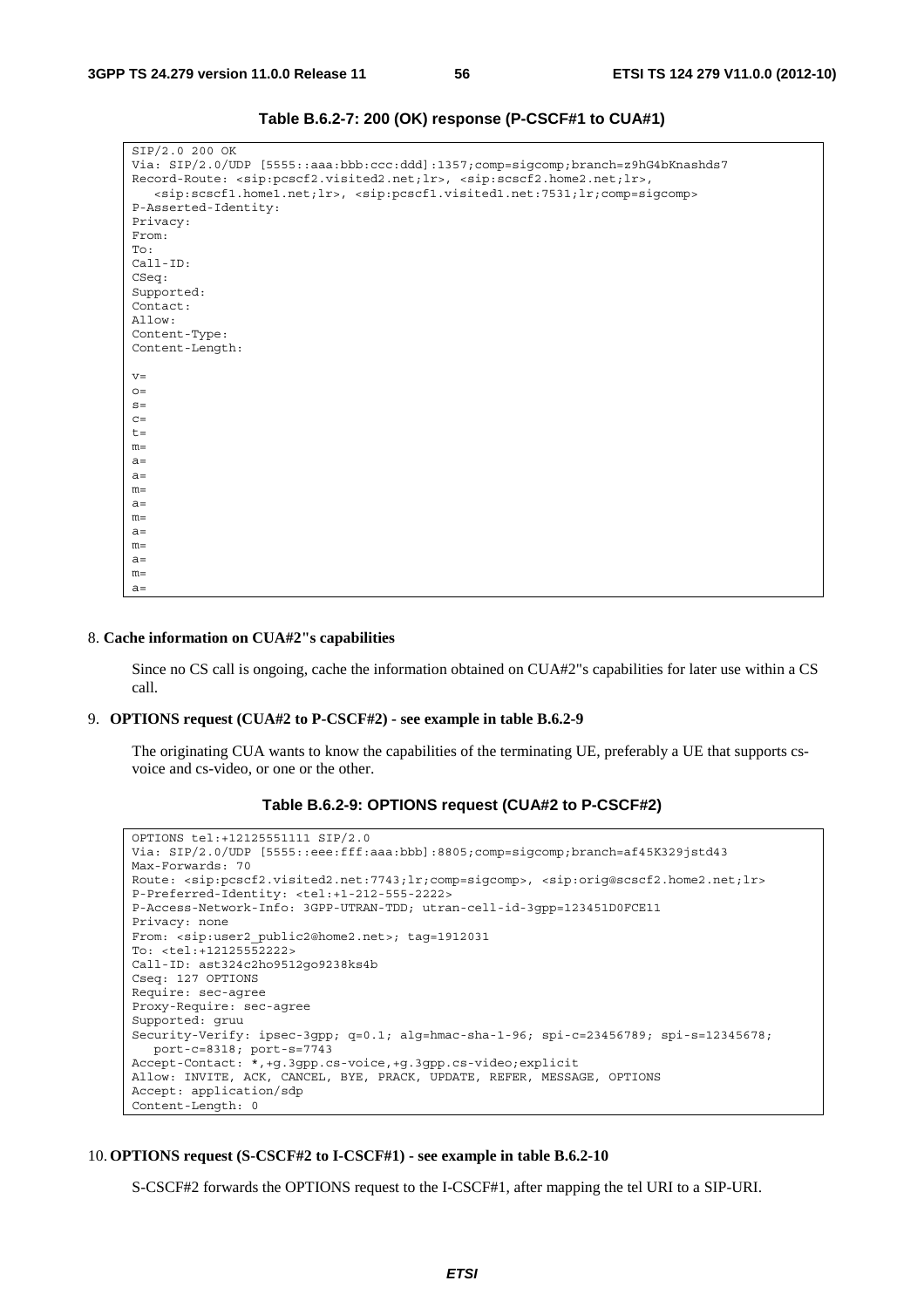**Table B.6.2-7: 200 (OK) response (P-CSCF#1 to CUA#1)**

```
SIP/2.0 200 OK
Via: SIP/2.0/UDP [5555::aaa:bbb:ccc:ddd]:1357;comp=sigcomp;branch=z9hG4bKnashds7
Record-Route: <sip:pcscf2.visited2.net;lr>, <sip:scscf2.home2.net;lr>,
   <sip:scscf1.home1.net;lr>, <sip:pcscf1.visited1.net:7531;lr;comp=sigcomp>
P-Asserted-Identity:
Privacy:
From:
To:
Call-ID:
CSeq:
Supported:
Contact:
Allow:
Content-Type:
Content-Length:

v=
o=
s=
c=
t=
m=
a=
a=
m=
a=
m=
a=
m=
a=
m=
a=
```

8. **Cache information on CUA#2"s capabilities**

   Since no CS call is ongoing, cache the information obtained on CUA#2"s capabilities for later use within a CS call.

9. **OPTIONS request (CUA#2 to P-CSCF#2) - see example in table B.6.2-9**

   The originating CUA wants to know the capabilities of the terminating UE, preferably a UE that supports cs-voice and cs-video, or one or the other.

**Table B.6.2-9: OPTIONS request (CUA#2 to P-CSCF#2)**

```
OPTIONS tel:+12125551111 SIP/2.0
Via: SIP/2.0/UDP [5555::eee:fff:aaa:bbb]:8805;comp=sigcomp;branch=af45K329jstd43
Max-Forwards: 70
Route: <sip:pcscf2.visited2.net:7743;lr;comp=sigcomp>, <sip:orig@scscf2.home2.net;lr>
P-Preferred-Identity: <tel:+1-212-555-2222>
P-Access-Network-Info: 3GPP-UTRAN-TDD; utran-cell-id-3gpp=123451D0FCE11
Privacy: none
From: <sip:user2_public2@home2.net>; tag=1912031
To: <tel:+12125552222>
Call-ID: ast324c2ho9512go9238ks4b
Cseq: 127 OPTIONS
Require: sec-agree
Proxy-Require: sec-agree
Supported: gruu
Security-Verify: ipsec-3gpp; q=0.1; alg=hmac-sha-1-96; spi-c=23456789; spi-s=12345678;
   port-c=8318; port-s=7743
Accept-Contact: *,+g.3gpp.cs-voice,+g.3gpp.cs-video;explicit
Allow: INVITE, ACK, CANCEL, BYE, PRACK, UPDATE, REFER, MESSAGE, OPTIONS
Accept: application/sdp
Content-Length: 0
```

10. **OPTIONS request (S-CSCF#2 to I-CSCF#1) - see example in table B.6.2-10**

    S-CSCF#2 forwards the OPTIONS request to the I-CSCF#1, after mapping the tel URI to a SIP-URI.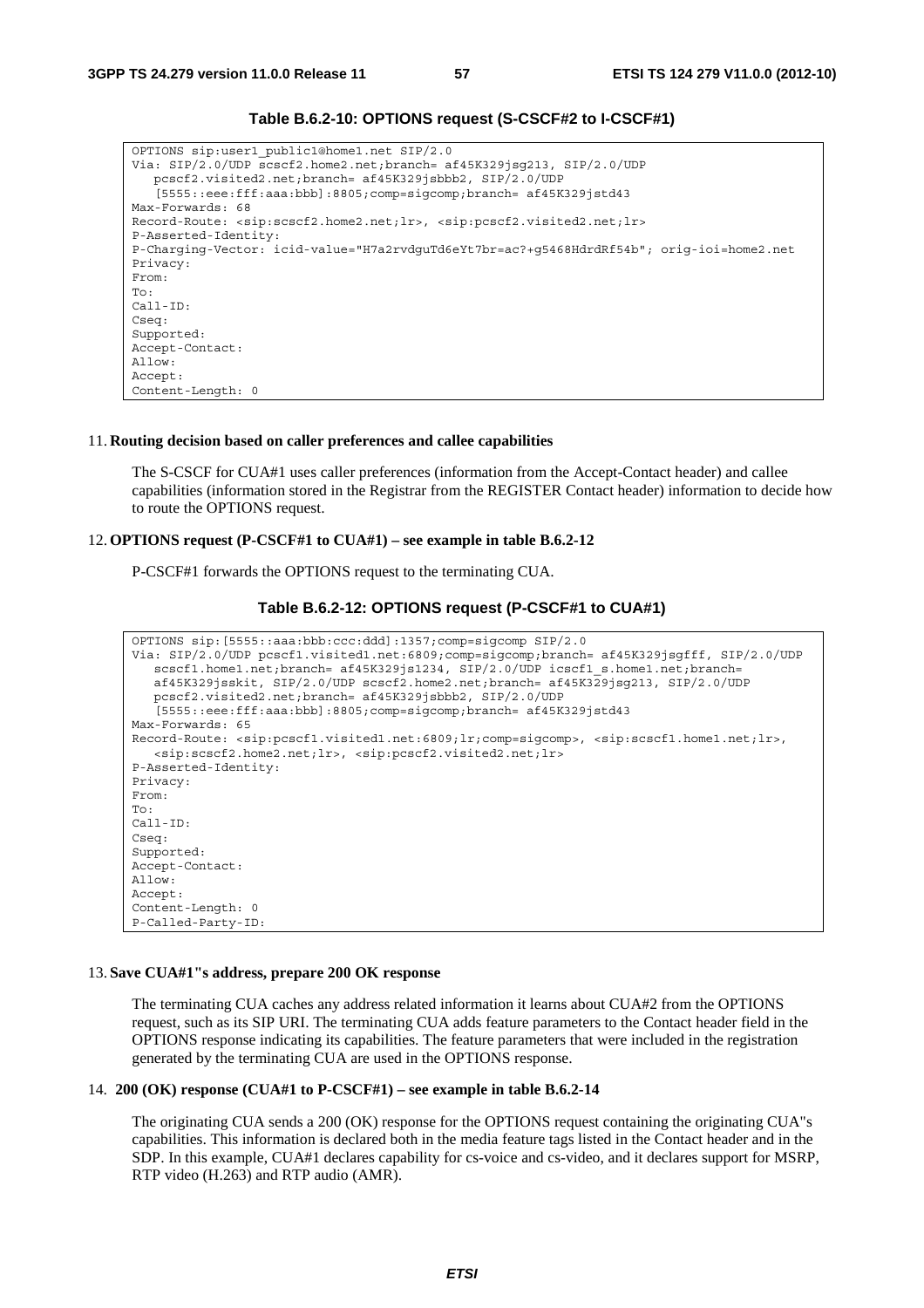**Table B.6.2-10: OPTIONS request (S-CSCF#2 to I-CSCF#1)**

```
OPTIONS sip:user1_public1@home1.net SIP/2.0
Via: SIP/2.0/UDP scscf2.home2.net;branch= af45K329jsg213, SIP/2.0/UDP
   pcscf2.visited2.net;branch= af45K329jsbbb2, SIP/2.0/UDP
   [5555::eee:fff:aaa:bbb]:8805;comp=sigcomp;branch= af45K329jstd43
Max-Forwards: 68
Record-Route: <sip:scscf2.home2.net;lr>, <sip:pcscf2.visited2.net;lr>
P-Asserted-Identity:
P-Charging-Vector: icid-value="H7a2rvdguTd6eYt7br=ac?+g5468HdrdRf54b"; orig-ioi=home2.net
Privacy:
From:
To:
Call-ID:
Cseq:
Supported:
Accept-Contact:
Allow:
Accept:
Content-Length: 0
```

11. **Routing decision based on caller preferences and callee capabilities**

    The S-CSCF for CUA#1 uses caller preferences (information from the Accept-Contact header) and callee capabilities (information stored in the Registrar from the REGISTER Contact header) information to decide how to route the OPTIONS request.

12. **OPTIONS request (P-CSCF#1 to CUA#1) – see example in table B.6.2-12**

    P-CSCF#1 forwards the OPTIONS request to the terminating CUA.

**Table B.6.2-12: OPTIONS request (P-CSCF#1 to CUA#1)**

```
OPTIONS sip:[5555::aaa:bbb:ccc:ddd]:1357;comp=sigcomp SIP/2.0
Via: SIP/2.0/UDP pcscf1.visited1.net:6809;comp=sigcomp;branch= af45K329jsgfff, SIP/2.0/UDP
   scscf1.home1.net;branch= af45K329js1234, SIP/2.0/UDP icscf1_s.home1.net;branch=
   af45K329jsskit, SIP/2.0/UDP scscf2.home2.net;branch= af45K329jsg213, SIP/2.0/UDP
   pcscf2.visited2.net;branch= af45K329jsbbb2, SIP/2.0/UDP
   [5555::eee:fff:aaa:bbb]:8805;comp=sigcomp;branch= af45K329jstd43
Max-Forwards: 65
Record-Route: <sip:pcscf1.visited1.net:6809;lr;comp=sigcomp>, <sip:scscf1.home1.net;lr>,
   <sip:scscf2.home2.net;lr>, <sip:pcscf2.visited2.net;lr>
P-Asserted-Identity:
Privacy:
From:
To:
Call-ID:
Cseq:
Supported:
Accept-Contact:
Allow:
Accept:
Content-Length: 0
P-Called-Party-ID:
```

13. **Save CUA#1"s address, prepare 200 OK response**

    The terminating CUA caches any address related information it learns about CUA#2 from the OPTIONS request, such as its SIP URI. The terminating CUA adds feature parameters to the Contact header field in the OPTIONS response indicating its capabilities. The feature parameters that were included in the registration generated by the terminating CUA are used in the OPTIONS response.

14. **200 (OK) response (CUA#1 to P-CSCF#1) – see example in table B.6.2-14**

    The originating CUA sends a 200 (OK) response for the OPTIONS request containing the originating CUA"s capabilities. This information is declared both in the media feature tags listed in the Contact header and in the SDP. In this example, CUA#1 declares capability for cs-voice and cs-video, and it declares support for MSRP, RTP video (H.263) and RTP audio (AMR).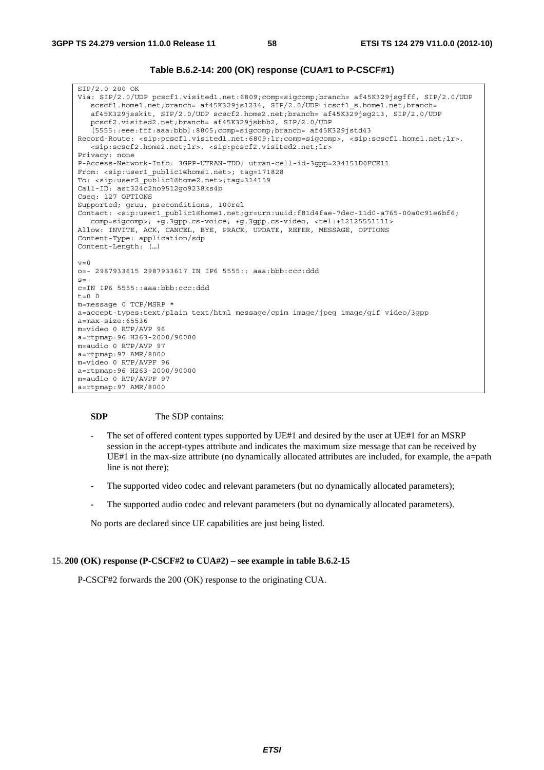**Table B.6.2-14: 200 (OK) response (CUA#1 to P-CSCF#1)**

```
SIP/2.0 200 OK
Via: SIP/2.0/UDP pcscf1.visited1.net:6809;comp=sigcomp;branch= af45K329jsgfff, SIP/2.0/UDP
   scscf1.home1.net;branch= af45K329js1234, SIP/2.0/UDP icscf1_s.home1.net;branch=
   af45K329jsskit, SIP/2.0/UDP scscf2.home2.net;branch= af45K329jsg213, SIP/2.0/UDP
   pcscf2.visited2.net;branch= af45K329jsbbb2, SIP/2.0/UDP
   [5555::eee:fff:aaa:bbb]:8805;comp=sigcomp;branch= af45K329jstd43
Record-Route: <sip:pcscf1.visited1.net:6809;lr;comp=sigcomp>, <sip:scscf1.home1.net;lr>,
   <sip:scscf2.home2.net;lr>, <sip:pcscf2.visited2.net;lr>
Privacy: none
P-Access-Network-Info: 3GPP-UTRAN-TDD; utran-cell-id-3gpp=234151D0FCE11
From: <sip:user1_public1@home1.net>; tag=171828
To: <sip:user2_public1@home2.net>;tag=314159
Call-ID: ast324c2ho9512go9238ks4b
Cseq: 127 OPTIONS
Supported; gruu, preconditions, 100rel
Contact: <sip:user1_public1@home1.net;gr=urn:uuid:f81d4fae-7dec-11d0-a765-00a0c91e6bf6;
   comp=sigcomp>; +g.3gpp.cs-voice; +g.3gpp.cs-video, <tel:+12125551111>
Allow: INVITE, ACK, CANCEL, BYE, PRACK, UPDATE, REFER, MESSAGE, OPTIONS
Content-Type: application/sdp
Content-Length: (…)

v=0
o=- 2987933615 2987933617 IN IP6 5555:: aaa:bbb:ccc:ddd
s=-
c=IN IP6 5555::aaa:bbb:ccc:ddd
t=0 0
m=message 0 TCP/MSRP *
a=accept-types:text/plain text/html message/cpim image/jpeg image/gif video/3gpp
a=max-size:65536
m=video 0 RTP/AVP 96
a=rtpmap:96 H263-2000/90000
m=audio 0 RTP/AVP 97
a=rtpmap:97 AMR/8000
m=video 0 RTP/AVPF 96
a=rtpmap:96 H263-2000/90000
m=audio 0 RTP/AVPF 97
a=rtpmap:97 AMR/8000
```

**SDP** The SDP contains:

- The set of offered content types supported by UE#1 and desired by the user at UE#1 for an MSRP session in the accept-types attribute and indicates the maximum size message that can be received by UE#1 in the max-size attribute (no dynamically allocated attributes are included, for example, the a=path line is not there);
- The supported video codec and relevant parameters (but no dynamically allocated parameters);
- The supported audio codec and relevant parameters (but no dynamically allocated parameters).

No ports are declared since UE capabilities are just being listed.

15. **200 (OK) response (P-CSCF#2 to CUA#2) – see example in table B.6.2-15**

P-CSCF#2 forwards the 200 (OK) response to the originating CUA.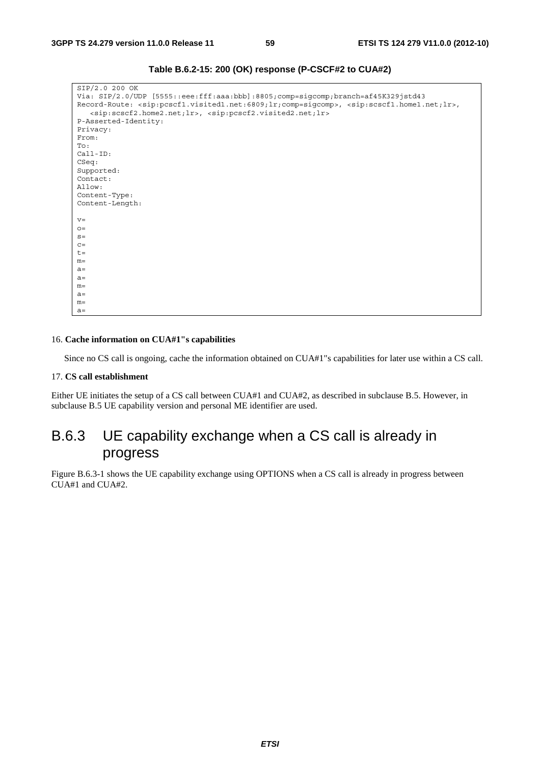**Table B.6.2-15: 200 (OK) response (P-CSCF#2 to CUA#2)**

```
SIP/2.0 200 OK
Via: SIP/2.0/UDP [5555::eee:fff:aaa:bbb]:8805;comp=sigcomp;branch=af45K329jstd43
Record-Route: <sip:pcscf1.visited1.net:6809;lr;comp=sigcomp>, <sip:scscf1.home1.net;lr>,
   <sip:scscf2.home2.net;lr>, <sip:pcscf2.visited2.net;lr>
P-Asserted-Identity:
Privacy:
From:
To:
Call-ID:
CSeq:
Supported:
Contact:
Allow:
Content-Type:
Content-Length:

v=
o=
s=
c=
t=
m=
a=
a=
m=
a=
m=
a=
```

16. **Cache information on CUA#1"s capabilities**

Since no CS call is ongoing, cache the information obtained on CUA#1"s capabilities for later use within a CS call.

17. **CS call establishment**

Either UE initiates the setup of a CS call between CUA#1 and CUA#2, as described in subclause B.5. However, in subclause B.5 UE capability version and personal ME identifier are used.

## B.6.3 UE capability exchange when a CS call is already in progress

Figure B.6.3-1 shows the UE capability exchange using OPTIONS when a CS call is already in progress between CUA#1 and CUA#2.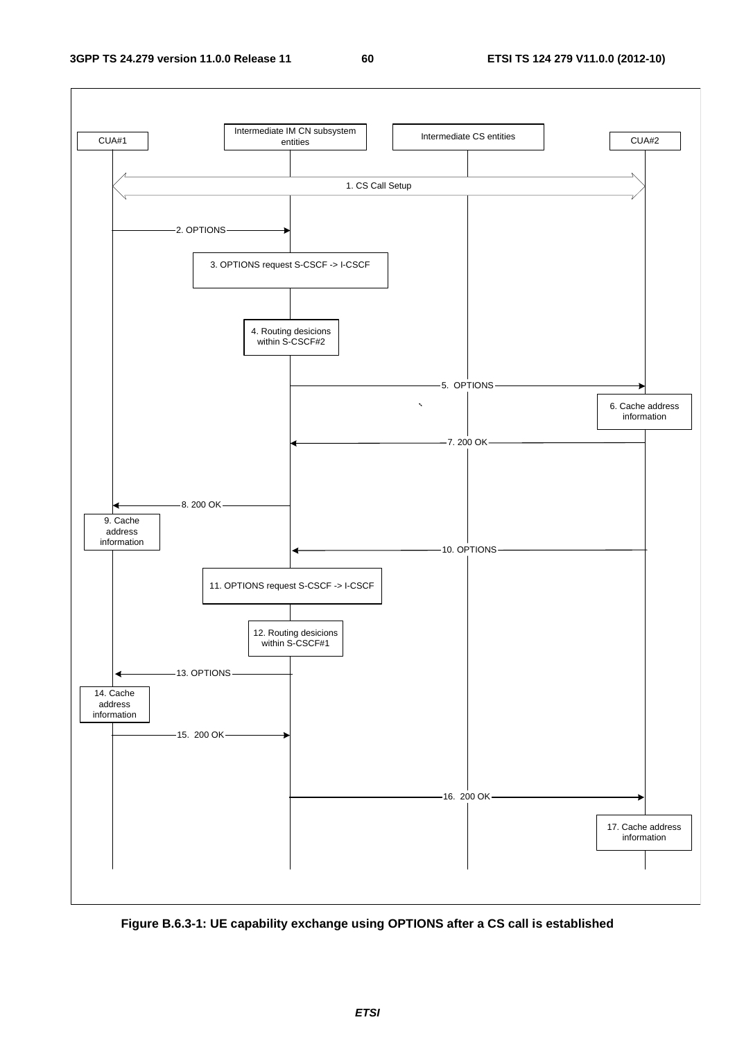| CUA#1 | Intermediate IM CN subsystem entities | Intermediate CS entities | CUA#2 |
|---|---|---|---|

1. CS Call Setup
2. OPTIONS
3. OPTIONS request S-CSCF -> I-CSCF
4. Routing desicions within S-CSCF#2
5. OPTIONS
6. Cache address information
7. 200 OK
8. 200 OK
9. Cache address information
10. OPTIONS
11. OPTIONS request S-CSCF -> I-CSCF
12. Routing desicions within S-CSCF#1
13. OPTIONS
14. Cache address information
15. 200 OK
16. 200 OK
17. Cache address information

**Figure B.6.3-1: UE capability exchange using OPTIONS after a CS call is established**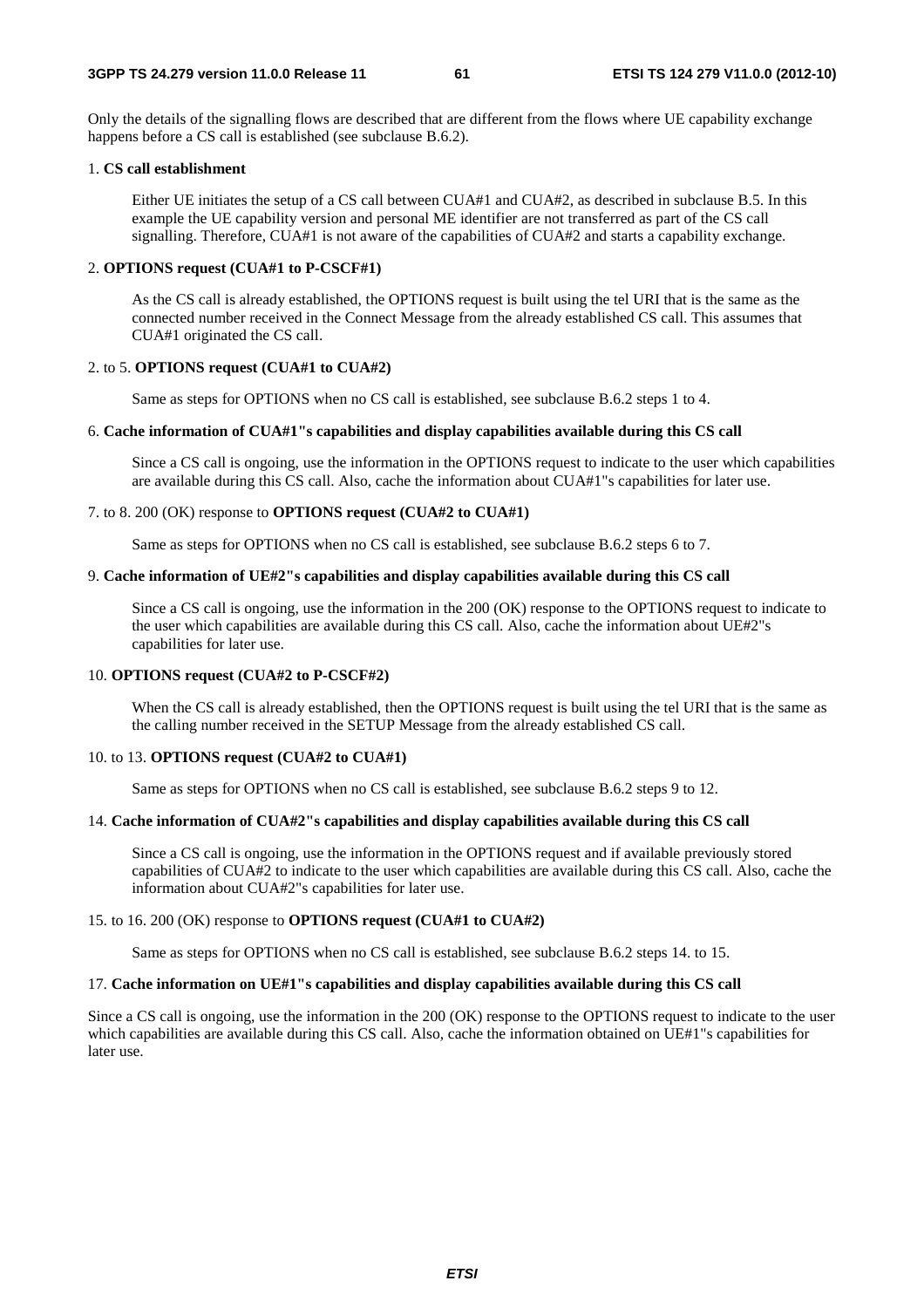Only the details of the signalling flows are described that are different from the flows where UE capability exchange happens before a CS call is established (see subclause B.6.2).

1. **CS call establishment**

   Either UE initiates the setup of a CS call between CUA#1 and CUA#2, as described in subclause B.5. In this example the UE capability version and personal ME identifier are not transferred as part of the CS call signalling. Therefore, CUA#1 is not aware of the capabilities of CUA#2 and starts a capability exchange.

2. **OPTIONS request (CUA#1 to P-CSCF#1)**

   As the CS call is already established, the OPTIONS request is built using the tel URI that is the same as the connected number received in the Connect Message from the already established CS call. This assumes that CUA#1 originated the CS call.

2. to 5. **OPTIONS request (CUA#1 to CUA#2)**

   Same as steps for OPTIONS when no CS call is established, see subclause B.6.2 steps 1 to 4.

6. **Cache information of CUA#1"s capabilities and display capabilities available during this CS call**

   Since a CS call is ongoing, use the information in the OPTIONS request to indicate to the user which capabilities are available during this CS call. Also, cache the information about CUA#1"s capabilities for later use.

7. to 8. 200 (OK) response to **OPTIONS request (CUA#2 to CUA#1)**

   Same as steps for OPTIONS when no CS call is established, see subclause B.6.2 steps 6 to 7.

9. **Cache information of UE#2"s capabilities and display capabilities available during this CS call**

   Since a CS call is ongoing, use the information in the 200 (OK) response to the OPTIONS request to indicate to the user which capabilities are available during this CS call. Also, cache the information about UE#2"s capabilities for later use.

10. **OPTIONS request (CUA#2 to P-CSCF#2)**

   When the CS call is already established, then the OPTIONS request is built using the tel URI that is the same as the calling number received in the SETUP Message from the already established CS call.

10. to 13. **OPTIONS request (CUA#2 to CUA#1)**

   Same as steps for OPTIONS when no CS call is established, see subclause B.6.2 steps 9 to 12.

14. **Cache information of CUA#2"s capabilities and display capabilities available during this CS call**

   Since a CS call is ongoing, use the information in the OPTIONS request and if available previously stored capabilities of CUA#2 to indicate to the user which capabilities are available during this CS call. Also, cache the information about CUA#2"s capabilities for later use.

15. to 16. 200 (OK) response to **OPTIONS request (CUA#1 to CUA#2)**

   Same as steps for OPTIONS when no CS call is established, see subclause B.6.2 steps 14. to 15.

17. **Cache information on UE#1"s capabilities and display capabilities available during this CS call**

Since a CS call is ongoing, use the information in the 200 (OK) response to the OPTIONS request to indicate to the user which capabilities are available during this CS call. Also, cache the information obtained on UE#1"s capabilities for later use.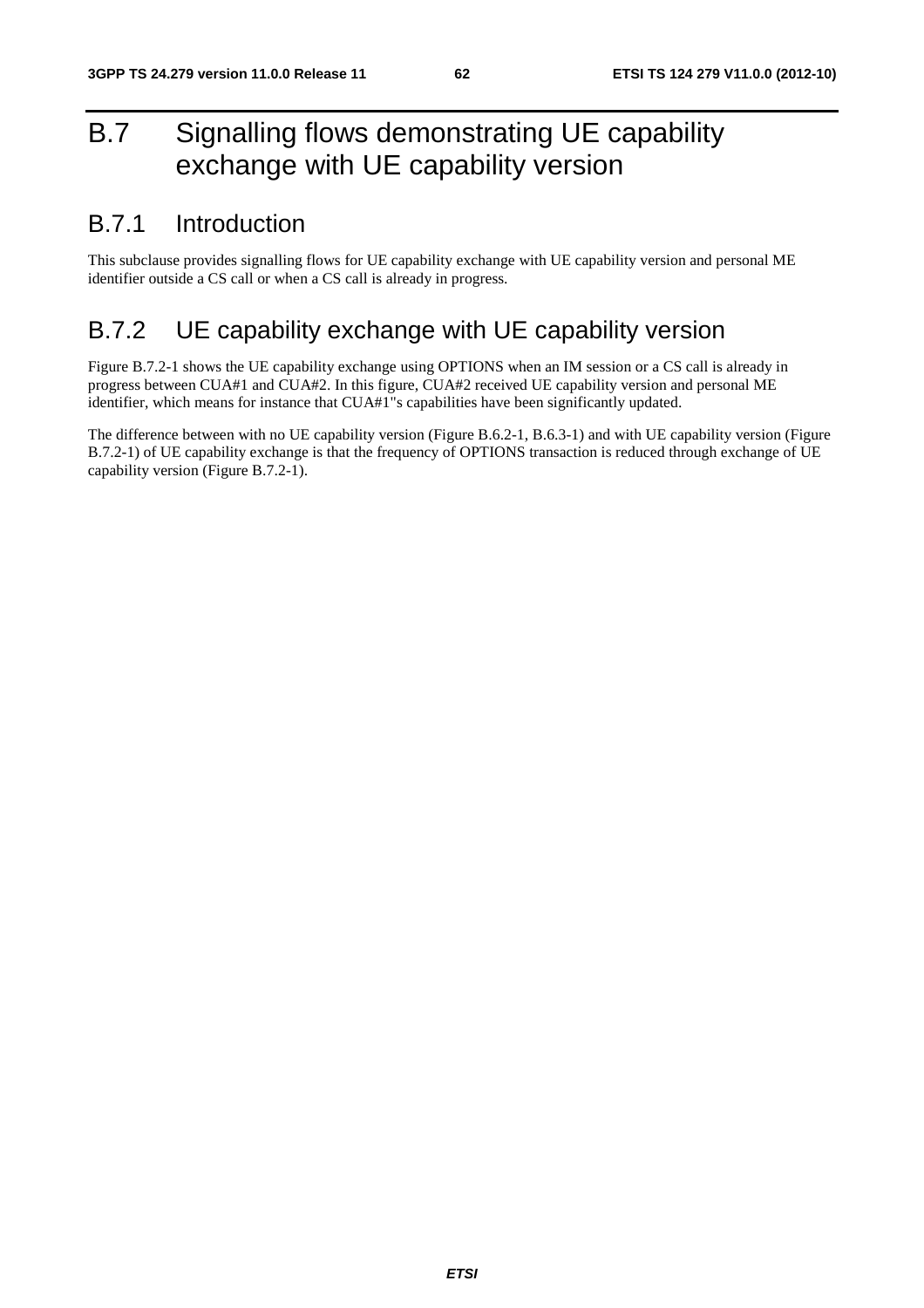# B.7 Signalling flows demonstrating UE capability exchange with UE capability version

## B.7.1 Introduction

This subclause provides signalling flows for UE capability exchange with UE capability version and personal ME identifier outside a CS call or when a CS call is already in progress.

## B.7.2 UE capability exchange with UE capability version

Figure B.7.2-1 shows the UE capability exchange using OPTIONS when an IM session or a CS call is already in progress between CUA#1 and CUA#2. In this figure, CUA#2 received UE capability version and personal ME identifier, which means for instance that CUA#1"s capabilities have been significantly updated.

The difference between with no UE capability version (Figure B.6.2-1, B.6.3-1) and with UE capability version (Figure B.7.2-1) of UE capability exchange is that the frequency of OPTIONS transaction is reduced through exchange of UE capability version (Figure B.7.2-1).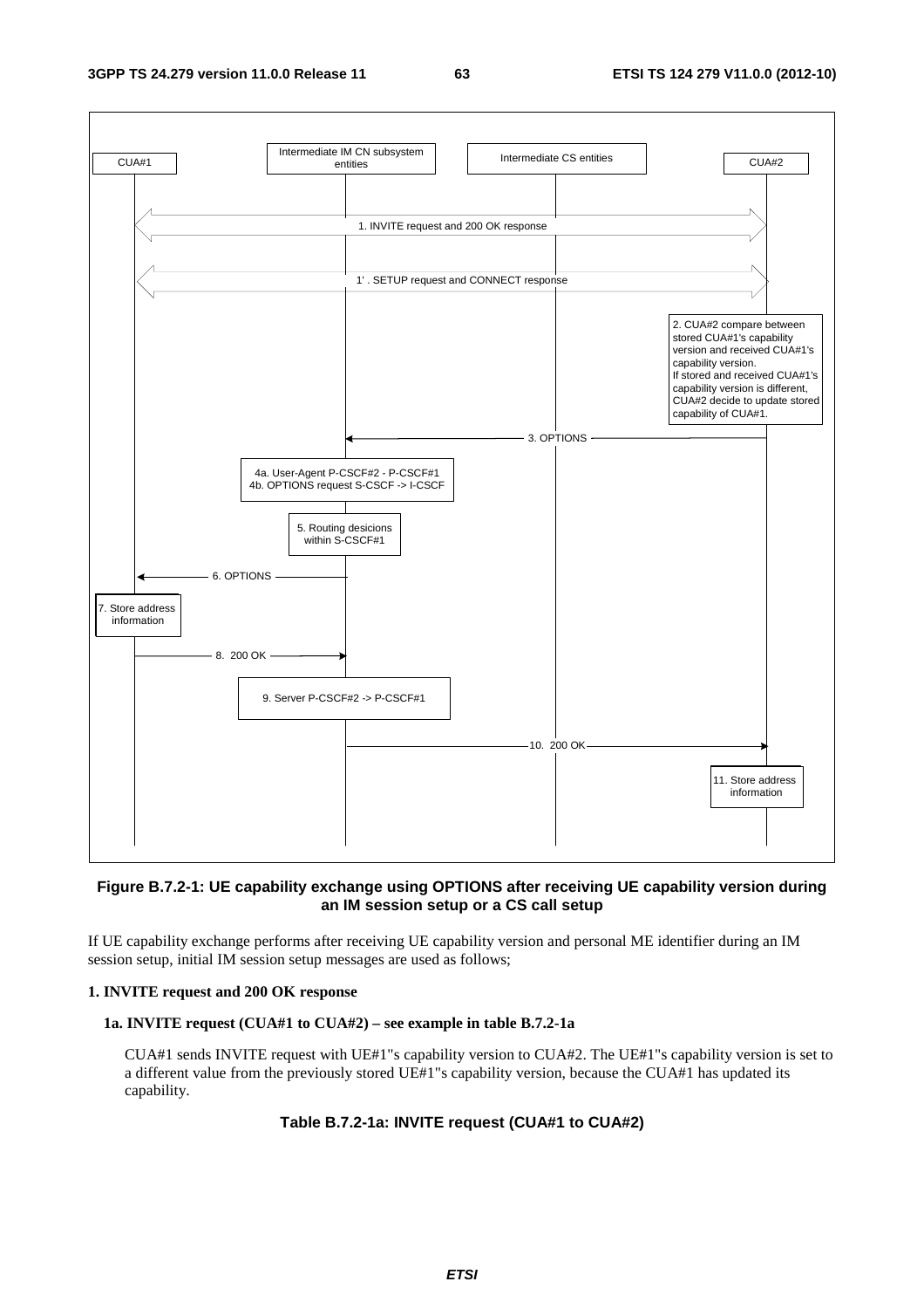**Figure B.7.2-1: UE capability exchange using OPTIONS after receiving UE capability version during an IM session setup or a CS call setup**

If UE capability exchange performs after receiving UE capability version and personal ME identifier during an IM session setup, initial IM session setup messages are used as follows;

**1. INVITE request and 200 OK response**

**1a. INVITE request (CUA#1 to CUA#2) – see example in table B.7.2-1a**

CUA#1 sends INVITE request with UE#1"s capability version to CUA#2. The UE#1"s capability version is set to a different value from the previously stored UE#1"s capability version, because the CUA#1 has updated its capability.

**Table B.7.2-1a: INVITE request (CUA#1 to CUA#2)**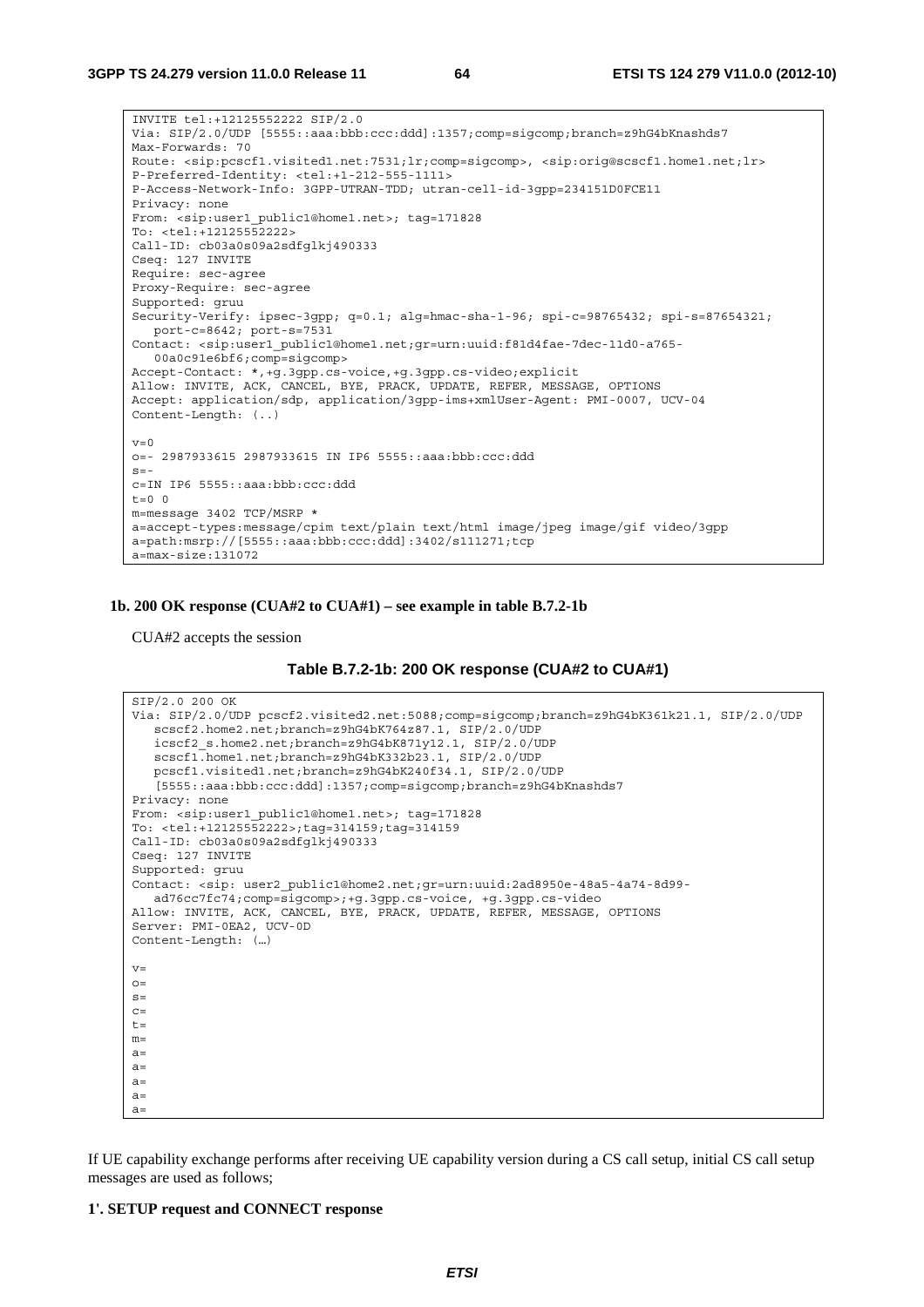```
INVITE tel:+12125552222 SIP/2.0
Via: SIP/2.0/UDP [5555::aaa:bbb:ccc:ddd]:1357;comp=sigcomp;branch=z9hG4bKnashds7
Max-Forwards: 70
Route: <sip:pcscf1.visited1.net:7531;lr;comp=sigcomp>, <sip:orig@scscf1.home1.net;lr>
P-Preferred-Identity: <tel:+1-212-555-1111>
P-Access-Network-Info: 3GPP-UTRAN-TDD; utran-cell-id-3gpp=234151D0FCE11
Privacy: none
From: <sip:user1_public1@home1.net>; tag=171828
To: <tel:+12125552222>
Call-ID: cb03a0s09a2sdfglkj490333
Cseq: 127 INVITE
Require: sec-agree
Proxy-Require: sec-agree
Supported: gruu
Security-Verify: ipsec-3gpp; q=0.1; alg=hmac-sha-1-96; spi-c=98765432; spi-s=87654321;
   port-c=8642; port-s=7531
Contact: <sip:user1_public1@home1.net;gr=urn:uuid:f81d4fae-7dec-11d0-a765-
   00a0c91e6bf6;comp=sigcomp>
Accept-Contact: *,+g.3gpp.cs-voice,+g.3gpp.cs-video;explicit
Allow: INVITE, ACK, CANCEL, BYE, PRACK, UPDATE, REFER, MESSAGE, OPTIONS
Accept: application/sdp, application/3gpp-ims+xmlUser-Agent: PMI-0007, UCV-04
Content-Length: (..)

v=0
o=- 2987933615 2987933615 IN IP6 5555::aaa:bbb:ccc:ddd
s=-
c=IN IP6 5555::aaa:bbb:ccc:ddd
t=0 0
m=message 3402 TCP/MSRP *
a=accept-types:message/cpim text/plain text/html image/jpeg image/gif video/3gpp
a=path:msrp://[5555::aaa:bbb:ccc:ddd]:3402/s111271;tcp
a=max-size:131072
```

**1b. 200 OK response (CUA#2 to CUA#1) – see example in table B.7.2-1b**

CUA#2 accepts the session

**Table B.7.2-1b: 200 OK response (CUA#2 to CUA#1)**

```
SIP/2.0 200 OK
Via: SIP/2.0/UDP pcscf2.visited2.net:5088;comp=sigcomp;branch=z9hG4bK361k21.1, SIP/2.0/UDP
   scscf2.home2.net;branch=z9hG4bK764z87.1, SIP/2.0/UDP
   icscf2_s.home2.net;branch=z9hG4bK871y12.1, SIP/2.0/UDP
   scscf1.home1.net;branch=z9hG4bK332b23.1, SIP/2.0/UDP
   pcscf1.visited1.net;branch=z9hG4bK240f34.1, SIP/2.0/UDP
   [5555::aaa:bbb:ccc:ddd]:1357;comp=sigcomp;branch=z9hG4bKnashds7
Privacy: none
From: <sip:user1_public1@home1.net>; tag=171828
To: <tel:+12125552222>;tag=314159;tag=314159
Call-ID: cb03a0s09a2sdfglkj490333
Cseq: 127 INVITE
Supported: gruu
Contact: <sip: user2_public1@home2.net;gr=urn:uuid:2ad8950e-48a5-4a74-8d99-
   ad76cc7fc74;comp=sigcomp>;+g.3gpp.cs-voice, +g.3gpp.cs-video
Allow: INVITE, ACK, CANCEL, BYE, PRACK, UPDATE, REFER, MESSAGE, OPTIONS
Server: PMI-0EA2, UCV-0D
Content-Length: (…)

v=
o=
s=
c=
t=
m=
a=
a=
a=
a=
a=
```

If UE capability exchange performs after receiving UE capability version during a CS call setup, initial CS call setup messages are used as follows;

**1'. SETUP request and CONNECT response**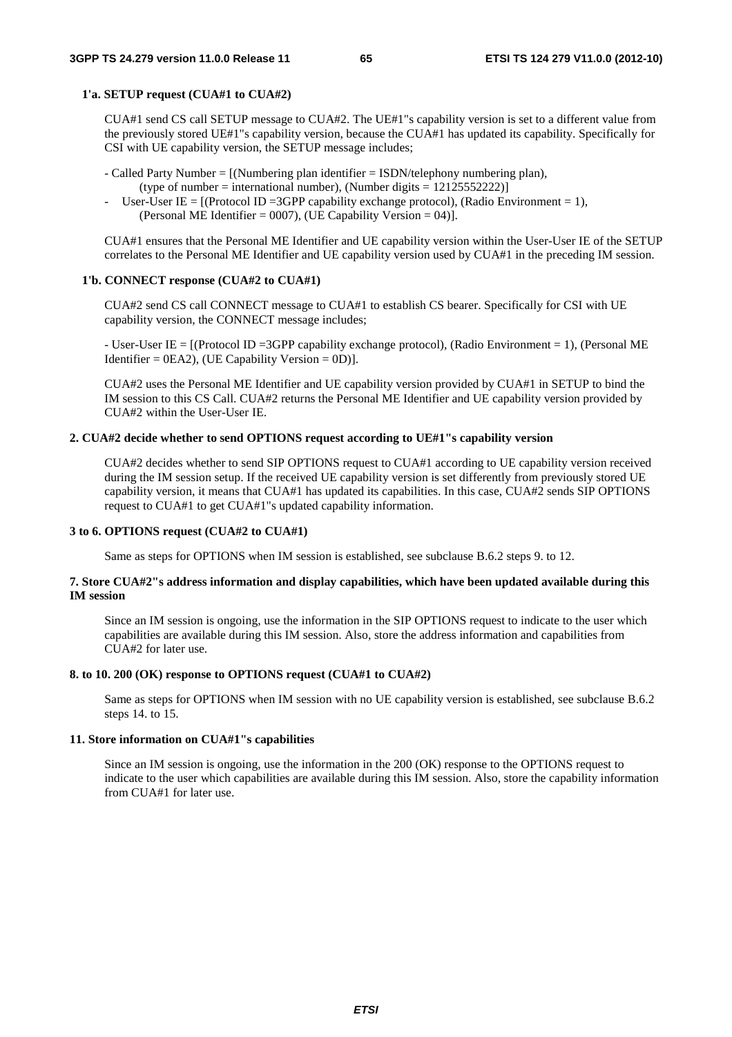#### 1'a. SETUP request (CUA#1 to CUA#2)

CUA#1 send CS call SETUP message to CUA#2. The UE#1"s capability version is set to a different value from the previously stored UE#1"s capability version, because the CUA#1 has updated its capability. Specifically for CSI with UE capability version, the SETUP message includes;

- Called Party Number = [(Numbering plan identifier = ISDN/telephony numbering plan), (type of number = international number), (Number digits = 12125552222)]
- User-User IE = [(Protocol ID =3GPP capability exchange protocol), (Radio Environment = 1), (Personal ME Identifier = 0007), (UE Capability Version = 04)].

CUA#1 ensures that the Personal ME Identifier and UE capability version within the User-User IE of the SETUP correlates to the Personal ME Identifier and UE capability version used by CUA#1 in the preceding IM session.

#### 1'b. CONNECT response (CUA#2 to CUA#1)

CUA#2 send CS call CONNECT message to CUA#1 to establish CS bearer. Specifically for CSI with UE capability version, the CONNECT message includes;

- User-User IE = [(Protocol ID =3GPP capability exchange protocol), (Radio Environment = 1), (Personal ME Identifier = 0EA2), (UE Capability Version = 0D)].

CUA#2 uses the Personal ME Identifier and UE capability version provided by CUA#1 in SETUP to bind the IM session to this CS Call. CUA#2 returns the Personal ME Identifier and UE capability version provided by CUA#2 within the User-User IE.

#### 2. CUA#2 decide whether to send OPTIONS request according to UE#1"s capability version

CUA#2 decides whether to send SIP OPTIONS request to CUA#1 according to UE capability version received during the IM session setup. If the received UE capability version is set differently from previously stored UE capability version, it means that CUA#1 has updated its capabilities. In this case, CUA#2 sends SIP OPTIONS request to CUA#1 to get CUA#1"s updated capability information.

#### 3 to 6. OPTIONS request (CUA#2 to CUA#1)

Same as steps for OPTIONS when IM session is established, see subclause B.6.2 steps 9. to 12.

#### 7. Store CUA#2"s address information and display capabilities, which have been updated available during this IM session

Since an IM session is ongoing, use the information in the SIP OPTIONS request to indicate to the user which capabilities are available during this IM session. Also, store the address information and capabilities from CUA#2 for later use.

#### 8. to 10. 200 (OK) response to OPTIONS request (CUA#1 to CUA#2)

Same as steps for OPTIONS when IM session with no UE capability version is established, see subclause B.6.2 steps 14. to 15.

#### 11. Store information on CUA#1"s capabilities

Since an IM session is ongoing, use the information in the 200 (OK) response to the OPTIONS request to indicate to the user which capabilities are available during this IM session. Also, store the capability information from CUA#1 for later use.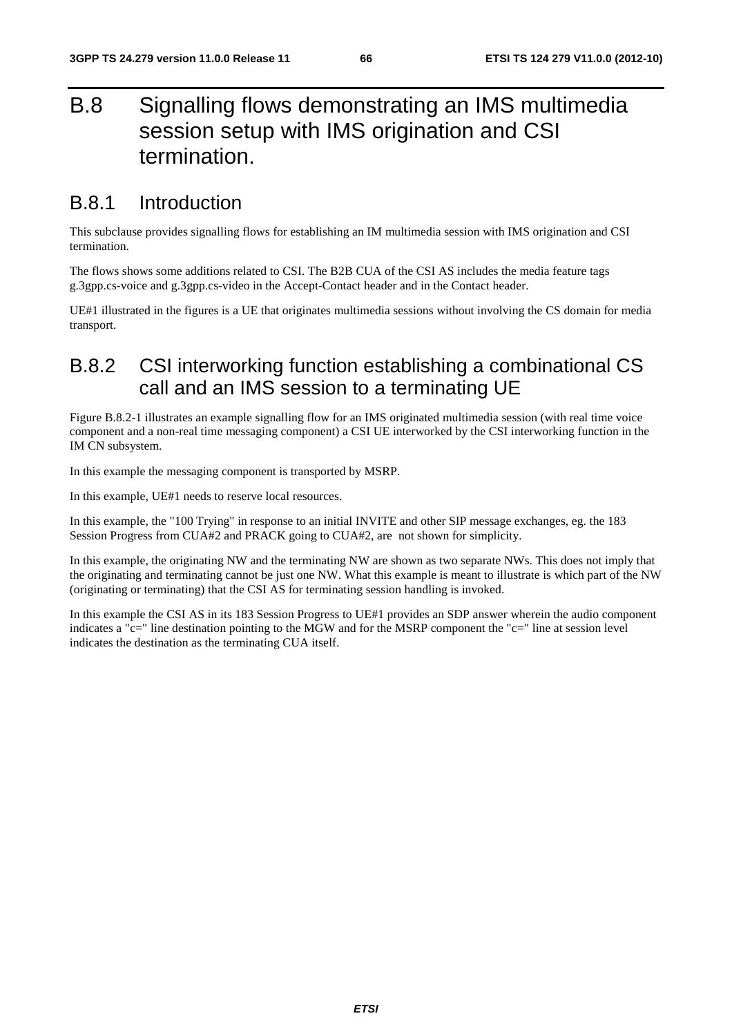# B.8 Signalling flows demonstrating an IMS multimedia session setup with IMS origination and CSI termination.

## B.8.1 Introduction

This subclause provides signalling flows for establishing an IM multimedia session with IMS origination and CSI termination.

The flows shows some additions related to CSI. The B2B CUA of the CSI AS includes the media feature tags g.3gpp.cs-voice and g.3gpp.cs-video in the Accept-Contact header and in the Contact header.

UE#1 illustrated in the figures is a UE that originates multimedia sessions without involving the CS domain for media transport.

## B.8.2 CSI interworking function establishing a combinational CS call and an IMS session to a terminating UE

Figure B.8.2-1 illustrates an example signalling flow for an IMS originated multimedia session (with real time voice component and a non-real time messaging component) a CSI UE interworked by the CSI interworking function in the IM CN subsystem.

In this example the messaging component is transported by MSRP.

In this example, UE#1 needs to reserve local resources.

In this example, the "100 Trying" in response to an initial INVITE and other SIP message exchanges, eg. the 183 Session Progress from CUA#2 and PRACK going to CUA#2, are not shown for simplicity.

In this example, the originating NW and the terminating NW are shown as two separate NWs. This does not imply that the originating and terminating cannot be just one NW. What this example is meant to illustrate is which part of the NW (originating or terminating) that the CSI AS for terminating session handling is invoked.

In this example the CSI AS in its 183 Session Progress to UE#1 provides an SDP answer wherein the audio component indicates a "c=" line destination pointing to the MGW and for the MSRP component the "c=" line at session level indicates the destination as the terminating CUA itself.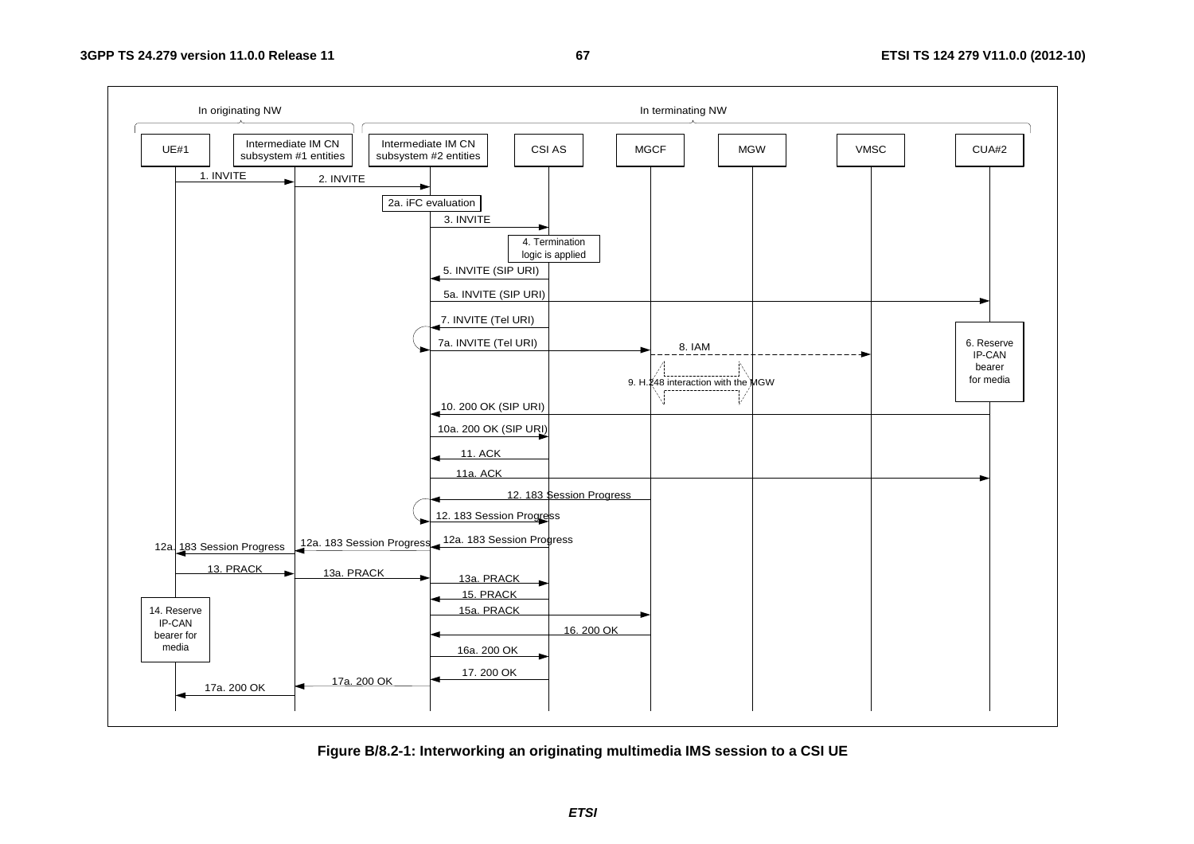In originating NW | In terminating NW

UE#1 | Intermediate IM CN subsystem #1 entities | Intermediate IM CN subsystem #2 entities | CSI AS | MGCF | MGW | VMSC | CUA#2

1. INVITE
2. INVITE
2a. iFC evaluation
3. INVITE
4. Termination logic is applied
5. INVITE (SIP URI)
5a. INVITE (SIP URI)
6. Reserve IP-CAN bearer for media
7. INVITE (Tel URI)
7a. INVITE (Tel URI)
8. IAM
9. H.248 interaction with the MGW
10. 200 OK (SIP URI)
10a. 200 OK (SIP URI)
11. ACK
11a. ACK
12. 183 Session Progress
12. 183 Session Progress
12a. 183 Session Progress
12a. 183 Session Progress
12a. 183 Session Progress
13. PRACK
13a. PRACK
13a. PRACK
14. Reserve IP-CAN bearer for media
15. PRACK
15a. PRACK
16. 200 OK
16a. 200 OK
17. 200 OK
17a. 200 OK
17a. 200 OK

**Figure B/8.2-1: Interworking an originating multimedia IMS session to a CSI UE**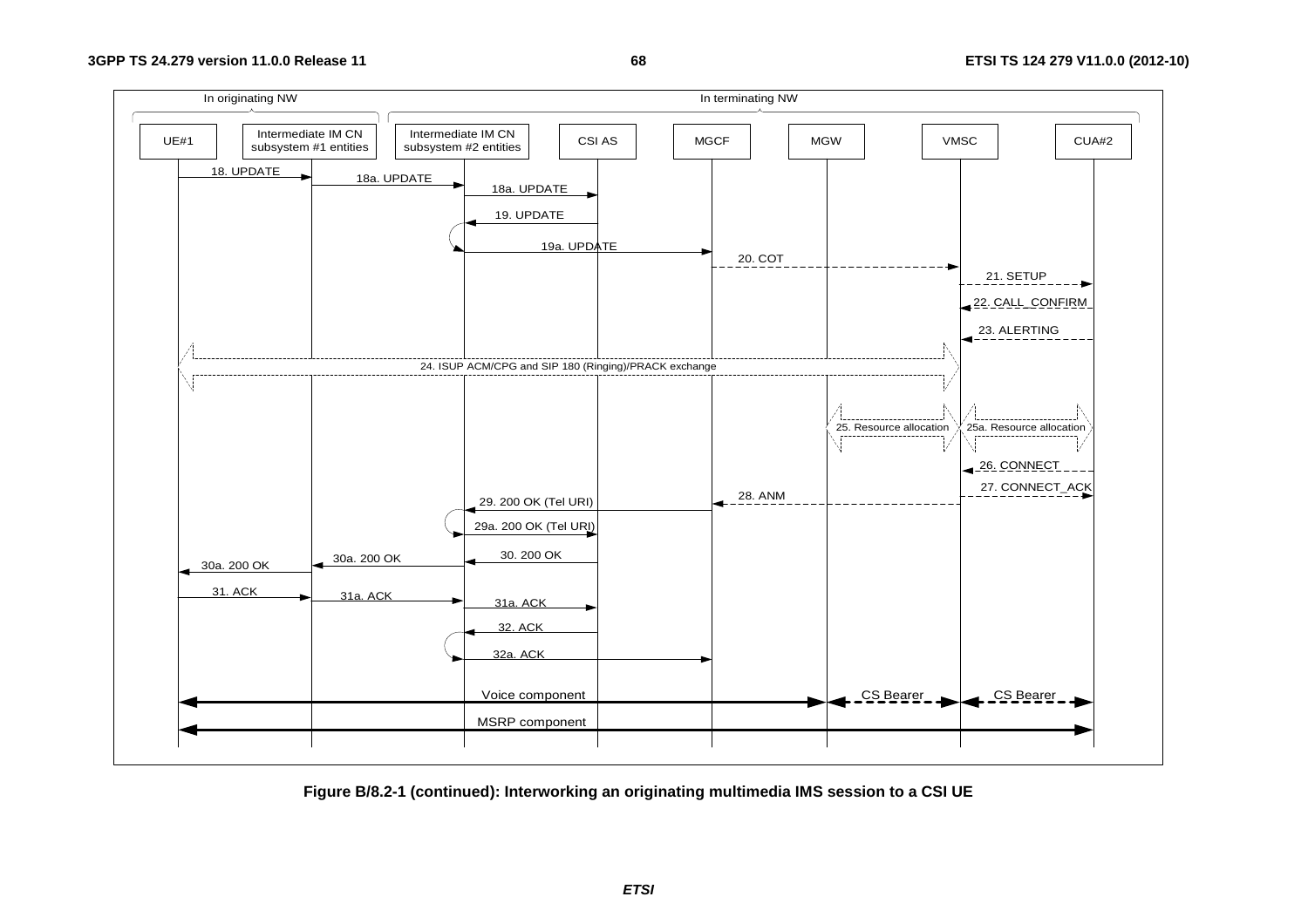Figure B/8.2-1 (continued): Interworking an originating multimedia IMS session to a CSI UE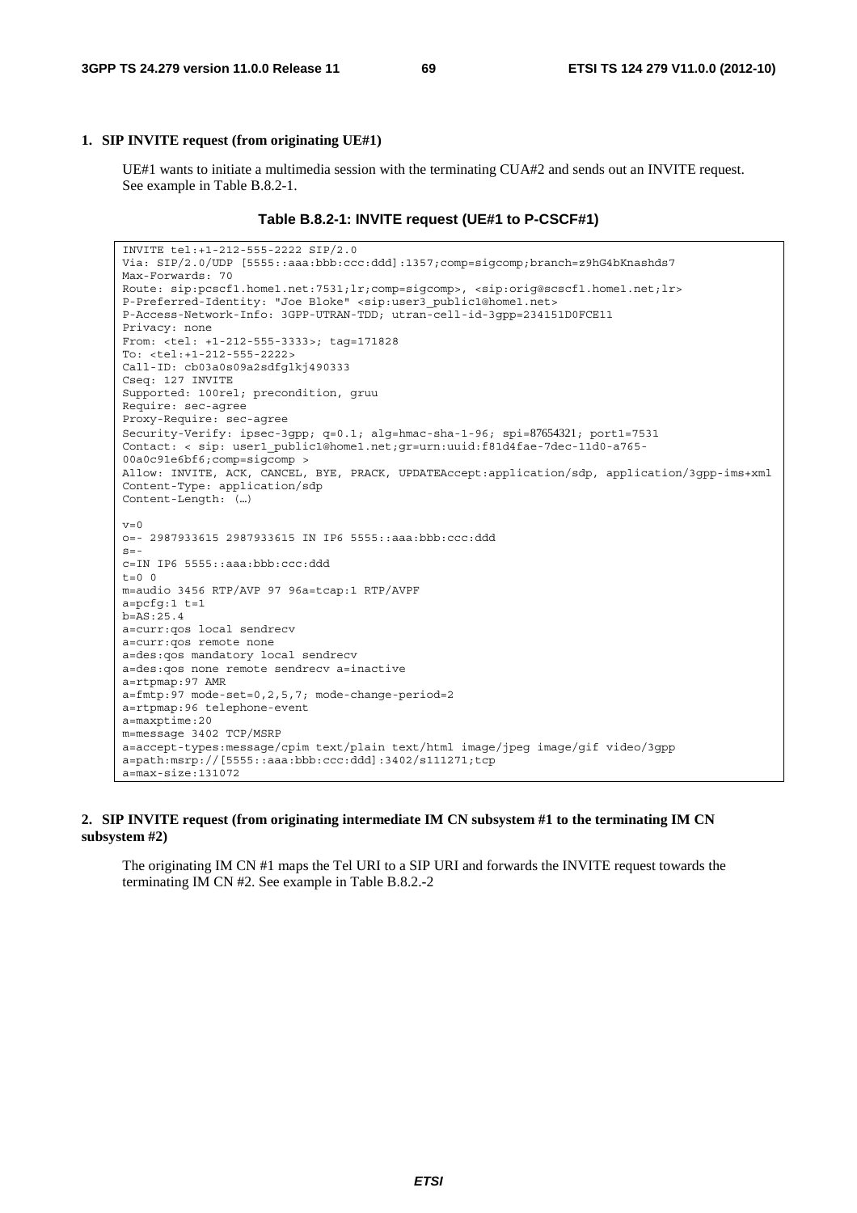**1. SIP INVITE request (from originating UE#1)**

UE#1 wants to initiate a multimedia session with the terminating CUA#2 and sends out an INVITE request. See example in Table B.8.2-1.

**Table B.8.2-1: INVITE request (UE#1 to P-CSCF#1)**

```
INVITE tel:+1-212-555-2222 SIP/2.0
Via: SIP/2.0/UDP [5555::aaa:bbb:ccc:ddd]:1357;comp=sigcomp;branch=z9hG4bKnashds7
Max-Forwards: 70
Route: sip:pcscf1.home1.net:7531;lr;comp=sigcomp>, <sip:orig@scscf1.home1.net;lr>
P-Preferred-Identity: "Joe Bloke" <sip:user3_public1@home1.net>
P-Access-Network-Info: 3GPP-UTRAN-TDD; utran-cell-id-3gpp=234151D0FCE11
Privacy: none
From: <tel: +1-212-555-3333>; tag=171828
To: <tel:+1-212-555-2222>
Call-ID: cb03a0s09a2sdfglkj490333
Cseq: 127 INVITE
Supported: 100rel; precondition, gruu
Require: sec-agree
Proxy-Require: sec-agree
Security-Verify: ipsec-3gpp; q=0.1; alg=hmac-sha-1-96; spi=87654321; port1=7531
Contact: < sip: user1_public1@home1.net;gr=urn:uuid:f81d4fae-7dec-11d0-a765-
00a0c91e6bf6;comp=sigcomp >
Allow: INVITE, ACK, CANCEL, BYE, PRACK, UPDATEAccept:application/sdp, application/3gpp-ims+xml
Content-Type: application/sdp
Content-Length: (…)

v=0
o=- 2987933615 2987933615 IN IP6 5555::aaa:bbb:ccc:ddd
s=-
c=IN IP6 5555::aaa:bbb:ccc:ddd
t=0 0
m=audio 3456 RTP/AVP 97 96a=tcap:1 RTP/AVPF
a=pcfg:1 t=1
b=AS:25.4
a=curr:qos local sendrecv
a=curr:qos remote none
a=des:qos mandatory local sendrecv
a=des:qos none remote sendrecv a=inactive
a=rtpmap:97 AMR
a=fmtp:97 mode-set=0,2,5,7; mode-change-period=2
a=rtpmap:96 telephone-event
a=maxptime:20
m=message 3402 TCP/MSRP
a=accept-types:message/cpim text/plain text/html image/jpeg image/gif video/3gpp
a=path:msrp://[5555::aaa:bbb:ccc:ddd]:3402/s111271;tcp
a=max-size:131072
```

**2. SIP INVITE request (from originating intermediate IM CN subsystem #1 to the terminating IM CN subsystem #2)**

The originating IM CN #1 maps the Tel URI to a SIP URI and forwards the INVITE request towards the terminating IM CN #2. See example in Table B.8.2.-2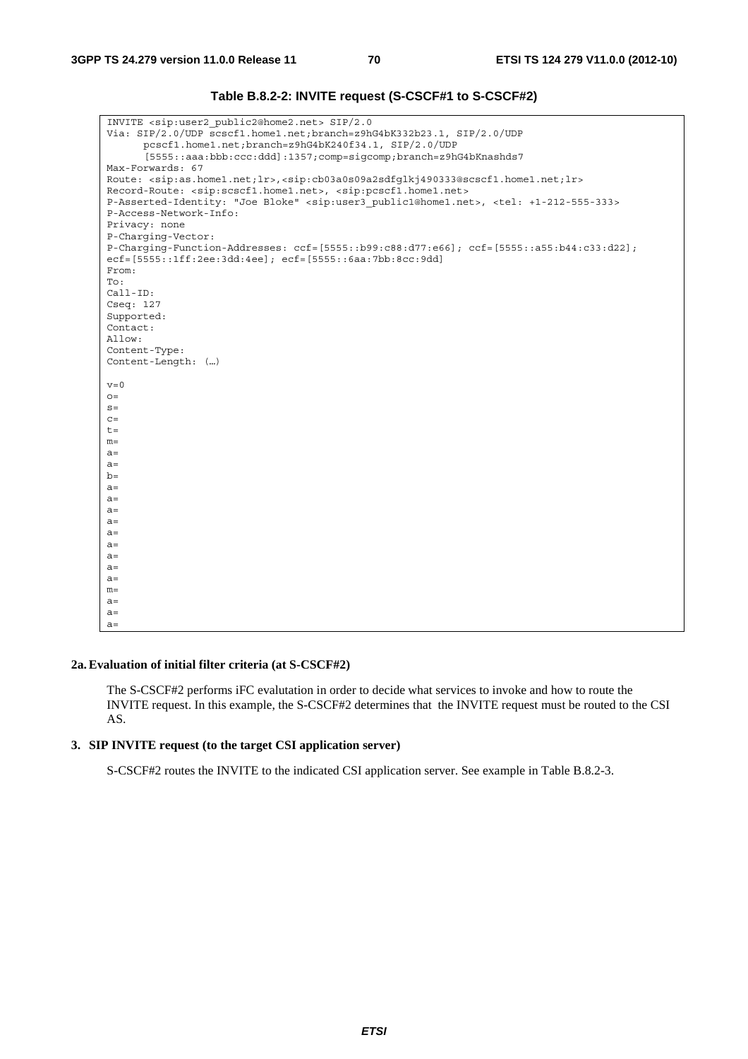**Table B.8.2-2: INVITE request (S-CSCF#1 to S-CSCF#2)**

```
INVITE <sip:user2_public2@home2.net> SIP/2.0
Via: SIP/2.0/UDP scscf1.home1.net;branch=z9hG4bK332b23.1, SIP/2.0/UDP
      pcscf1.home1.net;branch=z9hG4bK240f34.1, SIP/2.0/UDP
      [5555::aaa:bbb:ccc:ddd]:1357;comp=sigcomp;branch=z9hG4bKnashds7
Max-Forwards: 67
Route: <sip:as.home1.net;lr>,<sip:cb03a0s09a2sdfglkj490333@scscf1.home1.net;lr>
Record-Route: <sip:scscf1.home1.net>, <sip:pcscf1.home1.net>
P-Asserted-Identity: "Joe Bloke" <sip:user3_public1@home1.net>, <tel: +1-212-555-333>
P-Access-Network-Info:
Privacy: none
P-Charging-Vector:
P-Charging-Function-Addresses: ccf=[5555::b99:c88:d77:e66]; ccf=[5555::a55:b44:c33:d22];
ecf=[5555::1ff:2ee:3dd:4ee]; ecf=[5555::6aa:7bb:8cc:9dd]
From:
To:
Call-ID:
Cseq: 127
Supported:
Contact:
Allow:
Content-Type:
Content-Length: (…)

v=0
o=
s=
c=
t=
m=
a=
a=
b=
a=
a=
a=
a=
a=
a=
a=
a=
a=
m=
a=
a=
a=
```

**2a. Evaluation of initial filter criteria (at S-CSCF#2)**

The S-CSCF#2 performs iFC evalutation in order to decide what services to invoke and how to route the INVITE request. In this example, the S-CSCF#2 determines that the INVITE request must be routed to the CSI AS.

**3. SIP INVITE request (to the target CSI application server)**

S-CSCF#2 routes the INVITE to the indicated CSI application server. See example in Table B.8.2-3.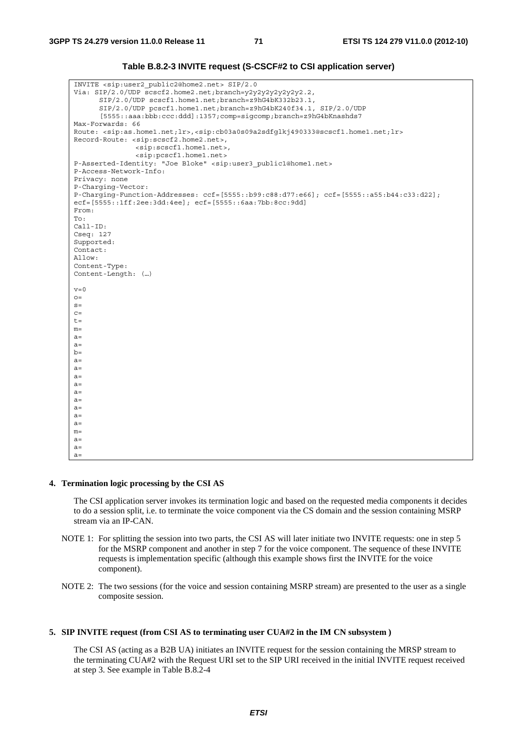**Table B.8.2-3 INVITE request (S-CSCF#2 to CSI application server)**

```
INVITE <sip:user2_public2@home2.net> SIP/2.0
Via: SIP/2.0/UDP scscf2.home2.net;branch=y2y2y2y2y2y2y2.2,
      SIP/2.0/UDP scscf1.home1.net;branch=z9hG4bK332b23.1,
      SIP/2.0/UDP pcscf1.home1.net;branch=z9hG4bK240f34.1, SIP/2.0/UDP
      [5555::aaa:bbb:ccc:ddd]:1357;comp=sigcomp;branch=z9hG4bKnashds7
Max-Forwards: 66
Route: <sip:as.home1.net;lr>,<sip:cb03a0s09a2sdfglkj490333@scscf1.home1.net;lr>
Record-Route: <sip:scscf2.home2.net>,
              <sip:scscf1.home1.net>,
              <sip:pcscf1.home1.net>
P-Asserted-Identity: "Joe Bloke" <sip:user3_public1@home1.net>
P-Access-Network-Info:
Privacy: none
P-Charging-Vector:
P-Charging-Function-Addresses: ccf=[5555::b99:c88:d77:e66]; ccf=[5555::a55:b44:c33:d22];
ecf=[5555::1ff:2ee:3dd:4ee]; ecf=[5555::6aa:7bb:8cc:9dd]
From:
To:
Call-ID:
Cseq: 127
Supported:
Contact:
Allow:
Content-Type:
Content-Length: (…)

v=0
o=
s=
c=
t=
m=
a=
a=
b=
a=
a=
a=
a=
a=
a=
a=
a=
a=
m=
a=
a=
a=
```

**4. Termination logic processing by the CSI AS**

The CSI application server invokes its termination logic and based on the requested media components it decides to do a session split, i.e. to terminate the voice component via the CS domain and the session containing MSRP stream via an IP-CAN.

NOTE 1: For splitting the session into two parts, the CSI AS will later initiate two INVITE requests: one in step 5 for the MSRP component and another in step 7 for the voice component. The sequence of these INVITE requests is implementation specific (although this example shows first the INVITE for the voice component).

NOTE 2: The two sessions (for the voice and session containing MSRP stream) are presented to the user as a single composite session.

**5. SIP INVITE request (from CSI AS to terminating user CUA#2 in the IM CN subsystem )**

The CSI AS (acting as a B2B UA) initiates an INVITE request for the session containing the MRSP stream to the terminating CUA#2 with the Request URI set to the SIP URI received in the initial INVITE request received at step 3. See example in Table B.8.2-4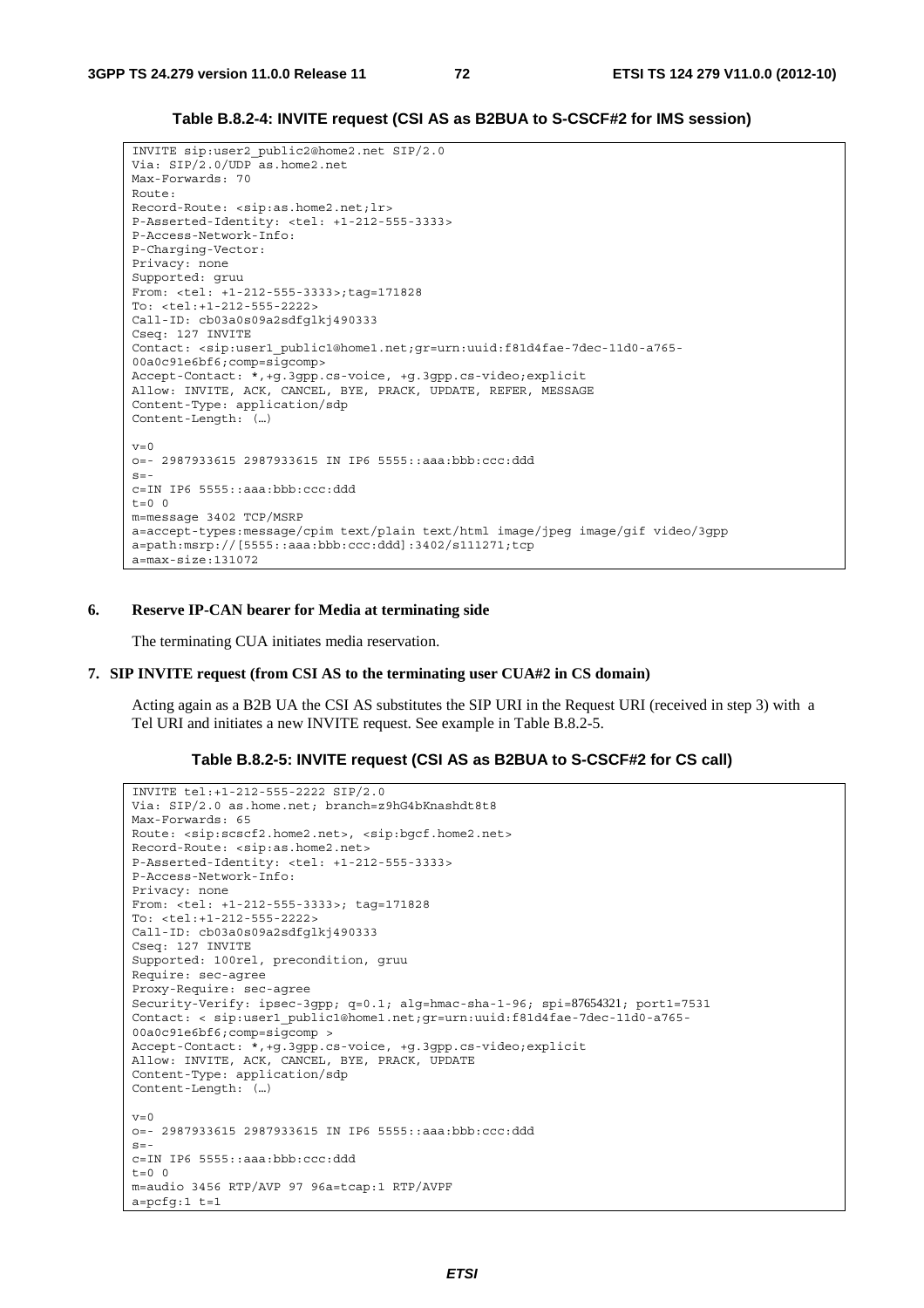**Table B.8.2-4: INVITE request (CSI AS as B2BUA to S-CSCF#2 for IMS session)**

```
INVITE sip:user2_public2@home2.net SIP/2.0
Via: SIP/2.0/UDP as.home2.net
Max-Forwards: 70
Route:
Record-Route: <sip:as.home2.net;lr>
P-Asserted-Identity: <tel: +1-212-555-3333>
P-Access-Network-Info:
P-Charging-Vector:
Privacy: none
Supported: gruu
From: <tel: +1-212-555-3333>;tag=171828
To: <tel:+1-212-555-2222>
Call-ID: cb03a0s09a2sdfglkj490333
Cseq: 127 INVITE
Contact: <sip:user1_public1@home1.net;gr=urn:uuid:f81d4fae-7dec-11d0-a765-
00a0c91e6bf6;comp=sigcomp>
Accept-Contact: *,+g.3gpp.cs-voice, +g.3gpp.cs-video;explicit
Allow: INVITE, ACK, CANCEL, BYE, PRACK, UPDATE, REFER, MESSAGE
Content-Type: application/sdp
Content-Length: (…)

v=0
o=- 2987933615 2987933615 IN IP6 5555::aaa:bbb:ccc:ddd
s=-
c=IN IP6 5555::aaa:bbb:ccc:ddd
t=0 0
m=message 3402 TCP/MSRP
a=accept-types:message/cpim text/plain text/html image/jpeg image/gif video/3gpp
a=path:msrp://[5555::aaa:bbb:ccc:ddd]:3402/s111271;tcp
a=max-size:131072
```

**6. Reserve IP-CAN bearer for Media at terminating side**

The terminating CUA initiates media reservation.

**7. SIP INVITE request (from CSI AS to the terminating user CUA#2 in CS domain)**

Acting again as a B2B UA the CSI AS substitutes the SIP URI in the Request URI (received in step 3) with a Tel URI and initiates a new INVITE request. See example in Table B.8.2-5.

**Table B.8.2-5: INVITE request (CSI AS as B2BUA to S-CSCF#2 for CS call)**

```
INVITE tel:+1-212-555-2222 SIP/2.0
Via: SIP/2.0 as.home.net; branch=z9hG4bKnashdt8t8
Max-Forwards: 65
Route: <sip:scscf2.home2.net>, <sip:bgcf.home2.net>
Record-Route: <sip:as.home2.net>
P-Asserted-Identity: <tel: +1-212-555-3333>
P-Access-Network-Info:
Privacy: none
From: <tel: +1-212-555-3333>; tag=171828
To: <tel:+1-212-555-2222>
Call-ID: cb03a0s09a2sdfglkj490333
Cseq: 127 INVITE
Supported: 100rel, precondition, gruu
Require: sec-agree
Proxy-Require: sec-agree
Security-Verify: ipsec-3gpp; q=0.1; alg=hmac-sha-1-96; spi=87654321; port1=7531
Contact: < sip:user1_public1@home1.net;gr=urn:uuid:f81d4fae-7dec-11d0-a765-
00a0c91e6bf6;comp=sigcomp >
Accept-Contact: *,+g.3gpp.cs-voice, +g.3gpp.cs-video;explicit
Allow: INVITE, ACK, CANCEL, BYE, PRACK, UPDATE
Content-Type: application/sdp
Content-Length: (…)

v=0
o=- 2987933615 2987933615 IN IP6 5555::aaa:bbb:ccc:ddd
s=-
c=IN IP6 5555::aaa:bbb:ccc:ddd
t=0 0
m=audio 3456 RTP/AVP 97 96a=tcap:1 RTP/AVPF
a=pcfg:1 t=1
```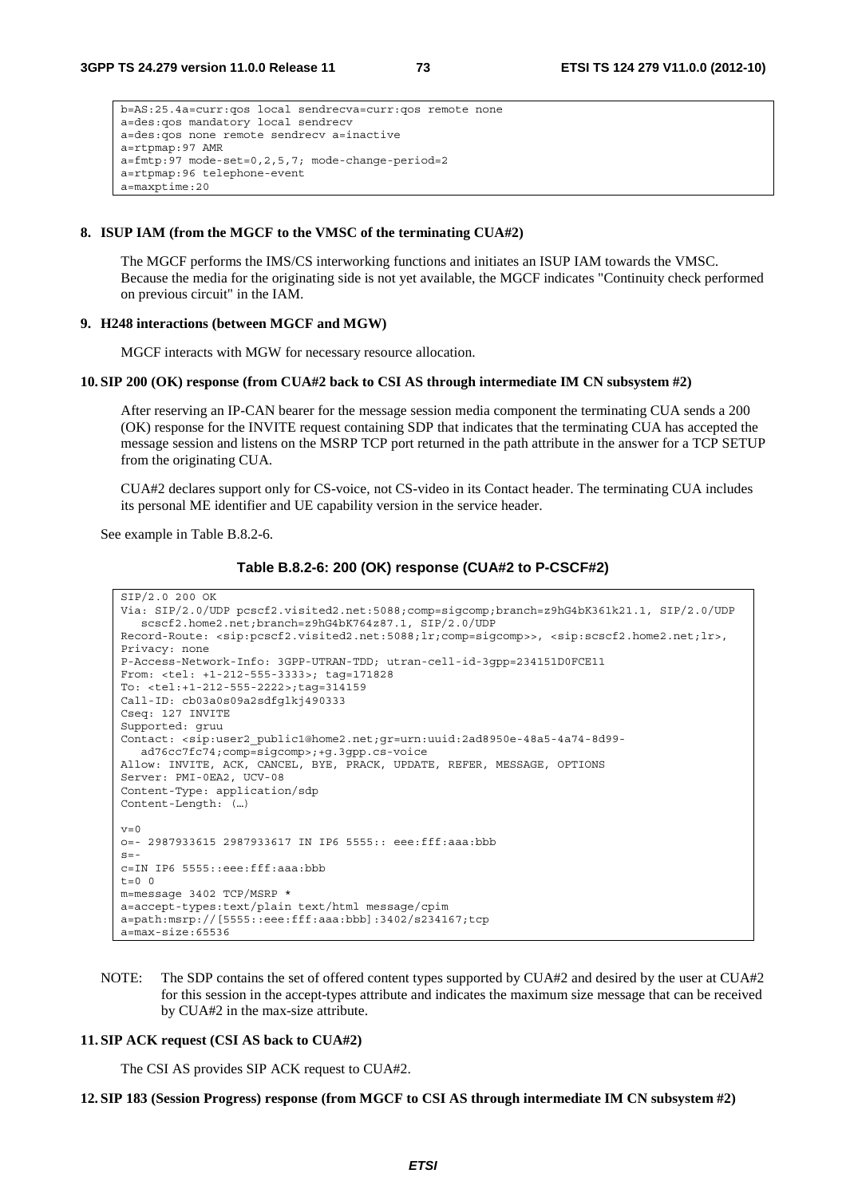```
b=AS:25.4a=curr:qos local sendrecva=curr:qos remote none
a=des:qos mandatory local sendrecv
a=des:qos none remote sendrecv a=inactive
a=rtpmap:97 AMR
a=fmtp:97 mode-set=0,2,5,7; mode-change-period=2
a=rtpmap:96 telephone-event
a=maxptime:20
```

**8. ISUP IAM (from the MGCF to the VMSC of the terminating CUA#2)**

The MGCF performs the IMS/CS interworking functions and initiates an ISUP IAM towards the VMSC. Because the media for the originating side is not yet available, the MGCF indicates "Continuity check performed on previous circuit" in the IAM.

**9. H248 interactions (between MGCF and MGW)**

MGCF interacts with MGW for necessary resource allocation.

**10. SIP 200 (OK) response (from CUA#2 back to CSI AS through intermediate IM CN subsystem #2)**

After reserving an IP-CAN bearer for the message session media component the terminating CUA sends a 200 (OK) response for the INVITE request containing SDP that indicates that the terminating CUA has accepted the message session and listens on the MSRP TCP port returned in the path attribute in the answer for a TCP SETUP from the originating CUA.

CUA#2 declares support only for CS-voice, not CS-video in its Contact header. The terminating CUA includes its personal ME identifier and UE capability version in the service header.

See example in Table B.8.2-6.

**Table B.8.2-6: 200 (OK) response (CUA#2 to P-CSCF#2)**

```
SIP/2.0 200 OK
Via: SIP/2.0/UDP pcscf2.visited2.net:5088;comp=sigcomp;branch=z9hG4bK361k21.1, SIP/2.0/UDP
   scscf2.home2.net;branch=z9hG4bK764z87.1, SIP/2.0/UDP
Record-Route: <sip:pcscf2.visited2.net:5088;lr;comp=sigcomp>>, <sip:scscf2.home2.net;lr>,
Privacy: none
P-Access-Network-Info: 3GPP-UTRAN-TDD; utran-cell-id-3gpp=234151D0FCE11
From: <tel: +1-212-555-3333>; tag=171828
To: <tel:+1-212-555-2222>;tag=314159
Call-ID: cb03a0s09a2sdfglkj490333
Cseq: 127 INVITE
Supported: gruu
Contact: <sip:user2_public1@home2.net;gr=urn:uuid:2ad8950e-48a5-4a74-8d99-
   ad76cc7fc74;comp=sigcomp>;+g.3gpp.cs-voice
Allow: INVITE, ACK, CANCEL, BYE, PRACK, UPDATE, REFER, MESSAGE, OPTIONS
Server: PMI-0EA2, UCV-08
Content-Type: application/sdp
Content-Length: (…)

v=0
o=- 2987933615 2987933617 IN IP6 5555:: eee:fff:aaa:bbb
s=-
c=IN IP6 5555::eee:fff:aaa:bbb
t=0 0
m=message 3402 TCP/MSRP *
a=accept-types:text/plain text/html message/cpim
a=path:msrp://[5555::eee:fff:aaa:bbb]:3402/s234167;tcp
a=max-size:65536
```

NOTE: The SDP contains the set of offered content types supported by CUA#2 and desired by the user at CUA#2 for this session in the accept-types attribute and indicates the maximum size message that can be received by CUA#2 in the max-size attribute.

**11. SIP ACK request (CSI AS back to CUA#2)**

The CSI AS provides SIP ACK request to CUA#2.

**12. SIP 183 (Session Progress) response (from MGCF to CSI AS through intermediate IM CN subsystem #2)**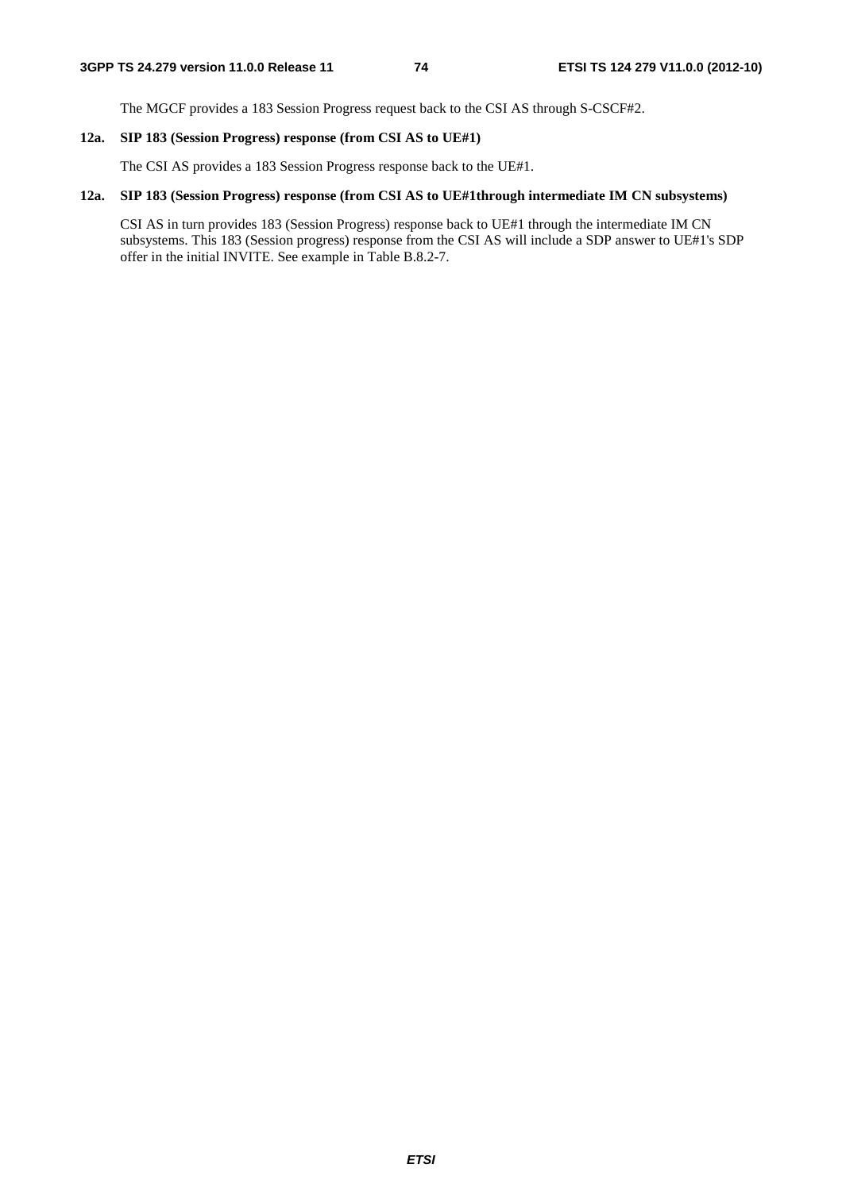The MGCF provides a 183 Session Progress request back to the CSI AS through S-CSCF#2.

**12a. SIP 183 (Session Progress) response (from CSI AS to UE#1)**

The CSI AS provides a 183 Session Progress response back to the UE#1.

**12a. SIP 183 (Session Progress) response (from CSI AS to UE#1through intermediate IM CN subsystems)**

CSI AS in turn provides 183 (Session Progress) response back to UE#1 through the intermediate IM CN subsystems. This 183 (Session progress) response from the CSI AS will include a SDP answer to UE#1's SDP offer in the initial INVITE. See example in Table B.8.2-7.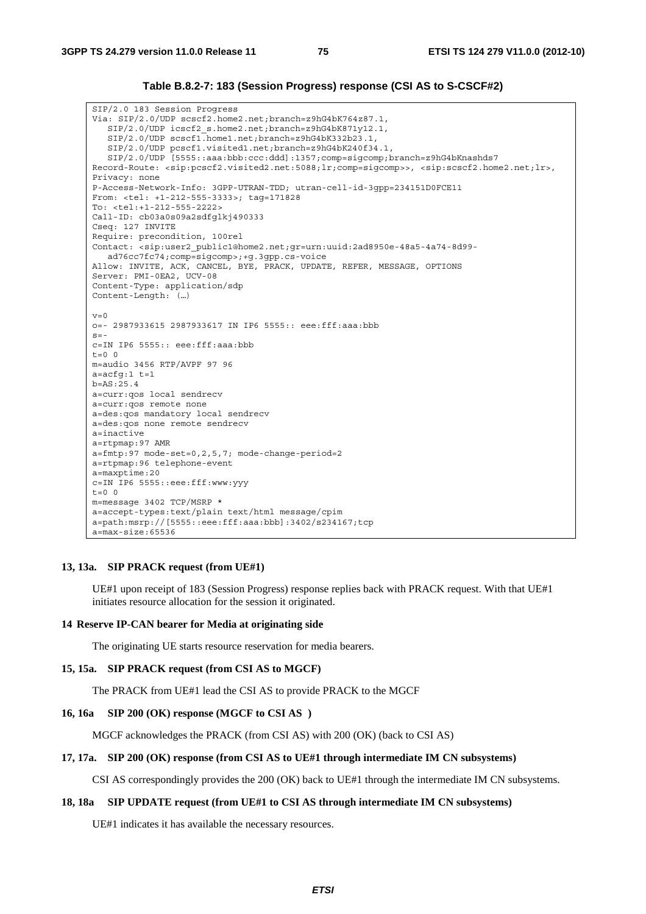**Table B.8.2-7: 183 (Session Progress) response (CSI AS to S-CSCF#2)**

```
SIP/2.0 183 Session Progress
Via: SIP/2.0/UDP scscf2.home2.net;branch=z9hG4bK764z87.1,
   SIP/2.0/UDP icscf2_s.home2.net;branch=z9hG4bK871y12.1,
   SIP/2.0/UDP scscf1.home1.net;branch=z9hG4bK332b23.1,
   SIP/2.0/UDP pcscf1.visited1.net;branch=z9hG4bK240f34.1,
   SIP/2.0/UDP [5555::aaa:bbb:ccc:ddd]:1357;comp=sigcomp;branch=z9hG4bKnashds7
Record-Route: <sip:pcscf2.visited2.net:5088;lr;comp=sigcomp>>, <sip:scscf2.home2.net;lr>,
Privacy: none
P-Access-Network-Info: 3GPP-UTRAN-TDD; utran-cell-id-3gpp=234151D0FCE11
From: <tel: +1-212-555-3333>; tag=171828
To: <tel:+1-212-555-2222>
Call-ID: cb03a0s09a2sdfglkj490333
Cseq: 127 INVITE
Require: precondition, 100rel
Contact: <sip:user2_public1@home2.net;gr=urn:uuid:2ad8950e-48a5-4a74-8d99-
   ad76cc7fc74;comp=sigcomp>;+g.3gpp.cs-voice
Allow: INVITE, ACK, CANCEL, BYE, PRACK, UPDATE, REFER, MESSAGE, OPTIONS
Server: PMI-0EA2, UCV-08
Content-Type: application/sdp
Content-Length: (…)

v=0
o=- 2987933615 2987933617 IN IP6 5555:: eee:fff:aaa:bbb
s=-
c=IN IP6 5555:: eee:fff:aaa:bbb
t=0 0
m=audio 3456 RTP/AVPF 97 96
a=acfg:1 t=1
b=AS:25.4
a=curr:qos local sendrecv
a=curr:qos remote none
a=des:qos mandatory local sendrecv
a=des:qos none remote sendrecv
a=inactive
a=rtpmap:97 AMR
a=fmtp:97 mode-set=0,2,5,7; mode-change-period=2
a=rtpmap:96 telephone-event
a=maxptime:20
c=IN IP6 5555::eee:fff:www:yyy
t=0 0
m=message 3402 TCP/MSRP *
a=accept-types:text/plain text/html message/cpim
a=path:msrp://[5555::eee:fff:aaa:bbb]:3402/s234167;tcp
a=max-size:65536
```

**13, 13a. SIP PRACK request (from UE#1)**

UE#1 upon receipt of 183 (Session Progress) response replies back with PRACK request. With that UE#1 initiates resource allocation for the session it originated.

**14 Reserve IP-CAN bearer for Media at originating side**

The originating UE starts resource reservation for media bearers.

**15, 15a. SIP PRACK request (from CSI AS to MGCF)**

The PRACK from UE#1 lead the CSI AS to provide PRACK to the MGCF

**16, 16a SIP 200 (OK) response (MGCF to CSI AS )**

MGCF acknowledges the PRACK (from CSI AS) with 200 (OK) (back to CSI AS)

**17, 17a. SIP 200 (OK) response (from CSI AS to UE#1 through intermediate IM CN subsystems)**

CSI AS correspondingly provides the 200 (OK) back to UE#1 through the intermediate IM CN subsystems.

**18, 18a SIP UPDATE request (from UE#1 to CSI AS through intermediate IM CN subsystems)**

UE#1 indicates it has available the necessary resources.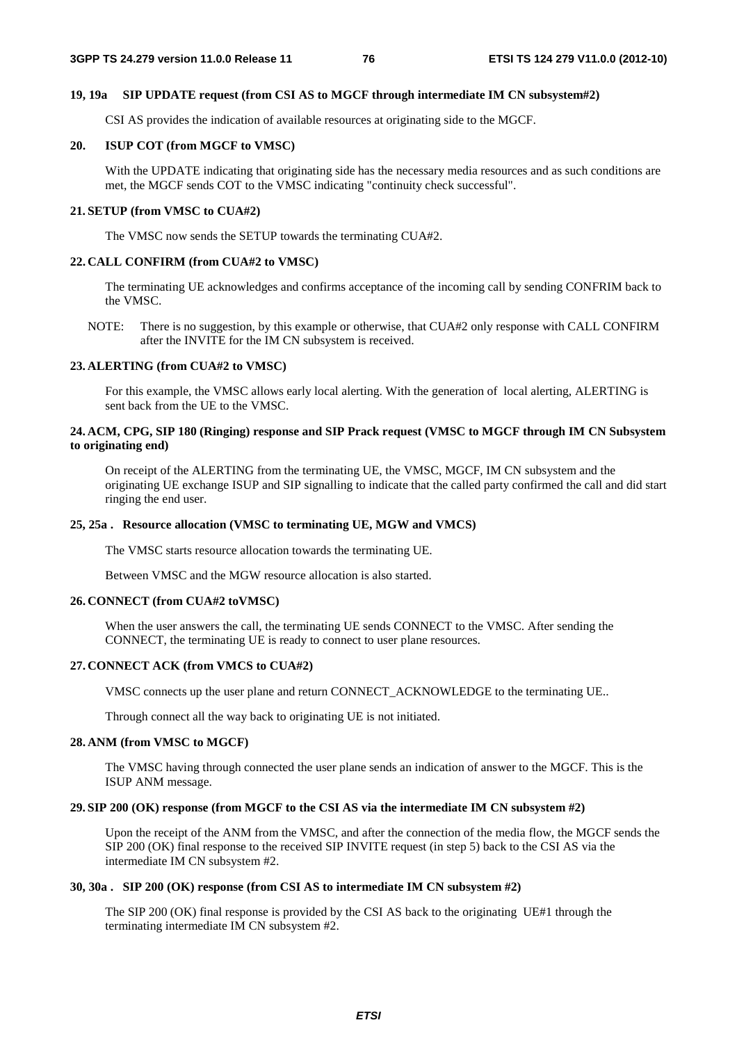**19, 19a SIP UPDATE request (from CSI AS to MGCF through intermediate IM CN subsystem#2)**

CSI AS provides the indication of available resources at originating side to the MGCF.

**20. ISUP COT (from MGCF to VMSC)**

With the UPDATE indicating that originating side has the necessary media resources and as such conditions are met, the MGCF sends COT to the VMSC indicating "continuity check successful".

**21. SETUP (from VMSC to CUA#2)**

The VMSC now sends the SETUP towards the terminating CUA#2.

**22. CALL CONFIRM (from CUA#2 to VMSC)**

The terminating UE acknowledges and confirms acceptance of the incoming call by sending CONFRIM back to the VMSC.

NOTE: There is no suggestion, by this example or otherwise, that CUA#2 only response with CALL CONFIRM after the INVITE for the IM CN subsystem is received.

**23. ALERTING (from CUA#2 to VMSC)**

For this example, the VMSC allows early local alerting. With the generation of local alerting, ALERTING is sent back from the UE to the VMSC.

**24. ACM, CPG, SIP 180 (Ringing) response and SIP Prack request (VMSC to MGCF through IM CN Subsystem to originating end)**

On receipt of the ALERTING from the terminating UE, the VMSC, MGCF, IM CN subsystem and the originating UE exchange ISUP and SIP signalling to indicate that the called party confirmed the call and did start ringing the end user.

**25, 25a . Resource allocation (VMSC to terminating UE, MGW and VMCS)**

The VMSC starts resource allocation towards the terminating UE.

Between VMSC and the MGW resource allocation is also started.

**26. CONNECT (from CUA#2 toVMSC)**

When the user answers the call, the terminating UE sends CONNECT to the VMSC. After sending the CONNECT, the terminating UE is ready to connect to user plane resources.

**27. CONNECT ACK (from VMCS to CUA#2)**

VMSC connects up the user plane and return CONNECT_ACKNOWLEDGE to the terminating UE..

Through connect all the way back to originating UE is not initiated.

**28. ANM (from VMSC to MGCF)**

The VMSC having through connected the user plane sends an indication of answer to the MGCF. This is the ISUP ANM message.

**29. SIP 200 (OK) response (from MGCF to the CSI AS via the intermediate IM CN subsystem #2)**

Upon the receipt of the ANM from the VMSC, and after the connection of the media flow, the MGCF sends the SIP 200 (OK) final response to the received SIP INVITE request (in step 5) back to the CSI AS via the intermediate IM CN subsystem #2.

**30, 30a . SIP 200 (OK) response (from CSI AS to intermediate IM CN subsystem #2)**

The SIP 200 (OK) final response is provided by the CSI AS back to the originating UE#1 through the terminating intermediate IM CN subsystem #2.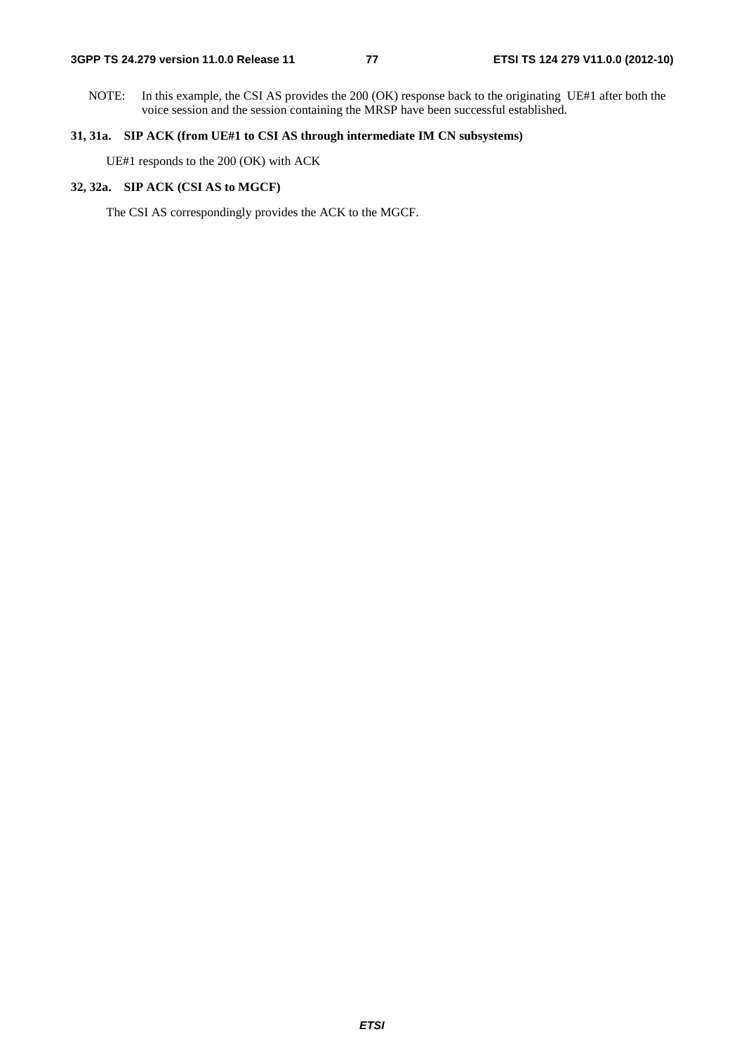NOTE: In this example, the CSI AS provides the 200 (OK) response back to the originating UE#1 after both the voice session and the session containing the MRSP have been successful established.

**31, 31a. SIP ACK (from UE#1 to CSI AS through intermediate IM CN subsystems)**

UE#1 responds to the 200 (OK) with ACK

**32, 32a. SIP ACK (CSI AS to MGCF)**

The CSI AS correspondingly provides the ACK to the MGCF.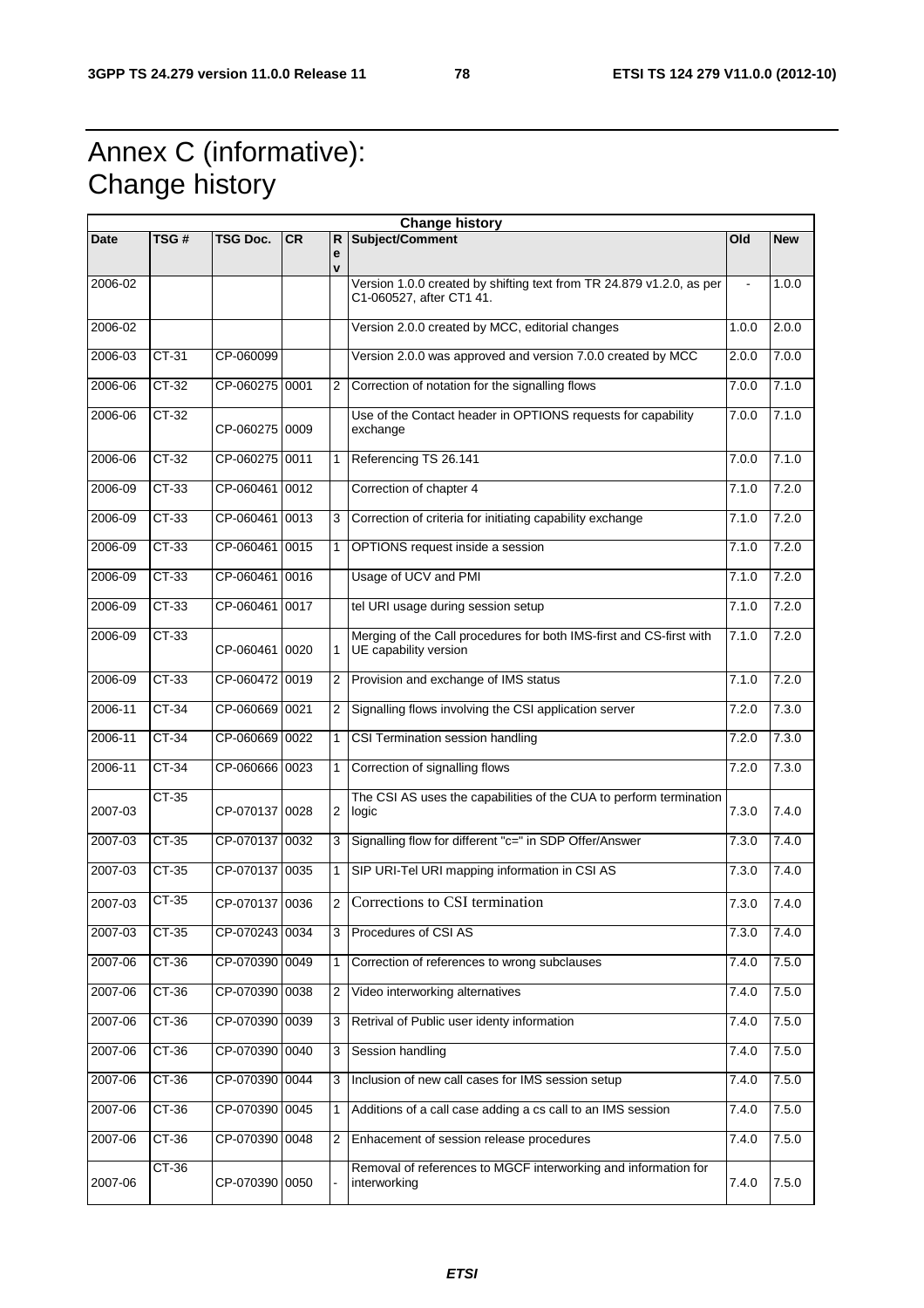# Annex C (informative): Change history

| Change history | | | | | | | |
|---|---|---|---|---|---|---|---|
| **Date** | **TSG #** | **TSG Doc.** | **CR** | **Rev** | **Subject/Comment** | **Old** | **New** |
| 2006-02 | | | | | Version 1.0.0 created by shifting text from TR 24.879 v1.2.0, as per C1-060527, after CT1 41. | - | 1.0.0 |
| 2006-02 | | | | | Version 2.0.0 created by MCC, editorial changes | 1.0.0 | 2.0.0 |
| 2006-03 | CT-31 | CP-060099 | | | Version 2.0.0 was approved and version 7.0.0 created by MCC | 2.0.0 | 7.0.0 |
| 2006-06 | CT-32 | CP-060275 | 0001 | 2 | Correction of notation for the signalling flows | 7.0.0 | 7.1.0 |
| 2006-06 | CT-32 | CP-060275 | 0009 | | Use of the Contact header in OPTIONS requests for capability exchange | 7.0.0 | 7.1.0 |
| 2006-06 | CT-32 | CP-060275 | 0011 | 1 | Referencing TS 26.141 | 7.0.0 | 7.1.0 |
| 2006-09 | CT-33 | CP-060461 | 0012 | | Correction of chapter 4 | 7.1.0 | 7.2.0 |
| 2006-09 | CT-33 | CP-060461 | 0013 | 3 | Correction of criteria for initiating capability exchange | 7.1.0 | 7.2.0 |
| 2006-09 | CT-33 | CP-060461 | 0015 | 1 | OPTIONS request inside a session | 7.1.0 | 7.2.0 |
| 2006-09 | CT-33 | CP-060461 | 0016 | | Usage of UCV and PMI | 7.1.0 | 7.2.0 |
| 2006-09 | CT-33 | CP-060461 | 0017 | | tel URI usage during session setup | 7.1.0 | 7.2.0 |
| 2006-09 | CT-33 | CP-060461 | 0020 | 1 | Merging of the Call procedures for both IMS-first and CS-first with UE capability version | 7.1.0 | 7.2.0 |
| 2006-09 | CT-33 | CP-060472 | 0019 | 2 | Provision and exchange of IMS status | 7.1.0 | 7.2.0 |
| 2006-11 | CT-34 | CP-060669 | 0021 | 2 | Signalling flows involving the CSI application server | 7.2.0 | 7.3.0 |
| 2006-11 | CT-34 | CP-060669 | 0022 | 1 | CSI Termination session handling | 7.2.0 | 7.3.0 |
| 2006-11 | CT-34 | CP-060666 | 0023 | 1 | Correction of signalling flows | 7.2.0 | 7.3.0 |
| 2007-03 | CT-35 | CP-070137 | 0028 | 2 | The CSI AS uses the capabilities of the CUA to perform termination logic | 7.3.0 | 7.4.0 |
| 2007-03 | CT-35 | CP-070137 | 0032 | 3 | Signalling flow for different "c=" in SDP Offer/Answer | 7.3.0 | 7.4.0 |
| 2007-03 | CT-35 | CP-070137 | 0035 | 1 | SIP URI-Tel URI mapping information in CSI AS | 7.3.0 | 7.4.0 |
| 2007-03 | CT-35 | CP-070137 | 0036 | 2 | Corrections to CSI termination | 7.3.0 | 7.4.0 |
| 2007-03 | CT-35 | CP-070243 | 0034 | 3 | Procedures of CSI AS | 7.3.0 | 7.4.0 |
| 2007-06 | CT-36 | CP-070390 | 0049 | 1 | Correction of references to wrong subclauses | 7.4.0 | 7.5.0 |
| 2007-06 | CT-36 | CP-070390 | 0038 | 2 | Video interworking alternatives | 7.4.0 | 7.5.0 |
| 2007-06 | CT-36 | CP-070390 | 0039 | 3 | Retrival of Public user identy information | 7.4.0 | 7.5.0 |
| 2007-06 | CT-36 | CP-070390 | 0040 | 3 | Session handling | 7.4.0 | 7.5.0 |
| 2007-06 | CT-36 | CP-070390 | 0044 | 3 | Inclusion of new call cases for IMS session setup | 7.4.0 | 7.5.0 |
| 2007-06 | CT-36 | CP-070390 | 0045 | 1 | Additions of a call case adding a cs call to an IMS session | 7.4.0 | 7.5.0 |
| 2007-06 | CT-36 | CP-070390 | 0048 | 2 | Enhacement of session release procedures | 7.4.0 | 7.5.0 |
| 2007-06 | CT-36 | CP-070390 | 0050 | - | Removal of references to MGCF interworking and information for interworking | 7.4.0 | 7.5.0 |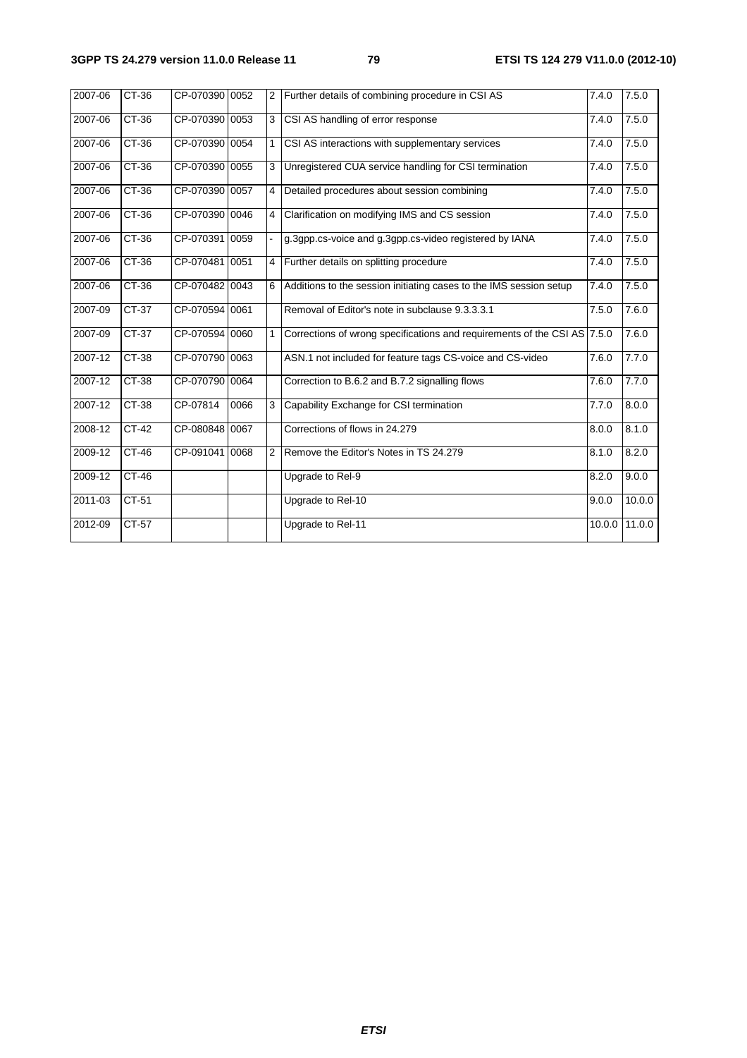| 2007-06 | CT-36 | CP-070390 | 0052 | 2 | Further details of combining procedure in CSI AS | 7.4.0 | 7.5.0 |
|---|---|---|---|---|---|---|---|
| 2007-06 | CT-36 | CP-070390 | 0053 | 3 | CSI AS handling of error response | 7.4.0 | 7.5.0 |
| 2007-06 | CT-36 | CP-070390 | 0054 | 1 | CSI AS interactions with supplementary services | 7.4.0 | 7.5.0 |
| 2007-06 | CT-36 | CP-070390 | 0055 | 3 | Unregistered CUA service handling for CSI termination | 7.4.0 | 7.5.0 |
| 2007-06 | CT-36 | CP-070390 | 0057 | 4 | Detailed procedures about session combining | 7.4.0 | 7.5.0 |
| 2007-06 | CT-36 | CP-070390 | 0046 | 4 | Clarification on modifying IMS and CS session | 7.4.0 | 7.5.0 |
| 2007-06 | CT-36 | CP-070391 | 0059 | - | g.3gpp.cs-voice and g.3gpp.cs-video registered by IANA | 7.4.0 | 7.5.0 |
| 2007-06 | CT-36 | CP-070481 | 0051 | 4 | Further details on splitting procedure | 7.4.0 | 7.5.0 |
| 2007-06 | CT-36 | CP-070482 | 0043 | 6 | Additions to the session initiating cases to the IMS session setup | 7.4.0 | 7.5.0 |
| 2007-09 | CT-37 | CP-070594 | 0061 | | Removal of Editor's note in subclause 9.3.3.3.1 | 7.5.0 | 7.6.0 |
| 2007-09 | CT-37 | CP-070594 | 0060 | 1 | Corrections of wrong specifications and requirements of the CSI AS | 7.5.0 | 7.6.0 |
| 2007-12 | CT-38 | CP-070790 | 0063 | | ASN.1 not included for feature tags CS-voice and CS-video | 7.6.0 | 7.7.0 |
| 2007-12 | CT-38 | CP-070790 | 0064 | | Correction to B.6.2 and B.7.2 signalling flows | 7.6.0 | 7.7.0 |
| 2007-12 | CT-38 | CP-07814 | 0066 | 3 | Capability Exchange for CSI termination | 7.7.0 | 8.0.0 |
| 2008-12 | CT-42 | CP-080848 | 0067 | | Corrections of flows in 24.279 | 8.0.0 | 8.1.0 |
| 2009-12 | CT-46 | CP-091041 | 0068 | 2 | Remove the Editor's Notes in TS 24.279 | 8.1.0 | 8.2.0 |
| 2009-12 | CT-46 | | | | Upgrade to Rel-9 | 8.2.0 | 9.0.0 |
| 2011-03 | CT-51 | | | | Upgrade to Rel-10 | 9.0.0 | 10.0.0 |
| 2012-09 | CT-57 | | | | Upgrade to Rel-11 | 10.0.0 | 11.0.0 |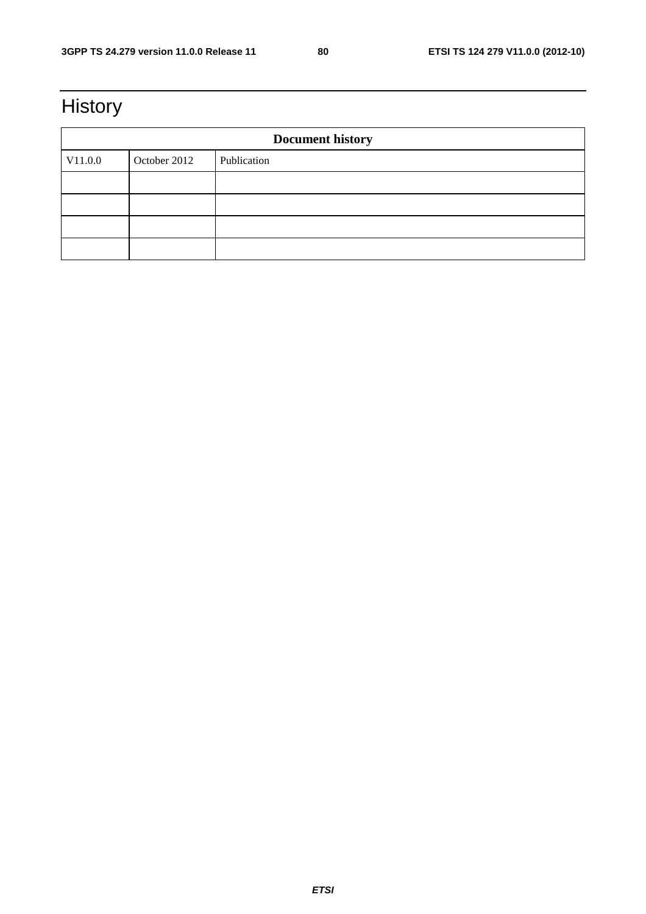# History

| Document history | | |
|---|---|---|
| V11.0.0 | October 2012 | Publication |
| | | |
| | | |
| | | |
| | | |